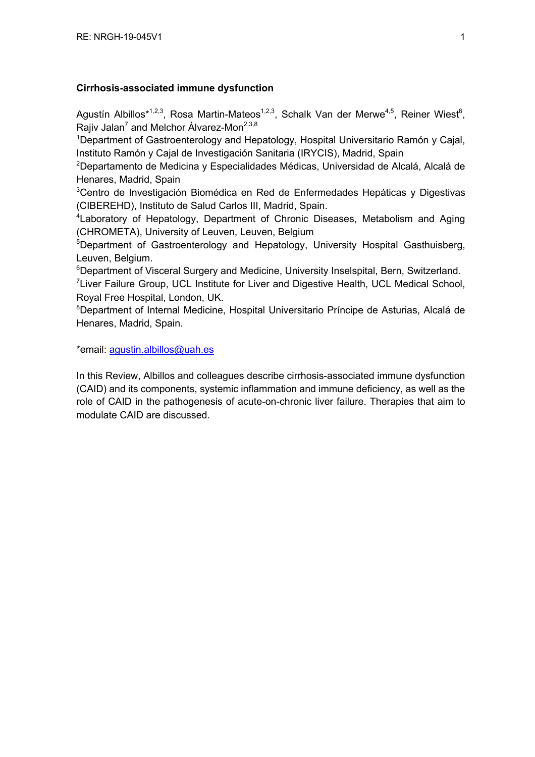# Cirrhosis-associated immune dysfunction

Agustín Albillos*[1,2,3], Rosa Martin-Mateos[1,2,3], Schalk Van der Merwe[4,5], Reiner Wiest[6], Rajiv Jalan[7] and Melchor Álvarez-Mon[2,3,8]

[1]Department of Gastroenterology and Hepatology, Hospital Universitario Ramón y Cajal, Instituto Ramón y Cajal de Investigación Sanitaria (IRYCIS), Madrid, Spain

[2]Departamento de Medicina y Especialidades Médicas, Universidad de Alcalá, Alcalá de Henares, Madrid, Spain

[3]Centro de Investigación Biomédica en Red de Enfermedades Hepáticas y Digestivas (CIBEREHD), Instituto de Salud Carlos III, Madrid, Spain.

[4]Laboratory of Hepatology, Department of Chronic Diseases, Metabolism and Aging (CHROMETA), University of Leuven, Leuven, Belgium

[5]Department of Gastroenterology and Hepatology, University Hospital Gasthuisberg, Leuven, Belgium.

[6]Department of Visceral Surgery and Medicine, University Inselspital, Bern, Switzerland.

[7]Liver Failure Group, UCL Institute for Liver and Digestive Health, UCL Medical School, Royal Free Hospital, London, UK.

[8]Department of Internal Medicine, Hospital Universitario Príncipe de Asturias, Alcalá de Henares, Madrid, Spain.

*email: agustin.albillos@uah.es

In this Review, Albillos and colleagues describe cirrhosis-associated immune dysfunction (CAID) and its components, systemic inflammation and immune deficiency, as well as the role of CAID in the pathogenesis of acute-on-chronic liver failure. Therapies that aim to modulate CAID are discussed.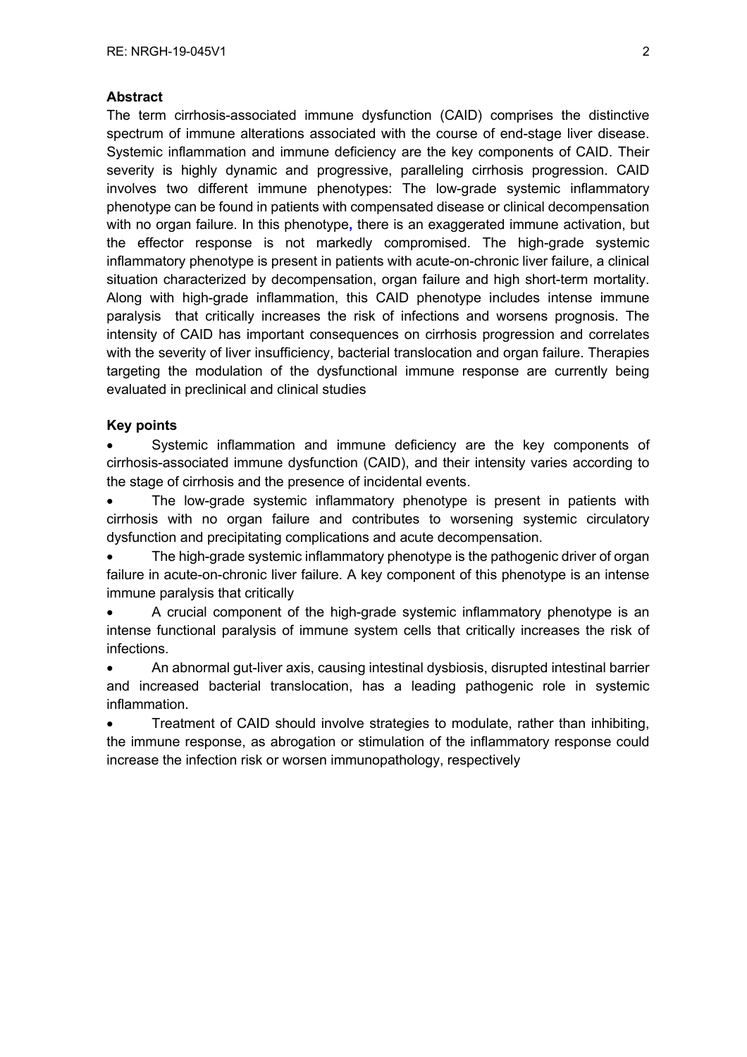**Abstract**

The term cirrhosis-associated immune dysfunction (CAID) comprises the distinctive spectrum of immune alterations associated with the course of end-stage liver disease. Systemic inflammation and immune deficiency are the key components of CAID. Their severity is highly dynamic and progressive, paralleling cirrhosis progression. CAID involves two different immune phenotypes: The low-grade systemic inflammatory phenotype can be found in patients with compensated disease or clinical decompensation with no organ failure. In this phenotype, there is an exaggerated immune activation, but the effector response is not markedly compromised. The high-grade systemic inflammatory phenotype is present in patients with acute-on-chronic liver failure, a clinical situation characterized by decompensation, organ failure and high short-term mortality. Along with high-grade inflammation, this CAID phenotype includes intense immune paralysis that critically increases the risk of infections and worsens prognosis. The intensity of CAID has important consequences on cirrhosis progression and correlates with the severity of liver insufficiency, bacterial translocation and organ failure. Therapies targeting the modulation of the dysfunctional immune response are currently being evaluated in preclinical and clinical studies

**Key points**

- Systemic inflammation and immune deficiency are the key components of cirrhosis-associated immune dysfunction (CAID), and their intensity varies according to the stage of cirrhosis and the presence of incidental events.
- The low-grade systemic inflammatory phenotype is present in patients with cirrhosis with no organ failure and contributes to worsening systemic circulatory dysfunction and precipitating complications and acute decompensation.
- The high-grade systemic inflammatory phenotype is the pathogenic driver of organ failure in acute-on-chronic liver failure. A key component of this phenotype is an intense immune paralysis that critically
- A crucial component of the high-grade systemic inflammatory phenotype is an intense functional paralysis of immune system cells that critically increases the risk of infections.
- An abnormal gut-liver axis, causing intestinal dysbiosis, disrupted intestinal barrier and increased bacterial translocation, has a leading pathogenic role in systemic inflammation.
- Treatment of CAID should involve strategies to modulate, rather than inhibiting, the immune response, as abrogation or stimulation of the inflammatory response could increase the infection risk or worsen immunopathology, respectively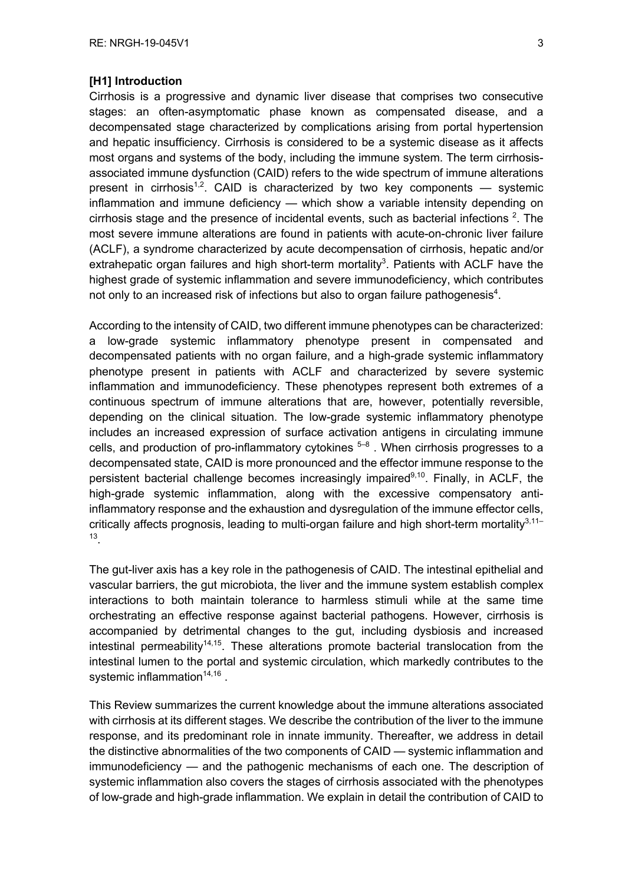## [H1] Introduction

Cirrhosis is a progressive and dynamic liver disease that comprises two consecutive stages: an often-asymptomatic phase known as compensated disease, and a decompensated stage characterized by complications arising from portal hypertension and hepatic insufficiency. Cirrhosis is considered to be a systemic disease as it affects most organs and systems of the body, including the immune system. The term cirrhosis-associated immune dysfunction (CAID) refers to the wide spectrum of immune alterations present in cirrhosis[1,2]. CAID is characterized by two key components — systemic inflammation and immune deficiency — which show a variable intensity depending on cirrhosis stage and the presence of incidental events, such as bacterial infections [2]. The most severe immune alterations are found in patients with acute-on-chronic liver failure (ACLF), a syndrome characterized by acute decompensation of cirrhosis, hepatic and/or extrahepatic organ failures and high short-term mortality[3]. Patients with ACLF have the highest grade of systemic inflammation and severe immunodeficiency, which contributes not only to an increased risk of infections but also to organ failure pathogenesis[4].

According to the intensity of CAID, two different immune phenotypes can be characterized: a low-grade systemic inflammatory phenotype present in compensated and decompensated patients with no organ failure, and a high-grade systemic inflammatory phenotype present in patients with ACLF and characterized by severe systemic inflammation and immunodeficiency. These phenotypes represent both extremes of a continuous spectrum of immune alterations that are, however, potentially reversible, depending on the clinical situation. The low-grade systemic inflammatory phenotype includes an increased expression of surface activation antigens in circulating immune cells, and production of pro-inflammatory cytokines [5–8]. When cirrhosis progresses to a decompensated state, CAID is more pronounced and the effector immune response to the persistent bacterial challenge becomes increasingly impaired[9,10]. Finally, in ACLF, the high-grade systemic inflammation, along with the excessive compensatory anti-inflammatory response and the exhaustion and dysregulation of the immune effector cells, critically affects prognosis, leading to multi-organ failure and high short-term mortality[3,11–13].

The gut-liver axis has a key role in the pathogenesis of CAID. The intestinal epithelial and vascular barriers, the gut microbiota, the liver and the immune system establish complex interactions to both maintain tolerance to harmless stimuli while at the same time orchestrating an effective response against bacterial pathogens. However, cirrhosis is accompanied by detrimental changes to the gut, including dysbiosis and increased intestinal permeability[14,15]. These alterations promote bacterial translocation from the intestinal lumen to the portal and systemic circulation, which markedly contributes to the systemic inflammation[14,16].

This Review summarizes the current knowledge about the immune alterations associated with cirrhosis at its different stages. We describe the contribution of the liver to the immune response, and its predominant role in innate immunity. Thereafter, we address in detail the distinctive abnormalities of the two components of CAID — systemic inflammation and immunodeficiency — and the pathogenic mechanisms of each one. The description of systemic inflammation also covers the stages of cirrhosis associated with the phenotypes of low-grade and high-grade inflammation. We explain in detail the contribution of CAID to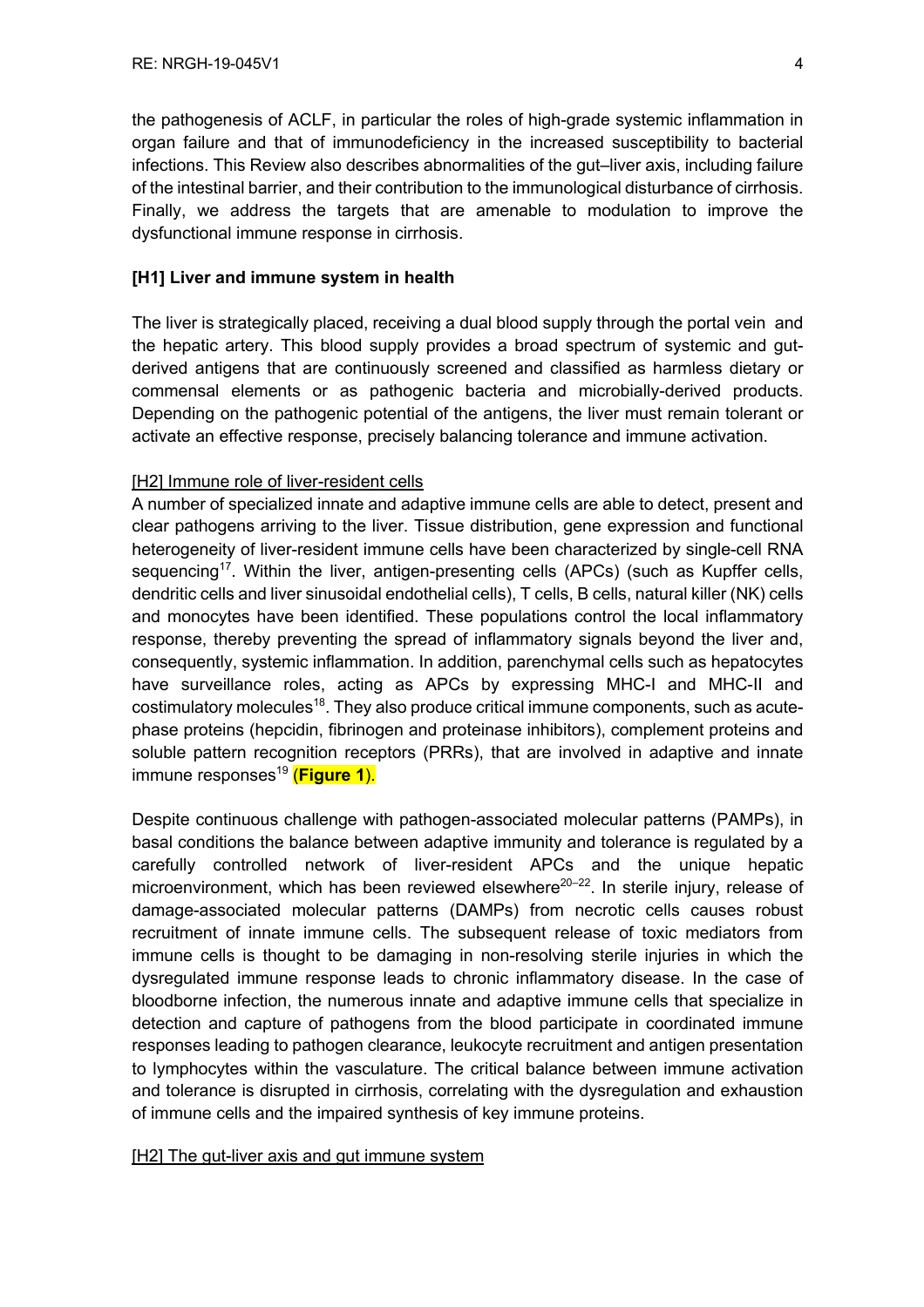the pathogenesis of ACLF, in particular the roles of high-grade systemic inflammation in organ failure and that of immunodeficiency in the increased susceptibility to bacterial infections. This Review also describes abnormalities of the gut–liver axis, including failure of the intestinal barrier, and their contribution to the immunological disturbance of cirrhosis. Finally, we address the targets that are amenable to modulation to improve the dysfunctional immune response in cirrhosis.

# [H1] Liver and immune system in health

The liver is strategically placed, receiving a dual blood supply through the portal vein and the hepatic artery. This blood supply provides a broad spectrum of systemic and gut-derived antigens that are continuously screened and classified as harmless dietary or commensal elements or as pathogenic bacteria and microbially-derived products. Depending on the pathogenic potential of the antigens, the liver must remain tolerant or activate an effective response, precisely balancing tolerance and immune activation.

## [H2] Immune role of liver-resident cells

A number of specialized innate and adaptive immune cells are able to detect, present and clear pathogens arriving to the liver. Tissue distribution, gene expression and functional heterogeneity of liver-resident immune cells have been characterized by single-cell RNA sequencing[17]. Within the liver, antigen-presenting cells (APCs) (such as Kupffer cells, dendritic cells and liver sinusoidal endothelial cells), T cells, B cells, natural killer (NK) cells and monocytes have been identified. These populations control the local inflammatory response, thereby preventing the spread of inflammatory signals beyond the liver and, consequently, systemic inflammation. In addition, parenchymal cells such as hepatocytes have surveillance roles, acting as APCs by expressing MHC-I and MHC-II and costimulatory molecules[18]. They also produce critical immune components, such as acute-phase proteins (hepcidin, fibrinogen and proteinase inhibitors), complement proteins and soluble pattern recognition receptors (PRRs), that are involved in adaptive and innate immune responses[19] (**Figure 1**).

Despite continuous challenge with pathogen-associated molecular patterns (PAMPs), in basal conditions the balance between adaptive immunity and tolerance is regulated by a carefully controlled network of liver-resident APCs and the unique hepatic microenvironment, which has been reviewed elsewhere[20–22]. In sterile injury, release of damage-associated molecular patterns (DAMPs) from necrotic cells causes robust recruitment of innate immune cells. The subsequent release of toxic mediators from immune cells is thought to be damaging in non-resolving sterile injuries in which the dysregulated immune response leads to chronic inflammatory disease. In the case of bloodborne infection, the numerous innate and adaptive immune cells that specialize in detection and capture of pathogens from the blood participate in coordinated immune responses leading to pathogen clearance, leukocyte recruitment and antigen presentation to lymphocytes within the vasculature. The critical balance between immune activation and tolerance is disrupted in cirrhosis, correlating with the dysregulation and exhaustion of immune cells and the impaired synthesis of key immune proteins.

## [H2] The gut-liver axis and gut immune system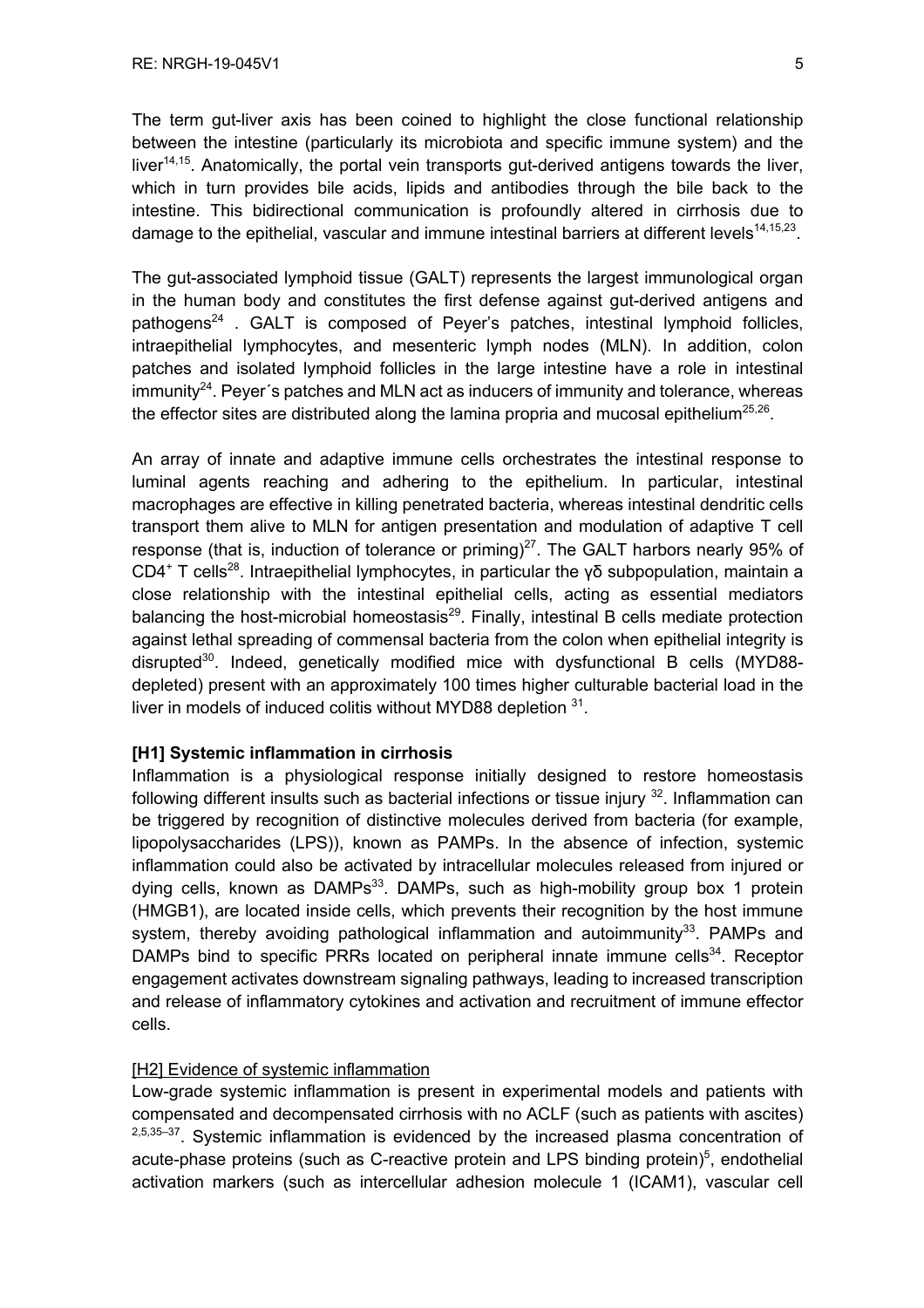The term gut-liver axis has been coined to highlight the close functional relationship between the intestine (particularly its microbiota and specific immune system) and the liver[14,15]. Anatomically, the portal vein transports gut-derived antigens towards the liver, which in turn provides bile acids, lipids and antibodies through the bile back to the intestine. This bidirectional communication is profoundly altered in cirrhosis due to damage to the epithelial, vascular and immune intestinal barriers at different levels[14,15,23].

The gut-associated lymphoid tissue (GALT) represents the largest immunological organ in the human body and constitutes the first defense against gut-derived antigens and pathogens[24] . GALT is composed of Peyer's patches, intestinal lymphoid follicles, intraepithelial lymphocytes, and mesenteric lymph nodes (MLN). In addition, colon patches and isolated lymphoid follicles in the large intestine have a role in intestinal immunity[24]. Peyer´s patches and MLN act as inducers of immunity and tolerance, whereas the effector sites are distributed along the lamina propria and mucosal epithelium[25,26].

An array of innate and adaptive immune cells orchestrates the intestinal response to luminal agents reaching and adhering to the epithelium. In particular, intestinal macrophages are effective in killing penetrated bacteria, whereas intestinal dendritic cells transport them alive to MLN for antigen presentation and modulation of adaptive T cell response (that is, induction of tolerance or priming)[27]. The GALT harbors nearly 95% of $CD4^+$ T cells[28]. Intraepithelial lymphocytes, in particular the γδ subpopulation, maintain a close relationship with the intestinal epithelial cells, acting as essential mediators balancing the host-microbial homeostasis[29]. Finally, intestinal B cells mediate protection against lethal spreading of commensal bacteria from the colon when epithelial integrity is disrupted[30]. Indeed, genetically modified mice with dysfunctional B cells (MYD88-depleted) present with an approximately 100 times higher culturable bacterial load in the liver in models of induced colitis without MYD88 depletion [31].

**[H1] Systemic inflammation in cirrhosis**

Inflammation is a physiological response initially designed to restore homeostasis following different insults such as bacterial infections or tissue injury [32]. Inflammation can be triggered by recognition of distinctive molecules derived from bacteria (for example, lipopolysaccharides (LPS)), known as PAMPs. In the absence of infection, systemic inflammation could also be activated by intracellular molecules released from injured or dying cells, known as DAMPs[33]. DAMPs, such as high-mobility group box 1 protein (HMGB1), are located inside cells, which prevents their recognition by the host immune system, thereby avoiding pathological inflammation and autoimmunity[33]. PAMPs and DAMPs bind to specific PRRs located on peripheral innate immune cells[34]. Receptor engagement activates downstream signaling pathways, leading to increased transcription and release of inflammatory cytokines and activation and recruitment of immune effector cells.

[H2] Evidence of systemic inflammation

Low-grade systemic inflammation is present in experimental models and patients with compensated and decompensated cirrhosis with no ACLF (such as patients with ascites) [2,5,35–37]. Systemic inflammation is evidenced by the increased plasma concentration of acute-phase proteins (such as C-reactive protein and LPS binding protein)[5], endothelial activation markers (such as intercellular adhesion molecule 1 (ICAM1), vascular cell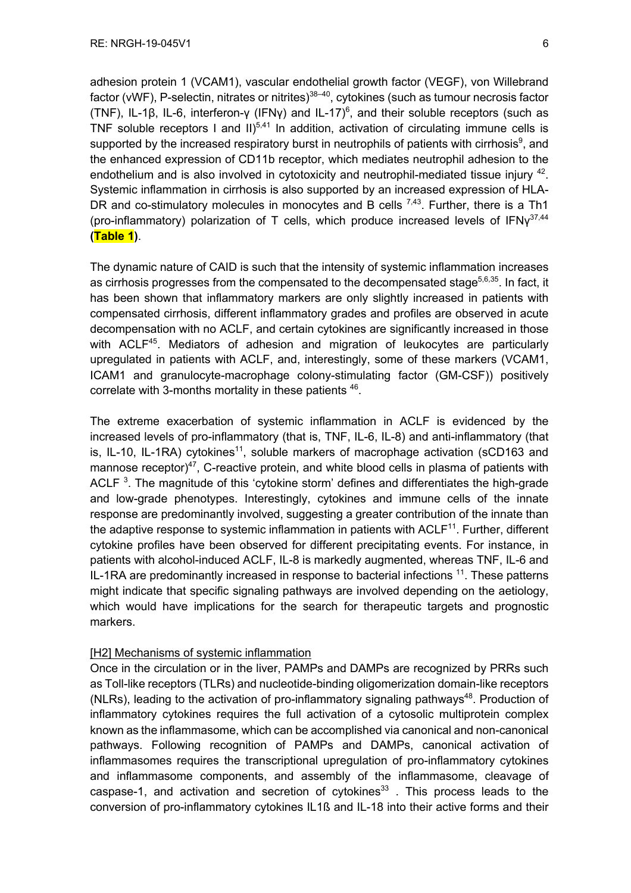adhesion protein 1 (VCAM1), vascular endothelial growth factor (VEGF), von Willebrand factor (vWF), P-selectin, nitrates or nitrites)[38–40], cytokines (such as tumour necrosis factor (TNF), IL-1β, IL-6, interferon-γ (IFNγ) and IL-17)[6], and their soluble receptors (such as TNF soluble receptors I and II)[5,41] In addition, activation of circulating immune cells is supported by the increased respiratory burst in neutrophils of patients with cirrhosis[9], and the enhanced expression of CD11b receptor, which mediates neutrophil adhesion to the endothelium and is also involved in cytotoxicity and neutrophil-mediated tissue injury [42]. Systemic inflammation in cirrhosis is also supported by an increased expression of HLA-DR and co-stimulatory molecules in monocytes and B cells [7,43]. Further, there is a Th1 (pro-inflammatory) polarization of T cells, which produce increased levels of IFNγ[37,44] **(Table 1)**.

The dynamic nature of CAID is such that the intensity of systemic inflammation increases as cirrhosis progresses from the compensated to the decompensated stage[5,6,35]. In fact, it has been shown that inflammatory markers are only slightly increased in patients with compensated cirrhosis, different inflammatory grades and profiles are observed in acute decompensation with no ACLF, and certain cytokines are significantly increased in those with ACLF[45]. Mediators of adhesion and migration of leukocytes are particularly upregulated in patients with ACLF, and, interestingly, some of these markers (VCAM1, ICAM1 and granulocyte-macrophage colony-stimulating factor (GM-CSF)) positively correlate with 3-months mortality in these patients [46].

The extreme exacerbation of systemic inflammation in ACLF is evidenced by the increased levels of pro-inflammatory (that is, TNF, IL-6, IL-8) and anti-inflammatory (that is, IL-10, IL-1RA) cytokines[11], soluble markers of macrophage activation (sCD163 and mannose receptor)[47], C-reactive protein, and white blood cells in plasma of patients with ACLF [3]. The magnitude of this 'cytokine storm' defines and differentiates the high-grade and low-grade phenotypes. Interestingly, cytokines and immune cells of the innate response are predominantly involved, suggesting a greater contribution of the innate than the adaptive response to systemic inflammation in patients with ACLF[11]. Further, different cytokine profiles have been observed for different precipitating events. For instance, in patients with alcohol-induced ACLF, IL-8 is markedly augmented, whereas TNF, IL-6 and IL-1RA are predominantly increased in response to bacterial infections [11]. These patterns might indicate that specific signaling pathways are involved depending on the aetiology, which would have implications for the search for therapeutic targets and prognostic markers.

## [H2] Mechanisms of systemic inflammation

Once in the circulation or in the liver, PAMPs and DAMPs are recognized by PRRs such as Toll-like receptors (TLRs) and nucleotide-binding oligomerization domain-like receptors (NLRs), leading to the activation of pro-inflammatory signaling pathways[48]. Production of inflammatory cytokines requires the full activation of a cytosolic multiprotein complex known as the inflammasome, which can be accomplished via canonical and non-canonical pathways. Following recognition of PAMPs and DAMPs, canonical activation of inflammasomes requires the transcriptional upregulation of pro-inflammatory cytokines and inflammasome components, and assembly of the inflammasome, cleavage of caspase-1, and activation and secretion of cytokines[33] . This process leads to the conversion of pro-inflammatory cytokines IL1ß and IL-18 into their active forms and their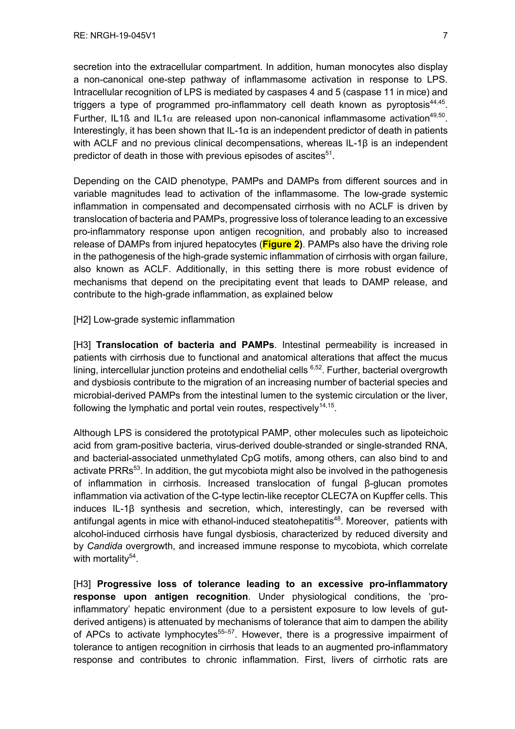secretion into the extracellular compartment. In addition, human monocytes also display a non-canonical one-step pathway of inflammasome activation in response to LPS. Intracellular recognition of LPS is mediated by caspases 4 and 5 (caspase 11 in mice) and triggers a type of programmed pro-inflammatory cell death known as pyroptosis[44,45]. Further, IL1ß and IL1$\alpha$ are released upon non-canonical inflammasome activation[49,50]. Interestingly, it has been shown that IL-1α is an independent predictor of death in patients with ACLF and no previous clinical decompensations, whereas IL-1β is an independent predictor of death in those with previous episodes of ascites[51].

Depending on the CAID phenotype, PAMPs and DAMPs from different sources and in variable magnitudes lead to activation of the inflammasome. The low-grade systemic inflammation in compensated and decompensated cirrhosis with no ACLF is driven by translocation of bacteria and PAMPs, progressive loss of tolerance leading to an excessive pro-inflammatory response upon antigen recognition, and probably also to increased release of DAMPs from injured hepatocytes (**Figure 2**). PAMPs also have the driving role in the pathogenesis of the high-grade systemic inflammation of cirrhosis with organ failure, also known as ACLF. Additionally, in this setting there is more robust evidence of mechanisms that depend on the precipitating event that leads to DAMP release, and contribute to the high-grade inflammation, as explained below

[H2] Low-grade systemic inflammation

[H3] **Translocation of bacteria and PAMPs**. Intestinal permeability is increased in patients with cirrhosis due to functional and anatomical alterations that affect the mucus lining, intercellular junction proteins and endothelial cells [6,52]. Further, bacterial overgrowth and dysbiosis contribute to the migration of an increasing number of bacterial species and microbial-derived PAMPs from the intestinal lumen to the systemic circulation or the liver, following the lymphatic and portal vein routes, respectively[14,15].

Although LPS is considered the prototypical PAMP, other molecules such as lipoteichoic acid from gram-positive bacteria, virus-derived double-stranded or single-stranded RNA, and bacterial-associated unmethylated CpG motifs, among others, can also bind to and activate PRRs[53]. In addition, the gut mycobiota might also be involved in the pathogenesis of inflammation in cirrhosis. Increased translocation of fungal β-glucan promotes inflammation via activation of the C-type lectin-like receptor CLEC7A on Kupffer cells. This induces IL-1β synthesis and secretion, which, interestingly, can be reversed with antifungal agents in mice with ethanol-induced steatohepatitis[48]. Moreover, patients with alcohol-induced cirrhosis have fungal dysbiosis, characterized by reduced diversity and by *Candida* overgrowth, and increased immune response to mycobiota, which correlate with mortality[54].

[H3] **Progressive loss of tolerance leading to an excessive pro-inflammatory response upon antigen recognition**. Under physiological conditions, the 'pro-inflammatory' hepatic environment (due to a persistent exposure to low levels of gut-derived antigens) is attenuated by mechanisms of tolerance that aim to dampen the ability of APCs to activate lymphocytes[55–57]. However, there is a progressive impairment of tolerance to antigen recognition in cirrhosis that leads to an augmented pro-inflammatory response and contributes to chronic inflammation. First, livers of cirrhotic rats are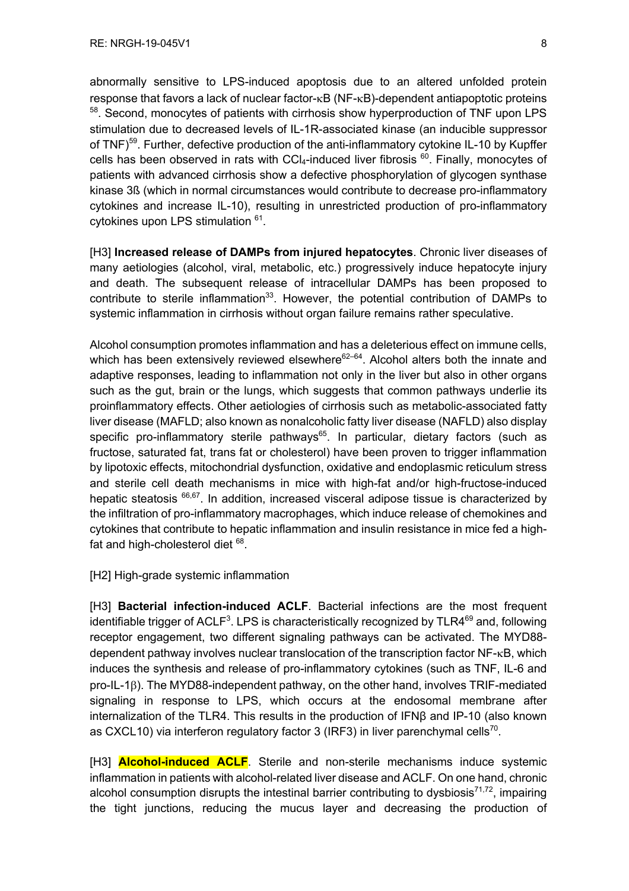abnormally sensitive to LPS-induced apoptosis due to an altered unfolded protein response that favors a lack of nuclear factor-κB (NF-κB)-dependent antiapoptotic proteins [58]. Second, monocytes of patients with cirrhosis show hyperproduction of TNF upon LPS stimulation due to decreased levels of IL-1R-associated kinase (an inducible suppressor of TNF)[59]. Further, defective production of the anti-inflammatory cytokine IL-10 by Kupffer cells has been observed in rats with $CCl_4$-induced liver fibrosis [60]. Finally, monocytes of patients with advanced cirrhosis show a defective phosphorylation of glycogen synthase kinase 3ß (which in normal circumstances would contribute to decrease pro-inflammatory cytokines and increase IL-10), resulting in unrestricted production of pro-inflammatory cytokines upon LPS stimulation [61].

[H3] **Increased release of DAMPs from injured hepatocytes**. Chronic liver diseases of many aetiologies (alcohol, viral, metabolic, etc.) progressively induce hepatocyte injury and death. The subsequent release of intracellular DAMPs has been proposed to contribute to sterile inflammation[33]. However, the potential contribution of DAMPs to systemic inflammation in cirrhosis without organ failure remains rather speculative.

Alcohol consumption promotes inflammation and has a deleterious effect on immune cells, which has been extensively reviewed elsewhere[62–64]. Alcohol alters both the innate and adaptive responses, leading to inflammation not only in the liver but also in other organs such as the gut, brain or the lungs, which suggests that common pathways underlie its proinflammatory effects. Other aetiologies of cirrhosis such as metabolic-associated fatty liver disease (MAFLD; also known as nonalcoholic fatty liver disease (NAFLD) also display specific pro-inflammatory sterile pathways[65]. In particular, dietary factors (such as fructose, saturated fat, trans fat or cholesterol) have been proven to trigger inflammation by lipotoxic effects, mitochondrial dysfunction, oxidative and endoplasmic reticulum stress and sterile cell death mechanisms in mice with high-fat and/or high-fructose-induced hepatic steatosis [66,67]. In addition, increased visceral adipose tissue is characterized by the infiltration of pro-inflammatory macrophages, which induce release of chemokines and cytokines that contribute to hepatic inflammation and insulin resistance in mice fed a high-fat and high-cholesterol diet [68].

[H2] High-grade systemic inflammation

[H3] **Bacterial infection-induced ACLF**. Bacterial infections are the most frequent identifiable trigger of ACLF[3]. LPS is characteristically recognized by TLR4[69] and, following receptor engagement, two different signaling pathways can be activated. The MYD88-dependent pathway involves nuclear translocation of the transcription factor NF-κB, which induces the synthesis and release of pro-inflammatory cytokines (such as TNF, IL-6 and pro-IL-1β). The MYD88-independent pathway, on the other hand, involves TRIF-mediated signaling in response to LPS, which occurs at the endosomal membrane after internalization of the TLR4. This results in the production of IFNβ and IP-10 (also known as CXCL10) via interferon regulatory factor 3 (IRF3) in liver parenchymal cells[70].

[H3] **Alcohol-induced ACLF**. Sterile and non-sterile mechanisms induce systemic inflammation in patients with alcohol-related liver disease and ACLF. On one hand, chronic alcohol consumption disrupts the intestinal barrier contributing to dysbiosis[71,72], impairing the tight junctions, reducing the mucus layer and decreasing the production of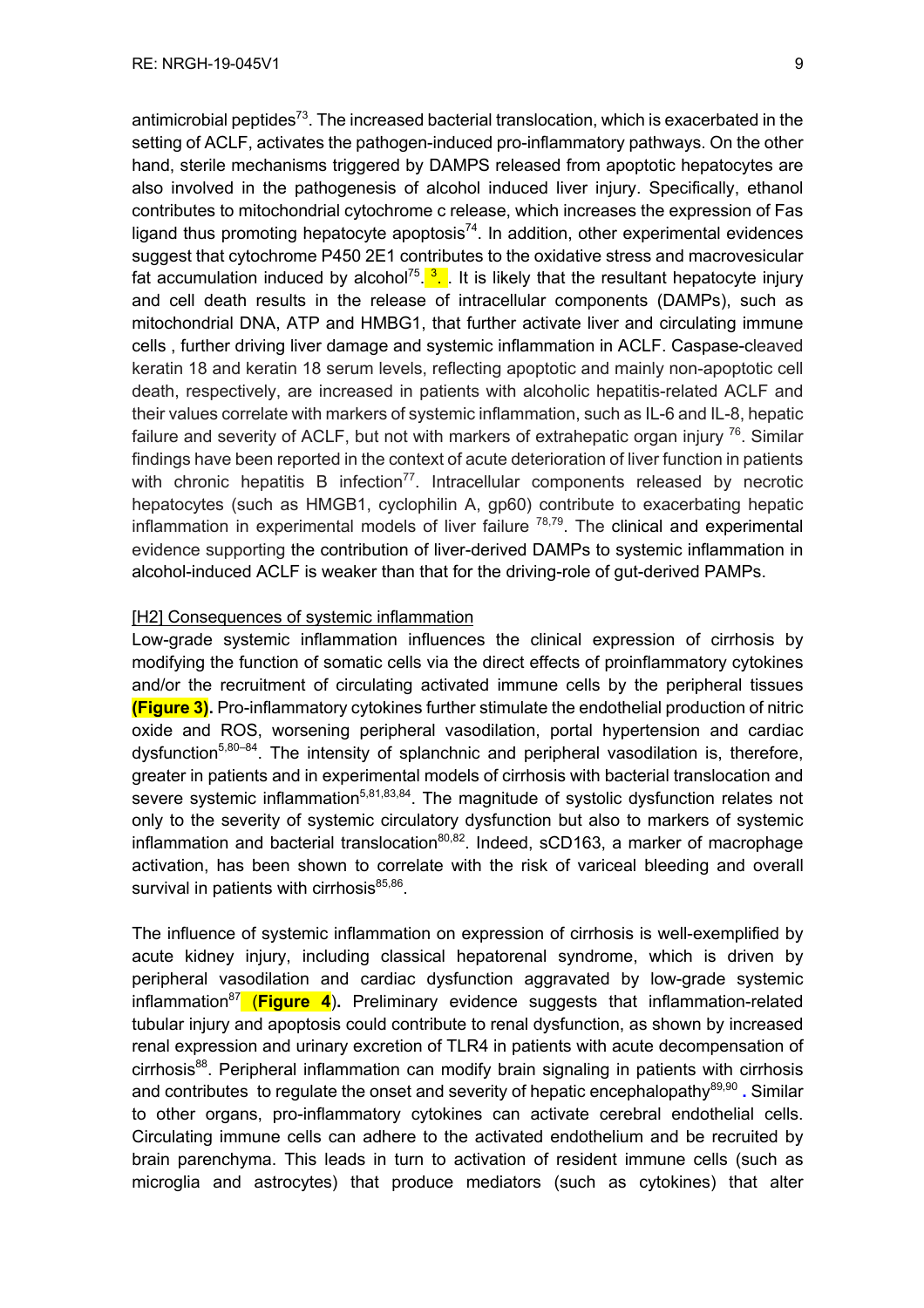antimicrobial peptides[73]. The increased bacterial translocation, which is exacerbated in the setting of ACLF, activates the pathogen-induced pro-inflammatory pathways. On the other hand, sterile mechanisms triggered by DAMPS released from apoptotic hepatocytes are also involved in the pathogenesis of alcohol induced liver injury. Specifically, ethanol contributes to mitochondrial cytochrome c release, which increases the expression of Fas ligand thus promoting hepatocyte apoptosis[74]. In addition, other experimental evidences suggest that cytochrome P450 2E1 contributes to the oxidative stress and macrovesicular fat accumulation induced by alcohol[75]. [3]. . It is likely that the resultant hepatocyte injury and cell death results in the release of intracellular components (DAMPs), such as mitochondrial DNA, ATP and HMBG1, that further activate liver and circulating immune cells , further driving liver damage and systemic inflammation in ACLF. Caspase-cleaved keratin 18 and keratin 18 serum levels, reflecting apoptotic and mainly non-apoptotic cell death, respectively, are increased in patients with alcoholic hepatitis-related ACLF and their values correlate with markers of systemic inflammation, such as IL-6 and IL-8, hepatic failure and severity of ACLF, but not with markers of extrahepatic organ injury [76]. Similar findings have been reported in the context of acute deterioration of liver function in patients with chronic hepatitis B infection[77]. Intracellular components released by necrotic hepatocytes (such as HMGB1, cyclophilin A, gp60) contribute to exacerbating hepatic inflammation in experimental models of liver failure [78,79]. The clinical and experimental evidence supporting the contribution of liver-derived DAMPs to systemic inflammation in alcohol-induced ACLF is weaker than that for the driving-role of gut-derived PAMPs.

## [H2] Consequences of systemic inflammation

Low-grade systemic inflammation influences the clinical expression of cirrhosis by modifying the function of somatic cells via the direct effects of proinflammatory cytokines and/or the recruitment of circulating activated immune cells by the peripheral tissues **(Figure 3).** Pro-inflammatory cytokines further stimulate the endothelial production of nitric oxide and ROS, worsening peripheral vasodilation, portal hypertension and cardiac dysfunction[5,80–84]. The intensity of splanchnic and peripheral vasodilation is, therefore, greater in patients and in experimental models of cirrhosis with bacterial translocation and severe systemic inflammation[5,81,83,84]. The magnitude of systolic dysfunction relates not only to the severity of systemic circulatory dysfunction but also to markers of systemic inflammation and bacterial translocation[80,82]. Indeed, sCD163, a marker of macrophage activation, has been shown to correlate with the risk of variceal bleeding and overall survival in patients with cirrhosis[85,86].

The influence of systemic inflammation on expression of cirrhosis is well-exemplified by acute kidney injury, including classical hepatorenal syndrome, which is driven by peripheral vasodilation and cardiac dysfunction aggravated by low-grade systemic inflammation[87] (**Figure 4**). Preliminary evidence suggests that inflammation-related tubular injury and apoptosis could contribute to renal dysfunction, as shown by increased renal expression and urinary excretion of TLR4 in patients with acute decompensation of cirrhosis[88]. Peripheral inflammation can modify brain signaling in patients with cirrhosis and contributes to regulate the onset and severity of hepatic encephalopathy[89,90] . Similar to other organs, pro-inflammatory cytokines can activate cerebral endothelial cells. Circulating immune cells can adhere to the activated endothelium and be recruited by brain parenchyma. This leads in turn to activation of resident immune cells (such as microglia and astrocytes) that produce mediators (such as cytokines) that alter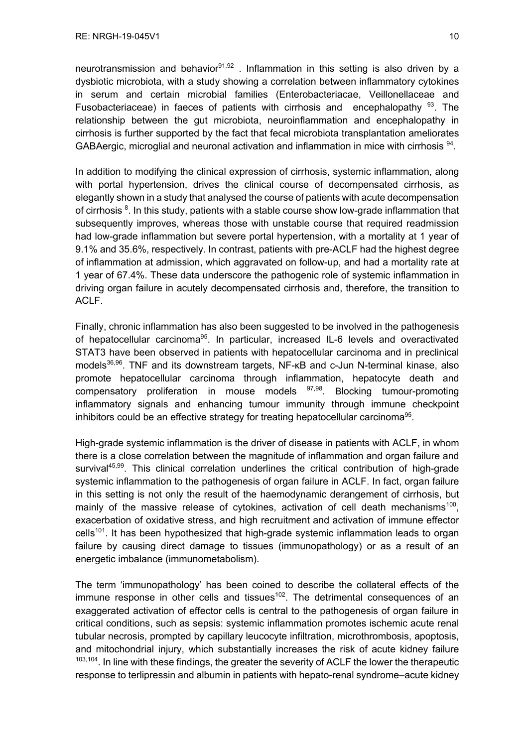neurotransmission and behavior[91,92] . Inflammation in this setting is also driven by a dysbiotic microbiota, with a study showing a correlation between inflammatory cytokines in serum and certain microbial families (Enterobacteriacae, Veillonellaceae and Fusobacteriaceae) in faeces of patients with cirrhosis and encephalopathy [93]. The relationship between the gut microbiota, neuroinflammation and encephalopathy in cirrhosis is further supported by the fact that fecal microbiota transplantation ameliorates GABAergic, microglial and neuronal activation and inflammation in mice with cirrhosis [94].

In addition to modifying the clinical expression of cirrhosis, systemic inflammation, along with portal hypertension, drives the clinical course of decompensated cirrhosis, as elegantly shown in a study that analysed the course of patients with acute decompensation of cirrhosis [8]. In this study, patients with a stable course show low-grade inflammation that subsequently improves, whereas those with unstable course that required readmission had low-grade inflammation but severe portal hypertension, with a mortality at 1 year of 9.1% and 35.6%, respectively. In contrast, patients with pre-ACLF had the highest degree of inflammation at admission, which aggravated on follow-up, and had a mortality rate at 1 year of 67.4%. These data underscore the pathogenic role of systemic inflammation in driving organ failure in acutely decompensated cirrhosis and, therefore, the transition to ACLF.

Finally, chronic inflammation has also been suggested to be involved in the pathogenesis of hepatocellular carcinoma[95]. In particular, increased IL-6 levels and overactivated STAT3 have been observed in patients with hepatocellular carcinoma and in preclinical models[36,96]. TNF and its downstream targets, NF-κB and c-Jun N-terminal kinase, also promote hepatocellular carcinoma through inflammation, hepatocyte death and compensatory proliferation in mouse models [97,98]. Blocking tumour-promoting inflammatory signals and enhancing tumour immunity through immune checkpoint inhibitors could be an effective strategy for treating hepatocellular carcinoma[95].

High-grade systemic inflammation is the driver of disease in patients with ACLF, in whom there is a close correlation between the magnitude of inflammation and organ failure and survival[45,99]. This clinical correlation underlines the critical contribution of high-grade systemic inflammation to the pathogenesis of organ failure in ACLF. In fact, organ failure in this setting is not only the result of the haemodynamic derangement of cirrhosis, but mainly of the massive release of cytokines, activation of cell death mechanisms[100], exacerbation of oxidative stress, and high recruitment and activation of immune effector cells[101]. It has been hypothesized that high-grade systemic inflammation leads to organ failure by causing direct damage to tissues (immunopathology) or as a result of an energetic imbalance (immunometabolism).

The term 'immunopathology' has been coined to describe the collateral effects of the immune response in other cells and tissues[102]. The detrimental consequences of an exaggerated activation of effector cells is central to the pathogenesis of organ failure in critical conditions, such as sepsis: systemic inflammation promotes ischemic acute renal tubular necrosis, prompted by capillary leucocyte infiltration, microthrombosis, apoptosis, and mitochondrial injury, which substantially increases the risk of acute kidney failure [103,104]. In line with these findings, the greater the severity of ACLF the lower the therapeutic response to terlipressin and albumin in patients with hepato-renal syndrome–acute kidney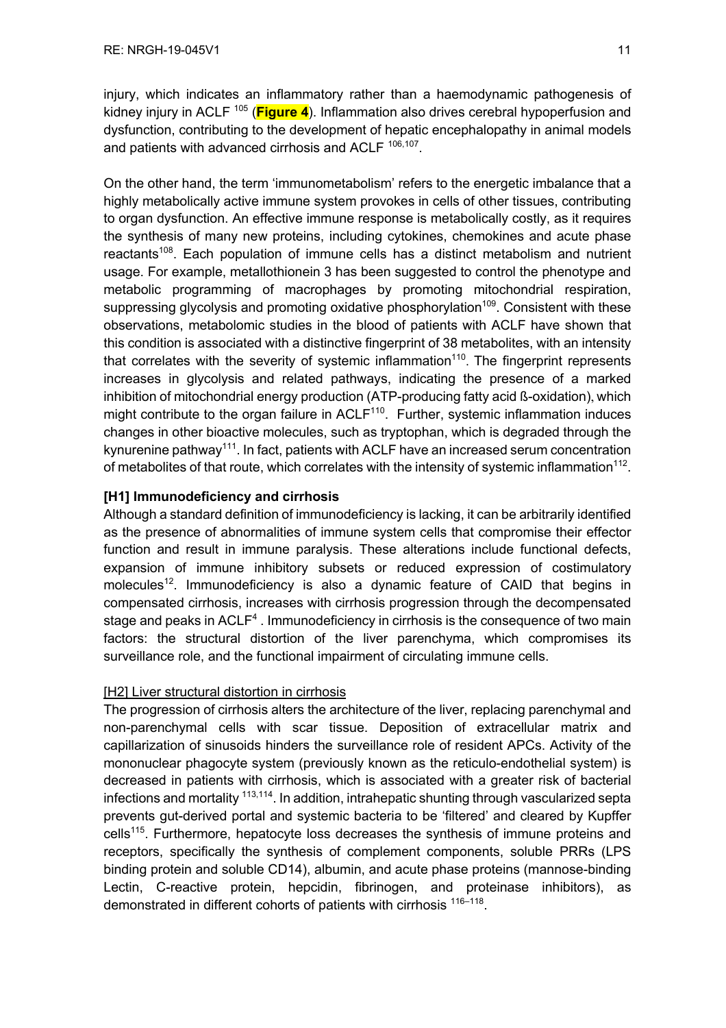injury, which indicates an inflammatory rather than a haemodynamic pathogenesis of kidney injury in ACLF [105] (**Figure 4**). Inflammation also drives cerebral hypoperfusion and dysfunction, contributing to the development of hepatic encephalopathy in animal models and patients with advanced cirrhosis and ACLF [106,107].

On the other hand, the term 'immunometabolism' refers to the energetic imbalance that a highly metabolically active immune system provokes in cells of other tissues, contributing to organ dysfunction. An effective immune response is metabolically costly, as it requires the synthesis of many new proteins, including cytokines, chemokines and acute phase reactants[108]. Each population of immune cells has a distinct metabolism and nutrient usage. For example, metallothionein 3 has been suggested to control the phenotype and metabolic programming of macrophages by promoting mitochondrial respiration, suppressing glycolysis and promoting oxidative phosphorylation[109]. Consistent with these observations, metabolomic studies in the blood of patients with ACLF have shown that this condition is associated with a distinctive fingerprint of 38 metabolites, with an intensity that correlates with the severity of systemic inflammation[110]. The fingerprint represents increases in glycolysis and related pathways, indicating the presence of a marked inhibition of mitochondrial energy production (ATP-producing fatty acid ß-oxidation), which might contribute to the organ failure in ACLF[110]. Further, systemic inflammation induces changes in other bioactive molecules, such as tryptophan, which is degraded through the kynurenine pathway[111]. In fact, patients with ACLF have an increased serum concentration of metabolites of that route, which correlates with the intensity of systemic inflammation[112].

## [H1] Immunodeficiency and cirrhosis

Although a standard definition of immunodeficiency is lacking, it can be arbitrarily identified as the presence of abnormalities of immune system cells that compromise their effector function and result in immune paralysis. These alterations include functional defects, expansion of immune inhibitory subsets or reduced expression of costimulatory molecules[12]. Immunodeficiency is also a dynamic feature of CAID that begins in compensated cirrhosis, increases with cirrhosis progression through the decompensated stage and peaks in ACLF[4] . Immunodeficiency in cirrhosis is the consequence of two main factors: the structural distortion of the liver parenchyma, which compromises its surveillance role, and the functional impairment of circulating immune cells.

### [H2] Liver structural distortion in cirrhosis

The progression of cirrhosis alters the architecture of the liver, replacing parenchymal and non-parenchymal cells with scar tissue. Deposition of extracellular matrix and capillarization of sinusoids hinders the surveillance role of resident APCs. Activity of the mononuclear phagocyte system (previously known as the reticulo-endothelial system) is decreased in patients with cirrhosis, which is associated with a greater risk of bacterial infections and mortality [113,114]. In addition, intrahepatic shunting through vascularized septa prevents gut-derived portal and systemic bacteria to be 'filtered' and cleared by Kupffer cells[115]. Furthermore, hepatocyte loss decreases the synthesis of immune proteins and receptors, specifically the synthesis of complement components, soluble PRRs (LPS binding protein and soluble CD14), albumin, and acute phase proteins (mannose-binding Lectin, C-reactive protein, hepcidin, fibrinogen, and proteinase inhibitors), as demonstrated in different cohorts of patients with cirrhosis [116–118].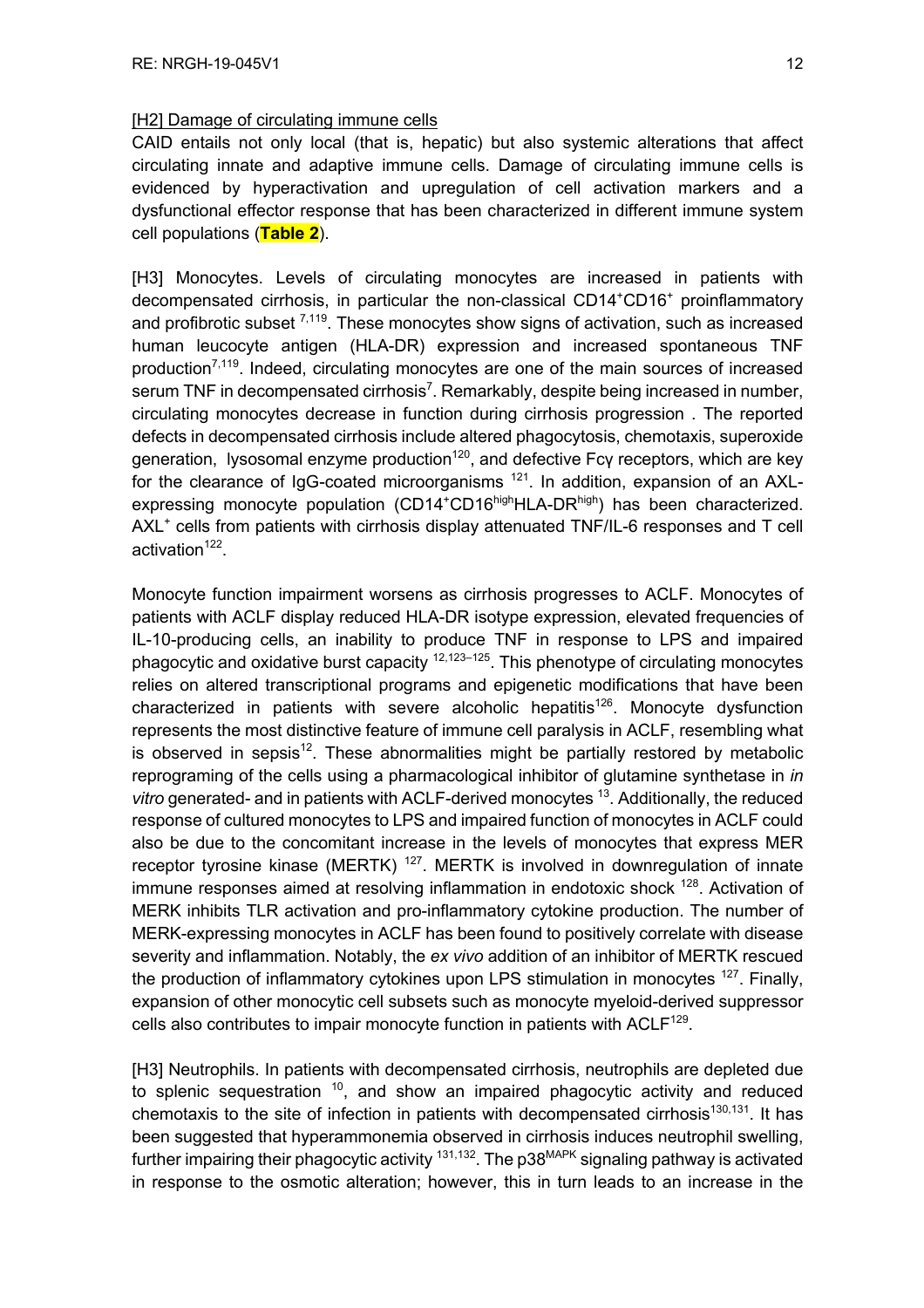[H2] Damage of circulating immune cells

CAID entails not only local (that is, hepatic) but also systemic alterations that affect circulating innate and adaptive immune cells. Damage of circulating immune cells is evidenced by hyperactivation and upregulation of cell activation markers and a dysfunctional effector response that has been characterized in different immune system cell populations (**Table 2**).

[H3] Monocytes. Levels of circulating monocytes are increased in patients with decompensated cirrhosis, in particular the non-classical CD14$^+$CD16$^+$ proinflammatory and profibrotic subset [7,119]. These monocytes show signs of activation, such as increased human leucocyte antigen (HLA-DR) expression and increased spontaneous TNF production[7,119]. Indeed, circulating monocytes are one of the main sources of increased serum TNF in decompensated cirrhosis[7]. Remarkably, despite being increased in number, circulating monocytes decrease in function during cirrhosis progression . The reported defects in decompensated cirrhosis include altered phagocytosis, chemotaxis, superoxide generation, lysosomal enzyme production[120], and defective Fcγ receptors, which are key for the clearance of IgG-coated microorganisms [121]. In addition, expansion of an AXL-expressing monocyte population (CD14$^+$CD16$^{high}$HLA-DR$^{high}$) has been characterized. AXL$^+$ cells from patients with cirrhosis display attenuated TNF/IL-6 responses and T cell activation[122].

Monocyte function impairment worsens as cirrhosis progresses to ACLF. Monocytes of patients with ACLF display reduced HLA-DR isotype expression, elevated frequencies of IL-10-producing cells, an inability to produce TNF in response to LPS and impaired phagocytic and oxidative burst capacity [12,123–125]. This phenotype of circulating monocytes relies on altered transcriptional programs and epigenetic modifications that have been characterized in patients with severe alcoholic hepatitis[126]. Monocyte dysfunction represents the most distinctive feature of immune cell paralysis in ACLF, resembling what is observed in sepsis[12]. These abnormalities might be partially restored by metabolic reprograming of the cells using a pharmacological inhibitor of glutamine synthetase in *in vitro* generated- and in patients with ACLF-derived monocytes [13]. Additionally, the reduced response of cultured monocytes to LPS and impaired function of monocytes in ACLF could also be due to the concomitant increase in the levels of monocytes that express MER receptor tyrosine kinase (MERTK) [127]. MERTK is involved in downregulation of innate immune responses aimed at resolving inflammation in endotoxic shock [128]. Activation of MERK inhibits TLR activation and pro-inflammatory cytokine production. The number of MERK-expressing monocytes in ACLF has been found to positively correlate with disease severity and inflammation. Notably, the *ex vivo* addition of an inhibitor of MERTK rescued the production of inflammatory cytokines upon LPS stimulation in monocytes [127]. Finally, expansion of other monocytic cell subsets such as monocyte myeloid-derived suppressor cells also contributes to impair monocyte function in patients with ACLF[129].

[H3] Neutrophils. In patients with decompensated cirrhosis, neutrophils are depleted due to splenic sequestration [10], and show an impaired phagocytic activity and reduced chemotaxis to the site of infection in patients with decompensated cirrhosis[130,131]. It has been suggested that hyperammonemia observed in cirrhosis induces neutrophil swelling, further impairing their phagocytic activity [131,132]. The p38$^{MAPK}$ signaling pathway is activated in response to the osmotic alteration; however, this in turn leads to an increase in the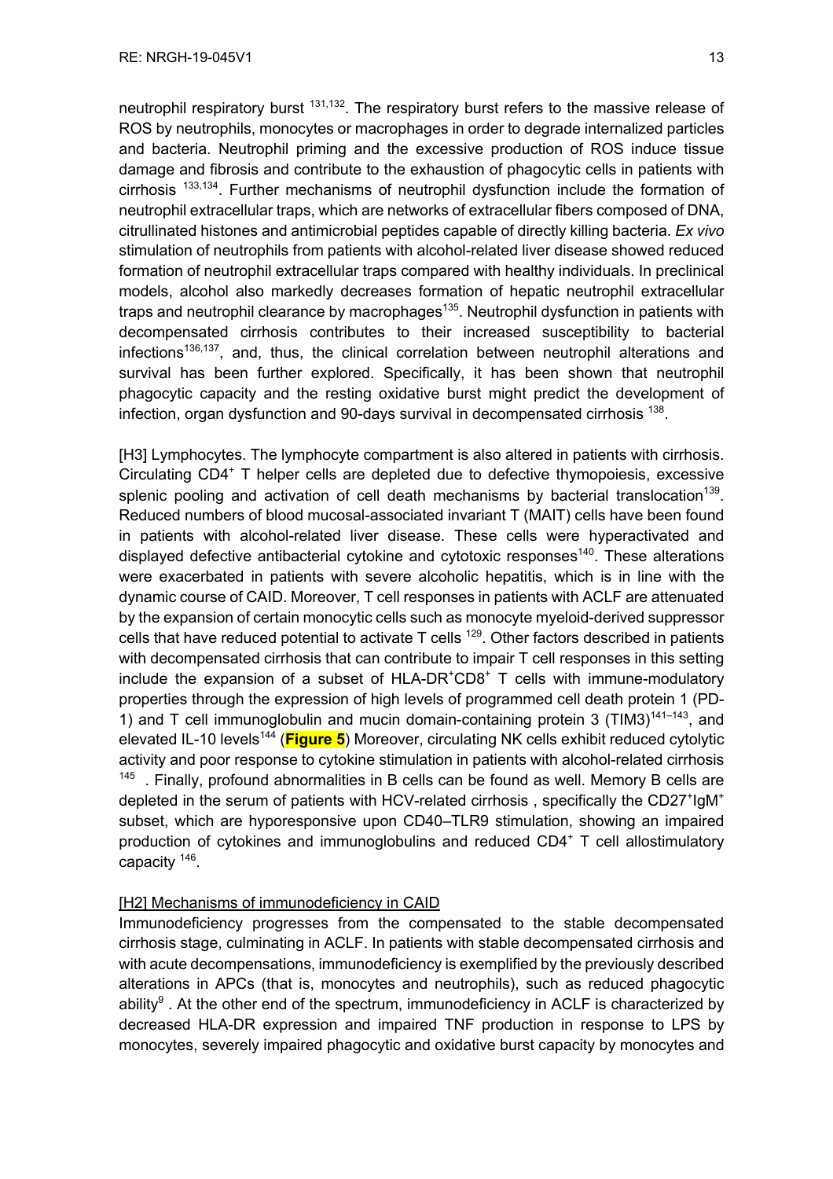neutrophil respiratory burst [131,132]. The respiratory burst refers to the massive release of ROS by neutrophils, monocytes or macrophages in order to degrade internalized particles and bacteria. Neutrophil priming and the excessive production of ROS induce tissue damage and fibrosis and contribute to the exhaustion of phagocytic cells in patients with cirrhosis [133,134]. Further mechanisms of neutrophil dysfunction include the formation of neutrophil extracellular traps, which are networks of extracellular fibers composed of DNA, citrullinated histones and antimicrobial peptides capable of directly killing bacteria. *Ex vivo* stimulation of neutrophils from patients with alcohol-related liver disease showed reduced formation of neutrophil extracellular traps compared with healthy individuals. In preclinical models, alcohol also markedly decreases formation of hepatic neutrophil extracellular traps and neutrophil clearance by macrophages[135]. Neutrophil dysfunction in patients with decompensated cirrhosis contributes to their increased susceptibility to bacterial infections[136,137], and, thus, the clinical correlation between neutrophil alterations and survival has been further explored. Specifically, it has been shown that neutrophil phagocytic capacity and the resting oxidative burst might predict the development of infection, organ dysfunction and 90-days survival in decompensated cirrhosis [138].

[H3] Lymphocytes. The lymphocyte compartment is also altered in patients with cirrhosis. Circulating CD4$^+$ T helper cells are depleted due to defective thymopoiesis, excessive splenic pooling and activation of cell death mechanisms by bacterial translocation[139]. Reduced numbers of blood mucosal-associated invariant T (MAIT) cells have been found in patients with alcohol-related liver disease. These cells were hyperactivated and displayed defective antibacterial cytokine and cytotoxic responses[140]. These alterations were exacerbated in patients with severe alcoholic hepatitis, which is in line with the dynamic course of CAID. Moreover, T cell responses in patients with ACLF are attenuated by the expansion of certain monocytic cells such as monocyte myeloid-derived suppressor cells that have reduced potential to activate T cells [129]. Other factors described in patients with decompensated cirrhosis that can contribute to impair T cell responses in this setting include the expansion of a subset of HLA-DR$^+$CD8$^+$ T cells with immune-modulatory properties through the expression of high levels of programmed cell death protein 1 (PD-1) and T cell immunoglobulin and mucin domain-containing protein 3 (TIM3)[141–143], and elevated IL-10 levels[144] (**Figure 5**) Moreover, circulating NK cells exhibit reduced cytolytic activity and poor response to cytokine stimulation in patients with alcohol-related cirrhosis [145] . Finally, profound abnormalities in B cells can be found as well. Memory B cells are depleted in the serum of patients with HCV-related cirrhosis , specifically the CD27$^+$IgM$^+$ subset, which are hyporesponsive upon CD40–TLR9 stimulation, showing an impaired production of cytokines and immunoglobulins and reduced CD4$^+$ T cell allostimulatory capacity [146].

[H2] Mechanisms of immunodeficiency in CAID

Immunodeficiency progresses from the compensated to the stable decompensated cirrhosis stage, culminating in ACLF. In patients with stable decompensated cirrhosis and with acute decompensations, immunodeficiency is exemplified by the previously described alterations in APCs (that is, monocytes and neutrophils), such as reduced phagocytic ability[9] . At the other end of the spectrum, immunodeficiency in ACLF is characterized by decreased HLA-DR expression and impaired TNF production in response to LPS by monocytes, severely impaired phagocytic and oxidative burst capacity by monocytes and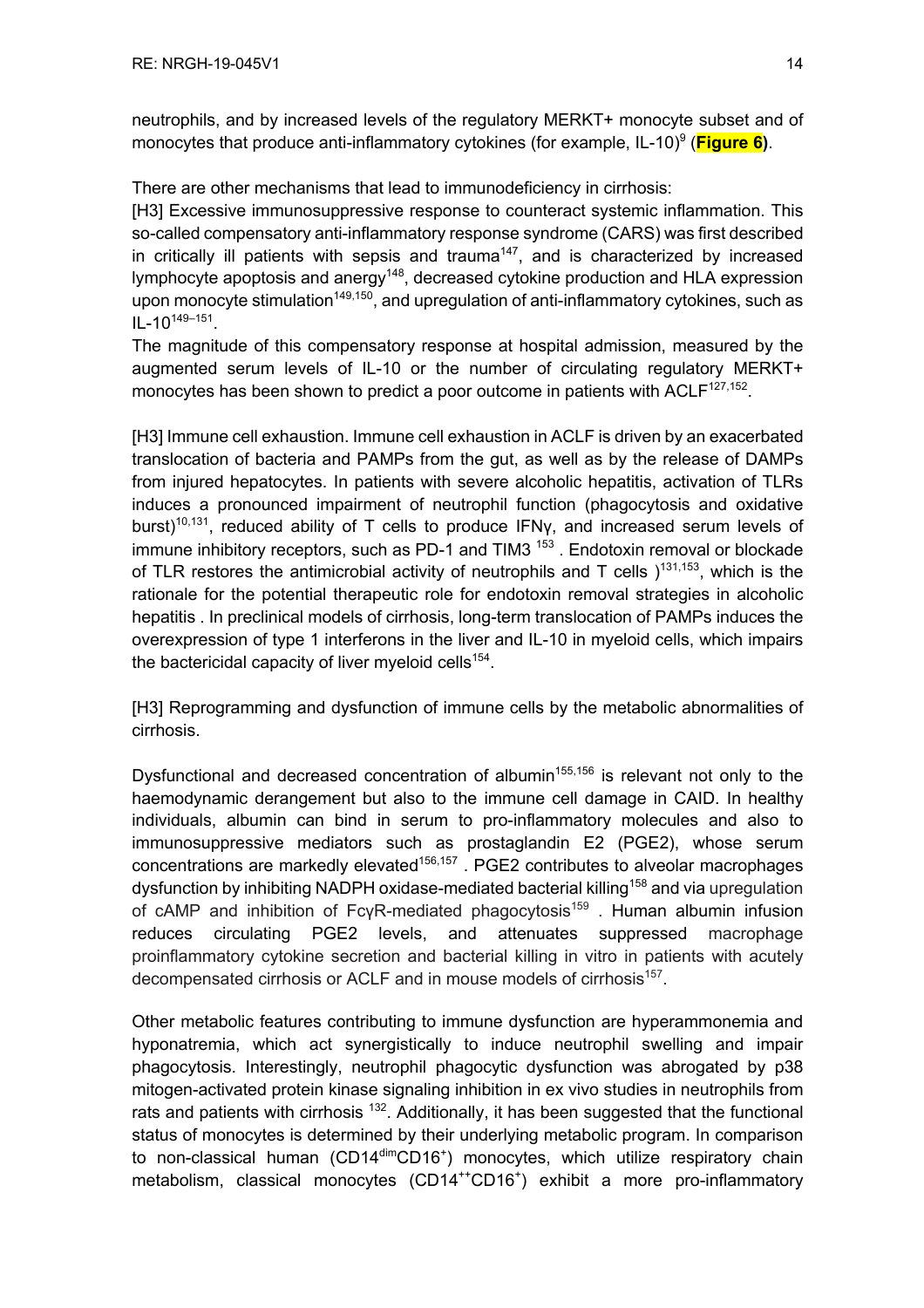neutrophils, and by increased levels of the regulatory MERKT+ monocyte subset and of monocytes that produce anti-inflammatory cytokines (for example, IL-10)[9] (**Figure 6**).

There are other mechanisms that lead to immunodeficiency in cirrhosis:

[H3] Excessive immunosuppressive response to counteract systemic inflammation. This so-called compensatory anti-inflammatory response syndrome (CARS) was first described in critically ill patients with sepsis and trauma[147], and is characterized by increased lymphocyte apoptosis and anergy[148], decreased cytokine production and HLA expression upon monocyte stimulation[149,150], and upregulation of anti-inflammatory cytokines, such as IL-10[149–151].

The magnitude of this compensatory response at hospital admission, measured by the augmented serum levels of IL-10 or the number of circulating regulatory MERKT+ monocytes has been shown to predict a poor outcome in patients with ACLF[127,152].

[H3] Immune cell exhaustion. Immune cell exhaustion in ACLF is driven by an exacerbated translocation of bacteria and PAMPs from the gut, as well as by the release of DAMPs from injured hepatocytes. In patients with severe alcoholic hepatitis, activation of TLRs induces a pronounced impairment of neutrophil function (phagocytosis and oxidative burst)[10,131], reduced ability of T cells to produce IFNγ, and increased serum levels of immune inhibitory receptors, such as PD-1 and TIM3 [153] . Endotoxin removal or blockade of TLR restores the antimicrobial activity of neutrophils and T cells )[131,153], which is the rationale for the potential therapeutic role for endotoxin removal strategies in alcoholic hepatitis . In preclinical models of cirrhosis, long-term translocation of PAMPs induces the overexpression of type 1 interferons in the liver and IL-10 in myeloid cells, which impairs the bactericidal capacity of liver myeloid cells[154].

[H3] Reprogramming and dysfunction of immune cells by the metabolic abnormalities of cirrhosis.

Dysfunctional and decreased concentration of albumin[155,156] is relevant not only to the haemodynamic derangement but also to the immune cell damage in CAID. In healthy individuals, albumin can bind in serum to pro-inflammatory molecules and also to immunosuppressive mediators such as prostaglandin E2 (PGE2), whose serum concentrations are markedly elevated[156,157] . PGE2 contributes to alveolar macrophages dysfunction by inhibiting NADPH oxidase-mediated bacterial killing[158] and via upregulation of cAMP and inhibition of FcγR-mediated phagocytosis[159] . Human albumin infusion reduces circulating PGE2 levels, and attenuates suppressed macrophage proinflammatory cytokine secretion and bacterial killing in vitro in patients with acutely decompensated cirrhosis or ACLF and in mouse models of cirrhosis[157].

Other metabolic features contributing to immune dysfunction are hyperammonemia and hyponatremia, which act synergistically to induce neutrophil swelling and impair phagocytosis. Interestingly, neutrophil phagocytic dysfunction was abrogated by p38 mitogen-activated protein kinase signaling inhibition in ex vivo studies in neutrophils from rats and patients with cirrhosis [132]. Additionally, it has been suggested that the functional status of monocytes is determined by their underlying metabolic program. In comparison to non-classical human ($CD14^{dim}CD16^{+}$) monocytes, which utilize respiratory chain metabolism, classical monocytes ($CD14^{++}CD16^{+}$) exhibit a more pro-inflammatory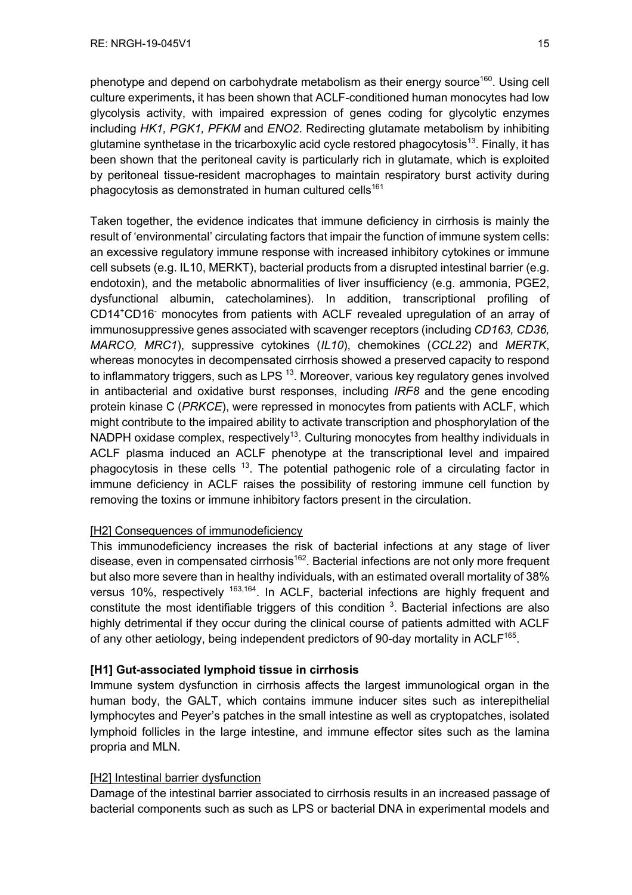phenotype and depend on carbohydrate metabolism as their energy source[160]. Using cell culture experiments, it has been shown that ACLF-conditioned human monocytes had low glycolysis activity, with impaired expression of genes coding for glycolytic enzymes including *HK1, PGK1, PFKM* and *ENO2*. Redirecting glutamate metabolism by inhibiting glutamine synthetase in the tricarboxylic acid cycle restored phagocytosis[13]. Finally, it has been shown that the peritoneal cavity is particularly rich in glutamate, which is exploited by peritoneal tissue-resident macrophages to maintain respiratory burst activity during phagocytosis as demonstrated in human cultured cells[161]

Taken together, the evidence indicates that immune deficiency in cirrhosis is mainly the result of 'environmental' circulating factors that impair the function of immune system cells: an excessive regulatory immune response with increased inhibitory cytokines or immune cell subsets (e.g. IL10, MERKT), bacterial products from a disrupted intestinal barrier (e.g. endotoxin), and the metabolic abnormalities of liver insufficiency (e.g. ammonia, PGE2, dysfunctional albumin, catecholamines). In addition, transcriptional profiling of $CD14^{+}CD16^{-}$ monocytes from patients with ACLF revealed upregulation of an array of immunosuppressive genes associated with scavenger receptors (including *CD163, CD36, MARCO, MRC1*), suppressive cytokines (*IL10*), chemokines (*CCL22*) and *MERTK*, whereas monocytes in decompensated cirrhosis showed a preserved capacity to respond to inflammatory triggers, such as LPS [13]. Moreover, various key regulatory genes involved in antibacterial and oxidative burst responses, including *IRF8* and the gene encoding protein kinase C (*PRKCE*), were repressed in monocytes from patients with ACLF, which might contribute to the impaired ability to activate transcription and phosphorylation of the NADPH oxidase complex, respectively[13]. Culturing monocytes from healthy individuals in ACLF plasma induced an ACLF phenotype at the transcriptional level and impaired phagocytosis in these cells [13]. The potential pathogenic role of a circulating factor in immune deficiency in ACLF raises the possibility of restoring immune cell function by removing the toxins or immune inhibitory factors present in the circulation.

## [H2] Consequences of immunodeficiency

This immunodeficiency increases the risk of bacterial infections at any stage of liver disease, even in compensated cirrhosis[162]. Bacterial infections are not only more frequent but also more severe than in healthy individuals, with an estimated overall mortality of 38% versus 10%, respectively [163,164]. In ACLF, bacterial infections are highly frequent and constitute the most identifiable triggers of this condition [3]. Bacterial infections are also highly detrimental if they occur during the clinical course of patients admitted with ACLF of any other aetiology, being independent predictors of 90-day mortality in ACLF[165].

# [H1] Gut-associated lymphoid tissue in cirrhosis

Immune system dysfunction in cirrhosis affects the largest immunological organ in the human body, the GALT, which contains immune inducer sites such as interepithelial lymphocytes and Peyer's patches in the small intestine as well as cryptopatches, isolated lymphoid follicles in the large intestine, and immune effector sites such as the lamina propria and MLN.

## [H2] Intestinal barrier dysfunction

Damage of the intestinal barrier associated to cirrhosis results in an increased passage of bacterial components such as such as LPS or bacterial DNA in experimental models and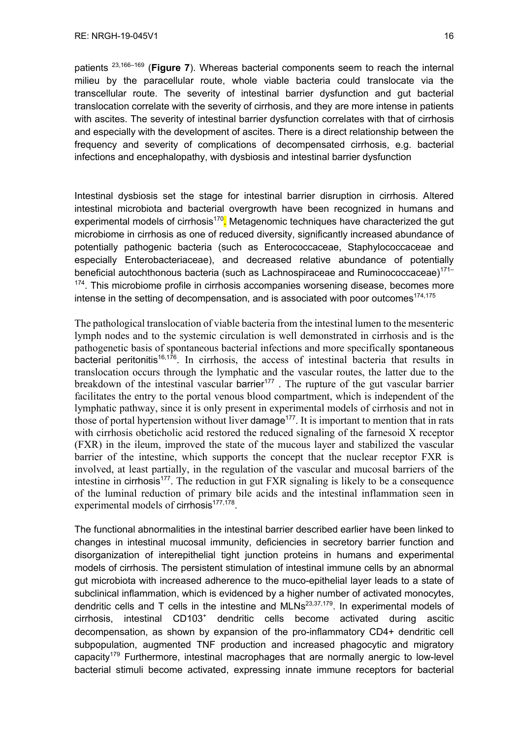patients [23,166–169] (**Figure 7**). Whereas bacterial components seem to reach the internal milieu by the paracellular route, whole viable bacteria could translocate via the transcellular route. The severity of intestinal barrier dysfunction and gut bacterial translocation correlate with the severity of cirrhosis, and they are more intense in patients with ascites. The severity of intestinal barrier dysfunction correlates with that of cirrhosis and especially with the development of ascites. There is a direct relationship between the frequency and severity of complications of decompensated cirrhosis, e.g. bacterial infections and encephalopathy, with dysbiosis and intestinal barrier dysfunction

Intestinal dysbiosis set the stage for intestinal barrier disruption in cirrhosis. Altered intestinal microbiota and bacterial overgrowth have been recognized in humans and experimental models of cirrhosis[170]. Metagenomic techniques have characterized the gut microbiome in cirrhosis as one of reduced diversity, significantly increased abundance of potentially pathogenic bacteria (such as Enterococcaceae, Staphylococcaceae and especially Enterobacteriaceae), and decreased relative abundance of potentially beneficial autochthonous bacteria (such as Lachnospiraceae and Ruminococcaceae)[171–174]. This microbiome profile in cirrhosis accompanies worsening disease, becomes more intense in the setting of decompensation, and is associated with poor outcomes[174,175]

The pathological translocation of viable bacteria from the intestinal lumen to the mesenteric lymph nodes and to the systemic circulation is well demonstrated in cirrhosis and is the pathogenetic basis of spontaneous bacterial infections and more specifically spontaneous bacterial peritonitis[16,176]. In cirrhosis, the access of intestinal bacteria that results in translocation occurs through the lymphatic and the vascular routes, the latter due to the breakdown of the intestinal vascular barrier[177] . The rupture of the gut vascular barrier facilitates the entry to the portal venous blood compartment, which is independent of the lymphatic pathway, since it is only present in experimental models of cirrhosis and not in those of portal hypertension without liver damage[177]. It is important to mention that in rats with cirrhosis obeticholic acid restored the reduced signaling of the farnesoid X receptor (FXR) in the ileum, improved the state of the mucous layer and stabilized the vascular barrier of the intestine, which supports the concept that the nuclear receptor FXR is involved, at least partially, in the regulation of the vascular and mucosal barriers of the intestine in cirrhosis[177]. The reduction in gut FXR signaling is likely to be a consequence of the luminal reduction of primary bile acids and the intestinal inflammation seen in experimental models of cirrhosis[177,178].

The functional abnormalities in the intestinal barrier described earlier have been linked to changes in intestinal mucosal immunity, deficiencies in secretory barrier function and disorganization of interepithelial tight junction proteins in humans and experimental models of cirrhosis. The persistent stimulation of intestinal immune cells by an abnormal gut microbiota with increased adherence to the muco-epithelial layer leads to a state of subclinical inflammation, which is evidenced by a higher number of activated monocytes, dendritic cells and T cells in the intestine and MLNs[23,37,179]. In experimental models of cirrhosis, intestinal $CD103^+$ dendritic cells become activated during ascitic decompensation, as shown by expansion of the pro-inflammatory CD4+ dendritic cell subpopulation, augmented TNF production and increased phagocytic and migratory capacity[179] Furthermore, intestinal macrophages that are normally anergic to low-level bacterial stimuli become activated, expressing innate immune receptors for bacterial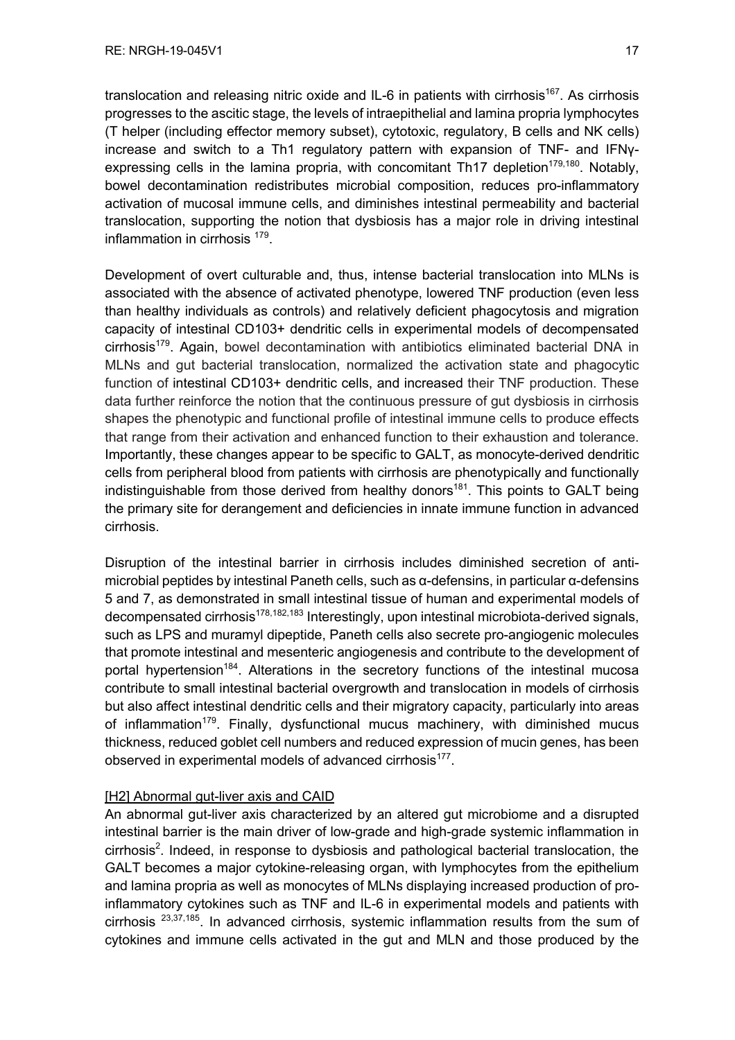translocation and releasing nitric oxide and IL-6 in patients with cirrhosis[167]. As cirrhosis progresses to the ascitic stage, the levels of intraepithelial and lamina propria lymphocytes (T helper (including effector memory subset), cytotoxic, regulatory, B cells and NK cells) increase and switch to a Th1 regulatory pattern with expansion of TNF- and IFNγ-expressing cells in the lamina propria, with concomitant Th17 depletion[179,180]. Notably, bowel decontamination redistributes microbial composition, reduces pro-inflammatory activation of mucosal immune cells, and diminishes intestinal permeability and bacterial translocation, supporting the notion that dysbiosis has a major role in driving intestinal inflammation in cirrhosis [179].

Development of overt culturable and, thus, intense bacterial translocation into MLNs is associated with the absence of activated phenotype, lowered TNF production (even less than healthy individuals as controls) and relatively deficient phagocytosis and migration capacity of intestinal CD103+ dendritic cells in experimental models of decompensated cirrhosis[179]. Again, bowel decontamination with antibiotics eliminated bacterial DNA in MLNs and gut bacterial translocation, normalized the activation state and phagocytic function of intestinal CD103+ dendritic cells, and increased their TNF production. These data further reinforce the notion that the continuous pressure of gut dysbiosis in cirrhosis shapes the phenotypic and functional profile of intestinal immune cells to produce effects that range from their activation and enhanced function to their exhaustion and tolerance. Importantly, these changes appear to be specific to GALT, as monocyte-derived dendritic cells from peripheral blood from patients with cirrhosis are phenotypically and functionally indistinguishable from those derived from healthy donors[181]. This points to GALT being the primary site for derangement and deficiencies in innate immune function in advanced cirrhosis.

Disruption of the intestinal barrier in cirrhosis includes diminished secretion of anti-microbial peptides by intestinal Paneth cells, such as α-defensins, in particular α-defensins 5 and 7, as demonstrated in small intestinal tissue of human and experimental models of decompensated cirrhosis[178,182,183] Interestingly, upon intestinal microbiota-derived signals, such as LPS and muramyl dipeptide, Paneth cells also secrete pro-angiogenic molecules that promote intestinal and mesenteric angiogenesis and contribute to the development of portal hypertension[184]. Alterations in the secretory functions of the intestinal mucosa contribute to small intestinal bacterial overgrowth and translocation in models of cirrhosis but also affect intestinal dendritic cells and their migratory capacity, particularly into areas of inflammation[179]. Finally, dysfunctional mucus machinery, with diminished mucus thickness, reduced goblet cell numbers and reduced expression of mucin genes, has been observed in experimental models of advanced cirrhosis[177].

## [H2] Abnormal gut-liver axis and CAID

An abnormal gut-liver axis characterized by an altered gut microbiome and a disrupted intestinal barrier is the main driver of low-grade and high-grade systemic inflammation in cirrhosis[2]. Indeed, in response to dysbiosis and pathological bacterial translocation, the GALT becomes a major cytokine-releasing organ, with lymphocytes from the epithelium and lamina propria as well as monocytes of MLNs displaying increased production of pro-inflammatory cytokines such as TNF and IL-6 in experimental models and patients with cirrhosis [23,37,185]. In advanced cirrhosis, systemic inflammation results from the sum of cytokines and immune cells activated in the gut and MLN and those produced by the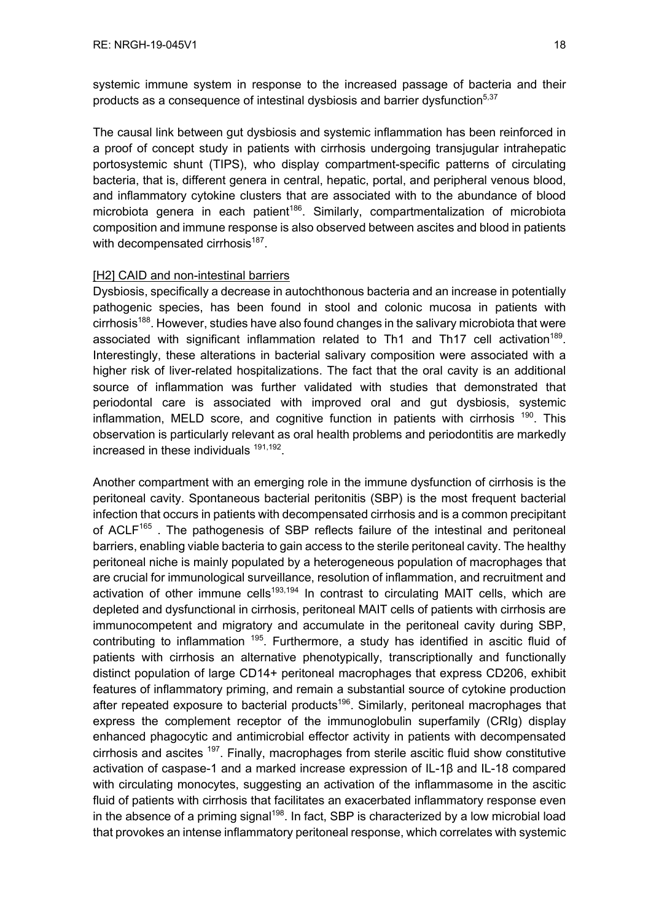systemic immune system in response to the increased passage of bacteria and their products as a consequence of intestinal dysbiosis and barrier dysfunction[5,37]

The causal link between gut dysbiosis and systemic inflammation has been reinforced in a proof of concept study in patients with cirrhosis undergoing transjugular intrahepatic portosystemic shunt (TIPS), who display compartment-specific patterns of circulating bacteria, that is, different genera in central, hepatic, portal, and peripheral venous blood, and inflammatory cytokine clusters that are associated with to the abundance of blood microbiota genera in each patient[186]. Similarly, compartmentalization of microbiota composition and immune response is also observed between ascites and blood in patients with decompensated cirrhosis[187].

## [H2] CAID and non-intestinal barriers

Dysbiosis, specifically a decrease in autochthonous bacteria and an increase in potentially pathogenic species, has been found in stool and colonic mucosa in patients with cirrhosis[188]. However, studies have also found changes in the salivary microbiota that were associated with significant inflammation related to Th1 and Th17 cell activation[189]. Interestingly, these alterations in bacterial salivary composition were associated with a higher risk of liver-related hospitalizations. The fact that the oral cavity is an additional source of inflammation was further validated with studies that demonstrated that periodontal care is associated with improved oral and gut dysbiosis, systemic inflammation, MELD score, and cognitive function in patients with cirrhosis [190]. This observation is particularly relevant as oral health problems and periodontitis are markedly increased in these individuals [191,192].

Another compartment with an emerging role in the immune dysfunction of cirrhosis is the peritoneal cavity. Spontaneous bacterial peritonitis (SBP) is the most frequent bacterial infection that occurs in patients with decompensated cirrhosis and is a common precipitant of ACLF[165] . The pathogenesis of SBP reflects failure of the intestinal and peritoneal barriers, enabling viable bacteria to gain access to the sterile peritoneal cavity. The healthy peritoneal niche is mainly populated by a heterogeneous population of macrophages that are crucial for immunological surveillance, resolution of inflammation, and recruitment and activation of other immune cells[193,194] In contrast to circulating MAIT cells, which are depleted and dysfunctional in cirrhosis, peritoneal MAIT cells of patients with cirrhosis are immunocompetent and migratory and accumulate in the peritoneal cavity during SBP, contributing to inflammation [195]. Furthermore, a study has identified in ascitic fluid of patients with cirrhosis an alternative phenotypically, transcriptionally and functionally distinct population of large CD14+ peritoneal macrophages that express CD206, exhibit features of inflammatory priming, and remain a substantial source of cytokine production after repeated exposure to bacterial products[196]. Similarly, peritoneal macrophages that express the complement receptor of the immunoglobulin superfamily (CRIg) display enhanced phagocytic and antimicrobial effector activity in patients with decompensated cirrhosis and ascites [197]. Finally, macrophages from sterile ascitic fluid show constitutive activation of caspase-1 and a marked increase expression of IL-1β and IL-18 compared with circulating monocytes, suggesting an activation of the inflammasome in the ascitic fluid of patients with cirrhosis that facilitates an exacerbated inflammatory response even in the absence of a priming signal[198]. In fact, SBP is characterized by a low microbial load that provokes an intense inflammatory peritoneal response, which correlates with systemic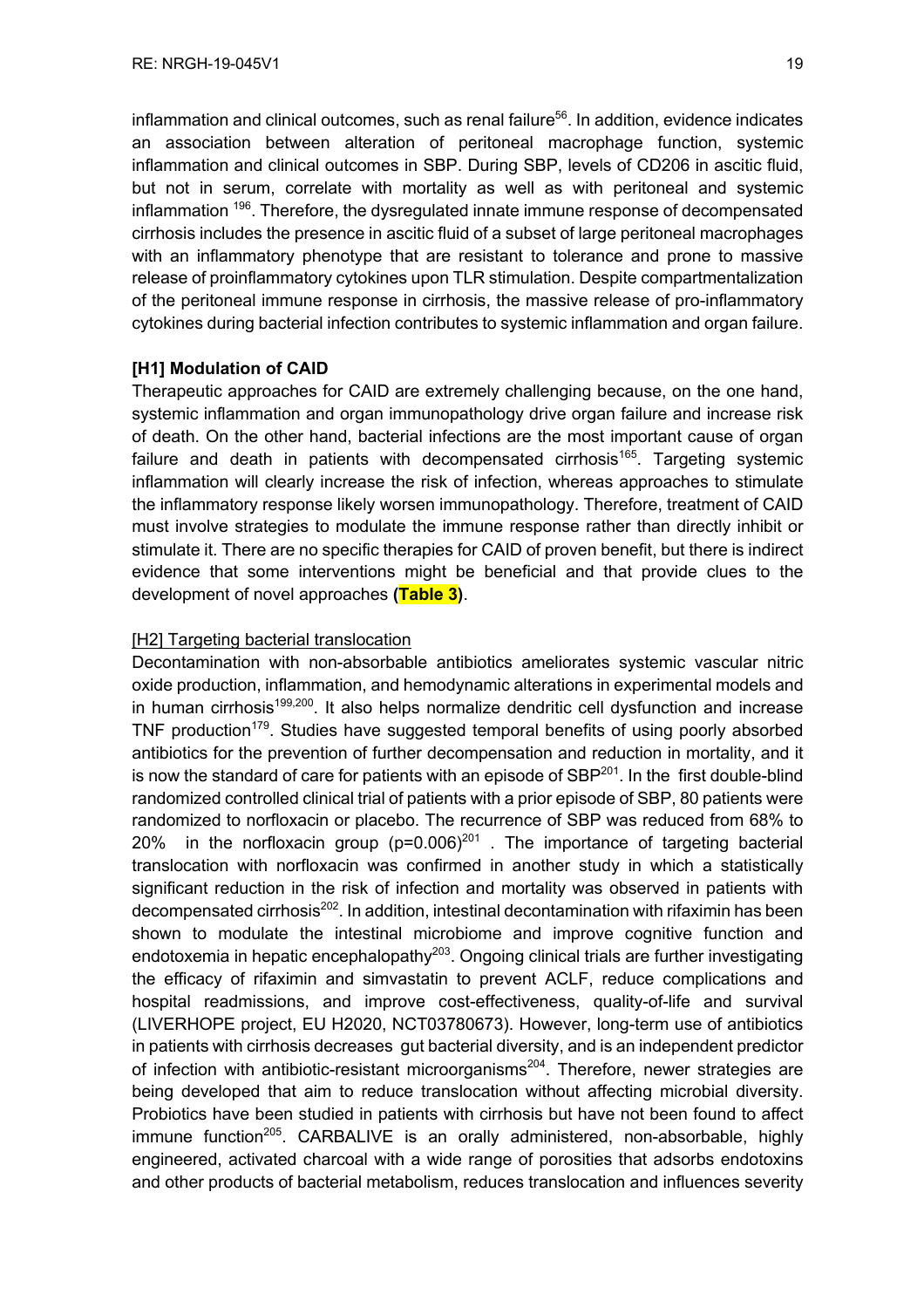inflammation and clinical outcomes, such as renal failure[56]. In addition, evidence indicates an association between alteration of peritoneal macrophage function, systemic inflammation and clinical outcomes in SBP. During SBP, levels of CD206 in ascitic fluid, but not in serum, correlate with mortality as well as with peritoneal and systemic inflammation [196]. Therefore, the dysregulated innate immune response of decompensated cirrhosis includes the presence in ascitic fluid of a subset of large peritoneal macrophages with an inflammatory phenotype that are resistant to tolerance and prone to massive release of proinflammatory cytokines upon TLR stimulation. Despite compartmentalization of the peritoneal immune response in cirrhosis, the massive release of pro-inflammatory cytokines during bacterial infection contributes to systemic inflammation and organ failure.

## [H1] Modulation of CAID

Therapeutic approaches for CAID are extremely challenging because, on the one hand, systemic inflammation and organ immunopathology drive organ failure and increase risk of death. On the other hand, bacterial infections are the most important cause of organ failure and death in patients with decompensated cirrhosis[165]. Targeting systemic inflammation will clearly increase the risk of infection, whereas approaches to stimulate the inflammatory response likely worsen immunopathology. Therefore, treatment of CAID must involve strategies to modulate the immune response rather than directly inhibit or stimulate it. There are no specific therapies for CAID of proven benefit, but there is indirect evidence that some interventions might be beneficial and that provide clues to the development of novel approaches **(Table 3)**.

### [H2] Targeting bacterial translocation

Decontamination with non-absorbable antibiotics ameliorates systemic vascular nitric oxide production, inflammation, and hemodynamic alterations in experimental models and in human cirrhosis[199,200]. It also helps normalize dendritic cell dysfunction and increase TNF production[179]. Studies have suggested temporal benefits of using poorly absorbed antibiotics for the prevention of further decompensation and reduction in mortality, and it is now the standard of care for patients with an episode of SBP[201]. In the first double-blind randomized controlled clinical trial of patients with a prior episode of SBP, 80 patients were randomized to norfloxacin or placebo. The recurrence of SBP was reduced from 68% to 20% in the norfloxacin group ($p=0.006$)[201]. The importance of targeting bacterial translocation with norfloxacin was confirmed in another study in which a statistically significant reduction in the risk of infection and mortality was observed in patients with decompensated cirrhosis[202]. In addition, intestinal decontamination with rifaximin has been shown to modulate the intestinal microbiome and improve cognitive function and endotoxemia in hepatic encephalopathy[203]. Ongoing clinical trials are further investigating the efficacy of rifaximin and simvastatin to prevent ACLF, reduce complications and hospital readmissions, and improve cost-effectiveness, quality-of-life and survival (LIVERHOPE project, EU H2020, NCT03780673). However, long-term use of antibiotics in patients with cirrhosis decreases gut bacterial diversity, and is an independent predictor of infection with antibiotic-resistant microorganisms[204]. Therefore, newer strategies are being developed that aim to reduce translocation without affecting microbial diversity. Probiotics have been studied in patients with cirrhosis but have not been found to affect immune function[205]. CARBALIVE is an orally administered, non-absorbable, highly engineered, activated charcoal with a wide range of porosities that adsorbs endotoxins and other products of bacterial metabolism, reduces translocation and influences severity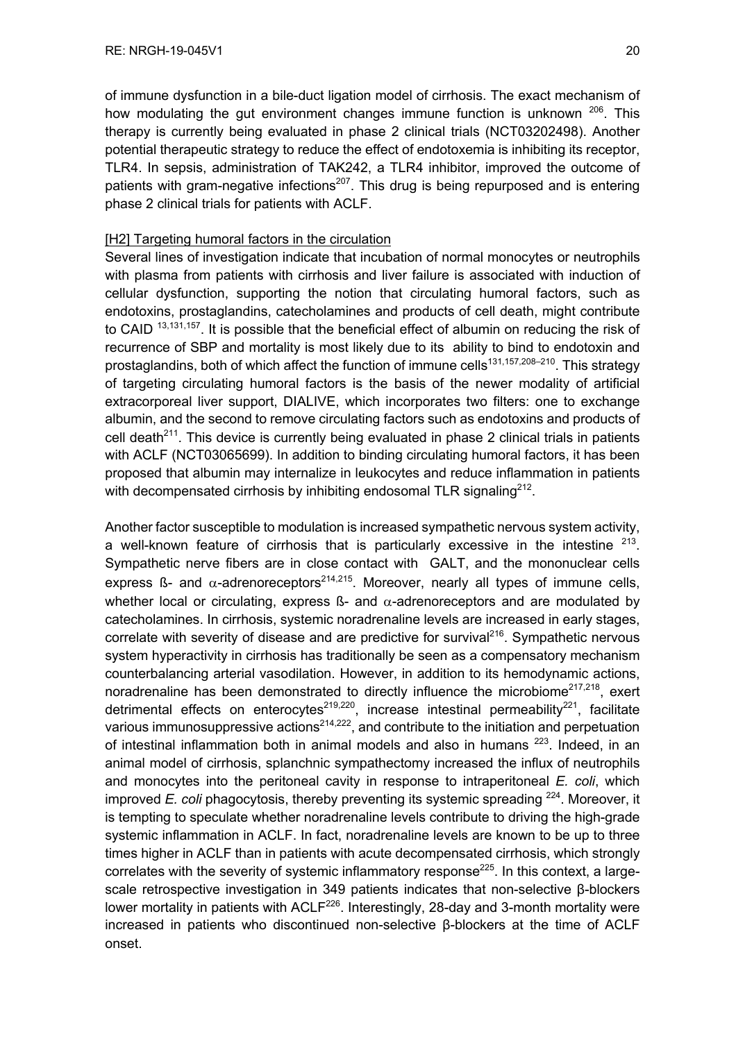of immune dysfunction in a bile-duct ligation model of cirrhosis. The exact mechanism of how modulating the gut environment changes immune function is unknown [206]. This therapy is currently being evaluated in phase 2 clinical trials (NCT03202498). Another potential therapeutic strategy to reduce the effect of endotoxemia is inhibiting its receptor, TLR4. In sepsis, administration of TAK242, a TLR4 inhibitor, improved the outcome of patients with gram-negative infections[207]. This drug is being repurposed and is entering phase 2 clinical trials for patients with ACLF.

## [H2] Targeting humoral factors in the circulation

Several lines of investigation indicate that incubation of normal monocytes or neutrophils with plasma from patients with cirrhosis and liver failure is associated with induction of cellular dysfunction, supporting the notion that circulating humoral factors, such as endotoxins, prostaglandins, catecholamines and products of cell death, might contribute to CAID [13,131,157]. It is possible that the beneficial effect of albumin on reducing the risk of recurrence of SBP and mortality is most likely due to its ability to bind to endotoxin and prostaglandins, both of which affect the function of immune cells[131,157,208–210]. This strategy of targeting circulating humoral factors is the basis of the newer modality of artificial extracorporeal liver support, DIALIVE, which incorporates two filters: one to exchange albumin, and the second to remove circulating factors such as endotoxins and products of cell death[211]. This device is currently being evaluated in phase 2 clinical trials in patients with ACLF (NCT03065699). In addition to binding circulating humoral factors, it has been proposed that albumin may internalize in leukocytes and reduce inflammation in patients with decompensated cirrhosis by inhibiting endosomal TLR signaling[212].

Another factor susceptible to modulation is increased sympathetic nervous system activity, a well-known feature of cirrhosis that is particularly excessive in the intestine [213]. Sympathetic nerve fibers are in close contact with GALT, and the mononuclear cells express ß- and $\alpha$-adrenoreceptors[214,215]. Moreover, nearly all types of immune cells, whether local or circulating, express ß- and $\alpha$-adrenoreceptors and are modulated by catecholamines. In cirrhosis, systemic noradrenaline levels are increased in early stages, correlate with severity of disease and are predictive for survival[216]. Sympathetic nervous system hyperactivity in cirrhosis has traditionally be seen as a compensatory mechanism counterbalancing arterial vasodilation. However, in addition to its hemodynamic actions, noradrenaline has been demonstrated to directly influence the microbiome[217,218], exert detrimental effects on enterocytes[219,220], increase intestinal permeability[221], facilitate various immunosuppressive actions[214,222], and contribute to the initiation and perpetuation of intestinal inflammation both in animal models and also in humans [223]. Indeed, in an animal model of cirrhosis, splanchnic sympathectomy increased the influx of neutrophils and monocytes into the peritoneal cavity in response to intraperitoneal *E. coli*, which improved *E. coli* phagocytosis, thereby preventing its systemic spreading [224]. Moreover, it is tempting to speculate whether noradrenaline levels contribute to driving the high-grade systemic inflammation in ACLF. In fact, noradrenaline levels are known to be up to three times higher in ACLF than in patients with acute decompensated cirrhosis, which strongly correlates with the severity of systemic inflammatory response[225]. In this context, a large-scale retrospective investigation in 349 patients indicates that non-selective β-blockers lower mortality in patients with ACLF[226]. Interestingly, 28-day and 3-month mortality were increased in patients who discontinued non-selective β-blockers at the time of ACLF onset.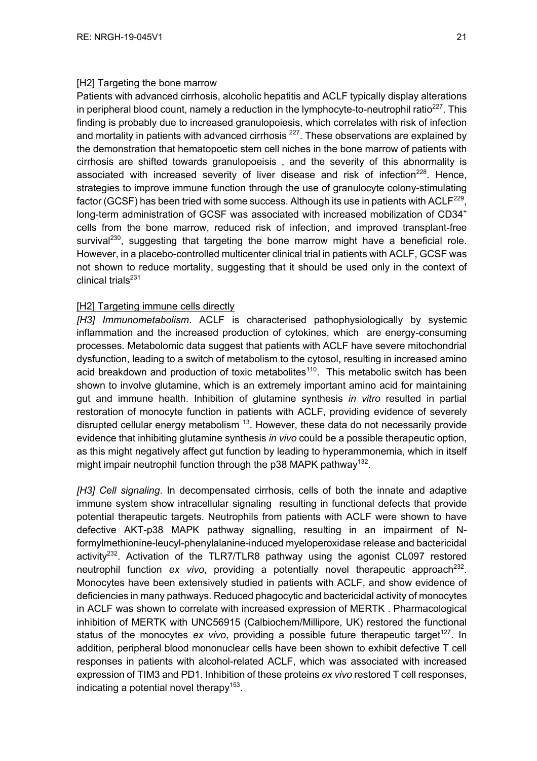[H2] Targeting the bone marrow

Patients with advanced cirrhosis, alcoholic hepatitis and ACLF typically display alterations in peripheral blood count, namely a reduction in the lymphocyte-to-neutrophil ratio[227]. This finding is probably due to increased granulopoiesis, which correlates with risk of infection and mortality in patients with advanced cirrhosis [227]. These observations are explained by the demonstration that hematopoetic stem cell niches in the bone marrow of patients with cirrhosis are shifted towards granulopoeisis , and the severity of this abnormality is associated with increased severity of liver disease and risk of infection[228]. Hence, strategies to improve immune function through the use of granulocyte colony-stimulating factor (GCSF) has been tried with some success. Although its use in patients with ACLF[229], long-term administration of GCSF was associated with increased mobilization of $CD34^{+}$ cells from the bone marrow, reduced risk of infection, and improved transplant-free survival[230], suggesting that targeting the bone marrow might have a beneficial role. However, in a placebo-controlled multicenter clinical trial in patients with ACLF, GCSF was not shown to reduce mortality, suggesting that it should be used only in the context of clinical trials[231]

[H2] Targeting immune cells directly

*[H3] Immunometabolism*. ACLF is characterised pathophysiologically by systemic inflammation and the increased production of cytokines, which are energy-consuming processes. Metabolomic data suggest that patients with ACLF have severe mitochondrial dysfunction, leading to a switch of metabolism to the cytosol, resulting in increased amino acid breakdown and production of toxic metabolites[110]. This metabolic switch has been shown to involve glutamine, which is an extremely important amino acid for maintaining gut and immune health. Inhibition of glutamine synthesis *in vitro* resulted in partial restoration of monocyte function in patients with ACLF, providing evidence of severely disrupted cellular energy metabolism [13]. However, these data do not necessarily provide evidence that inhibiting glutamine synthesis *in vivo* could be a possible therapeutic option, as this might negatively affect gut function by leading to hyperammonemia, which in itself might impair neutrophil function through the p38 MAPK pathway[132].

*[H3] Cell signaling*. In decompensated cirrhosis, cells of both the innate and adaptive immune system show intracellular signaling resulting in functional defects that provide potential therapeutic targets. Neutrophils from patients with ACLF were shown to have defective AKT-p38 MAPK pathway signalling, resulting in an impairment of N-formylmethionine-leucyl-phenylalanine-induced myeloperoxidase release and bactericidal activity[232]. Activation of the TLR7/TLR8 pathway using the agonist CL097 restored neutrophil function *ex vivo*, providing a potentially novel therapeutic approach[232]. Monocytes have been extensively studied in patients with ACLF, and show evidence of deficiencies in many pathways. Reduced phagocytic and bactericidal activity of monocytes in ACLF was shown to correlate with increased expression of MERTK . Pharmacological inhibition of MERTK with UNC56915 (Calbiochem/Millipore, UK) restored the functional status of the monocytes *ex vivo*, providing a possible future therapeutic target[127]. In addition, peripheral blood mononuclear cells have been shown to exhibit defective T cell responses in patients with alcohol-related ACLF, which was associated with increased expression of TIM3 and PD1. Inhibition of these proteins *ex vivo* restored T cell responses, indicating a potential novel therapy[153].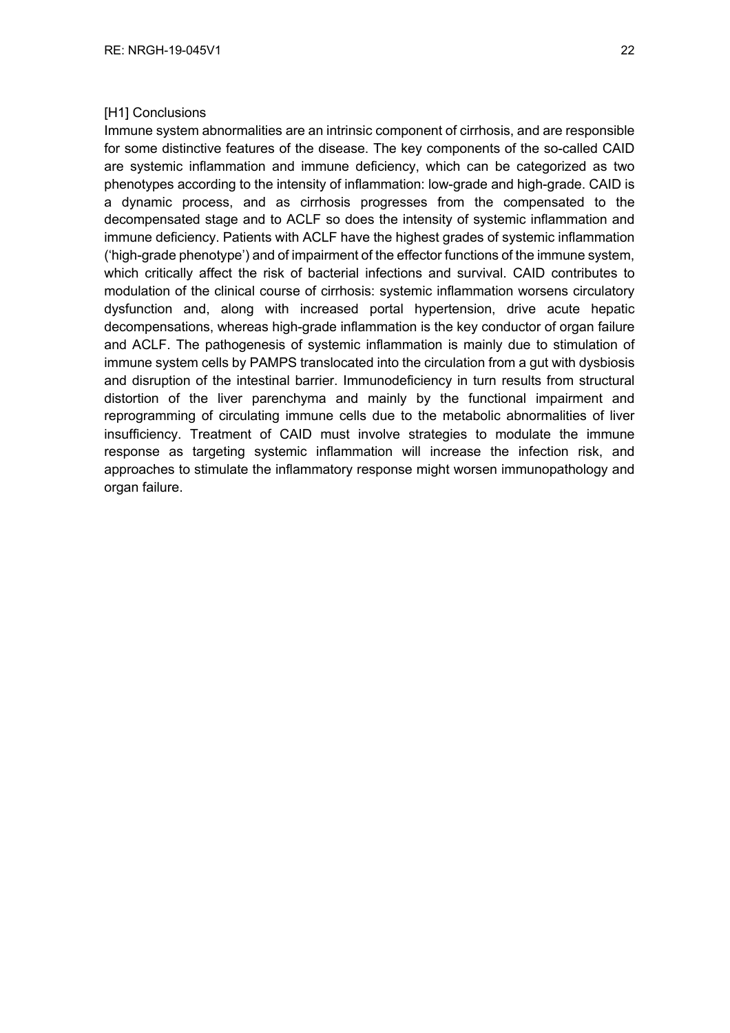[H1] Conclusions

Immune system abnormalities are an intrinsic component of cirrhosis, and are responsible for some distinctive features of the disease. The key components of the so-called CAID are systemic inflammation and immune deficiency, which can be categorized as two phenotypes according to the intensity of inflammation: low-grade and high-grade. CAID is a dynamic process, and as cirrhosis progresses from the compensated to the decompensated stage and to ACLF so does the intensity of systemic inflammation and immune deficiency. Patients with ACLF have the highest grades of systemic inflammation ('high-grade phenotype') and of impairment of the effector functions of the immune system, which critically affect the risk of bacterial infections and survival. CAID contributes to modulation of the clinical course of cirrhosis: systemic inflammation worsens circulatory dysfunction and, along with increased portal hypertension, drive acute hepatic decompensations, whereas high-grade inflammation is the key conductor of organ failure and ACLF. The pathogenesis of systemic inflammation is mainly due to stimulation of immune system cells by PAMPS translocated into the circulation from a gut with dysbiosis and disruption of the intestinal barrier. Immunodeficiency in turn results from structural distortion of the liver parenchyma and mainly by the functional impairment and reprogramming of circulating immune cells due to the metabolic abnormalities of liver insufficiency. Treatment of CAID must involve strategies to modulate the immune response as targeting systemic inflammation will increase the infection risk, and approaches to stimulate the inflammatory response might worsen immunopathology and organ failure.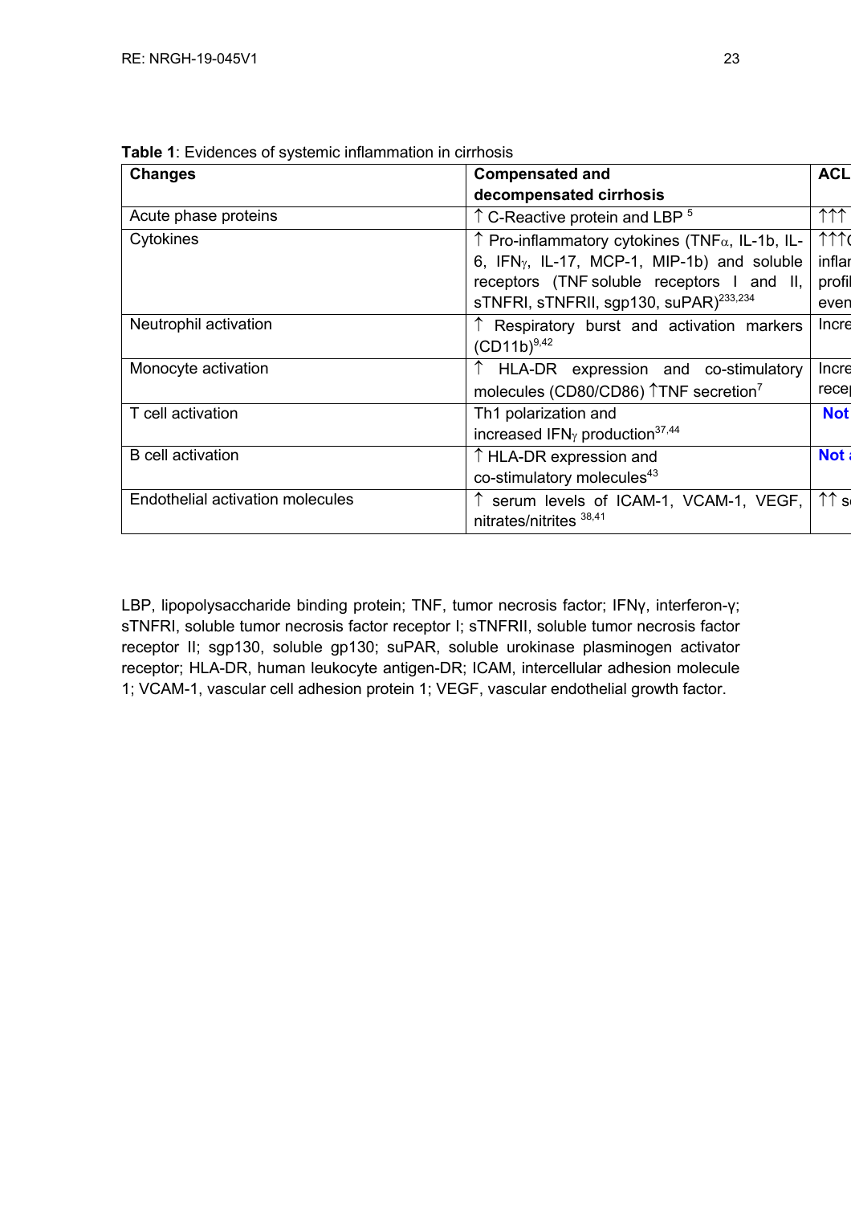**Table 1**: Evidences of systemic inflammation in cirrhosis

| Changes | Compensated and decompensated cirrhosis | ACL |
|---|---|---|
| Acute phase proteins | ↑ C-Reactive protein and LBP [5] | ↑↑↑ |
| Cytokines | ↑ Pro-inflammatory cytokines (TNFα, IL-1b, IL-6, IFNγ, IL-17, MCP-1, MIP-1b) and soluble receptors (TNF soluble receptors I and II, sTNFRI, sTNFRII, sgp130, suPAR)[233,234] | ↑↑↑ inflar profil even |
| Neutrophil activation | ↑ Respiratory burst and activation markers (CD11b)[9,42] | Incre |
| Monocyte activation | ↑ HLA-DR expression and co-stimulatory molecules (CD80/CD86) ↑TNF secretion[7] | Incre recep |
| T cell activation | Th1 polarization and increased IFNγ production[37,44] | **Not** |
| B cell activation | ↑ HLA-DR expression and co-stimulatory molecules[43] | **Not** |
| Endothelial activation molecules | ↑ serum levels of ICAM-1, VCAM-1, VEGF, nitrates/nitrites [38,41] | ↑↑ s |

LBP, lipopolysaccharide binding protein; TNF, tumor necrosis factor; IFNγ, interferon-γ; sTNFRI, soluble tumor necrosis factor receptor I; sTNFRII, soluble tumor necrosis factor receptor II; sgp130, soluble gp130; suPAR, soluble urokinase plasminogen activator receptor; HLA-DR, human leukocyte antigen-DR; ICAM, intercellular adhesion molecule 1; VCAM-1, vascular cell adhesion protein 1; VEGF, vascular endothelial growth factor.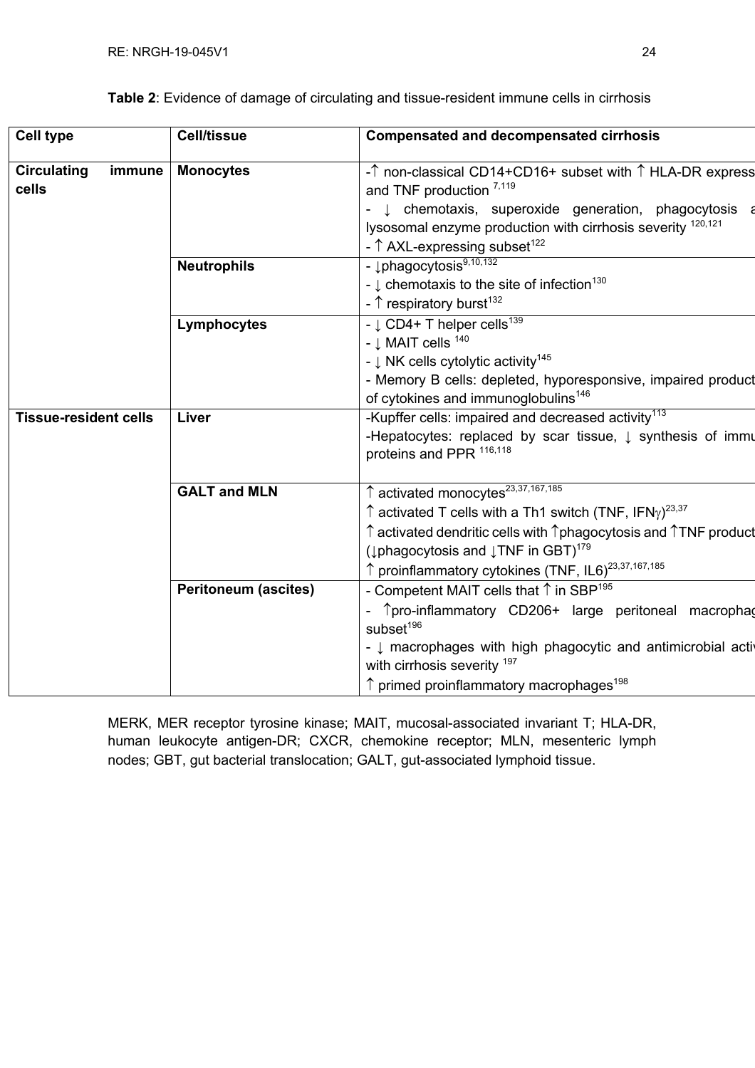**Table 2**: Evidence of damage of circulating and tissue-resident immune cells in cirrhosis

| Cell type | Cell/tissue | Compensated and decompensated cirrhosis |
|---|---|---|
| **Circulating immune cells** | **Monocytes** | -↑ non-classical CD14+CD16+ subset with ↑ HLA-DR express and TNF production [7,119]<br>- ↓ chemotaxis, superoxide generation, phagocytosis a lysosomal enzyme production with cirrhosis severity [120,121]<br>- ↑ AXL-expressing subset[122] |
| | **Neutrophils** | - ↓phagocytosis[9,10,132]<br>- ↓ chemotaxis to the site of infection[130]<br>- ↑ respiratory burst[132] |
| | **Lymphocytes** | - ↓ CD4+ T helper cells[139]<br>- ↓ MAIT cells [140]<br>- ↓ NK cells cytolytic activity[145]<br>- Memory B cells: depleted, hyporesponsive, impaired product of cytokines and immunoglobulins[146] |
| **Tissue-resident cells** | **Liver** | -Kupffer cells: impaired and decreased activity[113]<br>-Hepatocytes: replaced by scar tissue, ↓ synthesis of immu proteins and PPR [116,118] |
| | **GALT and MLN** | ↑ activated monocytes[23,37,167,185]<br>↑ activated T cells with a Th1 switch (TNF, IFN$\gamma$)[23,37]<br>↑ activated dendritic cells with ↑phagocytosis and ↑TNF product (↓phagocytosis and ↓TNF in GBT)[179]<br>↑ proinflammatory cytokines (TNF, IL6)[23,37,167,185] |
| | **Peritoneum (ascites)** | - Competent MAIT cells that ↑ in SBP[195]<br>- ↑pro-inflammatory CD206+ large peritoneal macrophag subset[196]<br>- ↓ macrophages with high phagocytic and antimicrobial acti with cirrhosis severity [197]<br>↑ primed proinflammatory macrophages[198] |

MERK, MER receptor tyrosine kinase; MAIT, mucosal-associated invariant T; HLA-DR, human leukocyte antigen-DR; CXCR, chemokine receptor; MLN, mesenteric lymph nodes; GBT, gut bacterial translocation; GALT, gut-associated lymphoid tissue.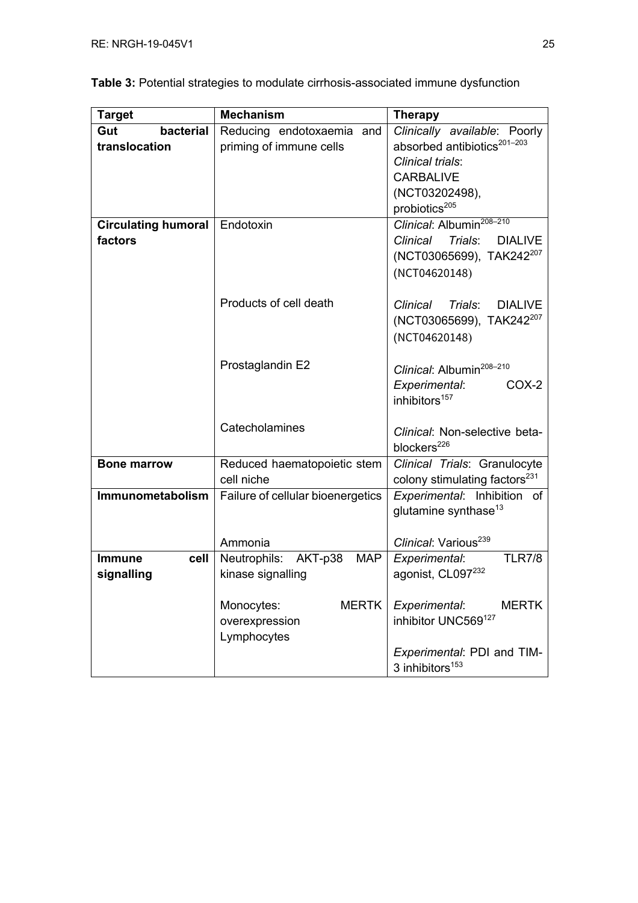**Table 3:** Potential strategies to modulate cirrhosis-associated immune dysfunction

| Target | Mechanism | Therapy |
|---|---|---|
| **Gut bacterial translocation** | Reducing endotoxaemia and priming of immune cells | *Clinically available*: Poorly absorbed antibiotics[201–203] *Clinical trials*: CARBALIVE (NCT03202498), probiotics[205] |
| **Circulating humoral factors** | Endotoxin | *Clinical*: Albumin[208–210] *Clinical Trials*: DIALIVE (NCT03065699), TAK242[207] (NCT04620148) |
| | Products of cell death | *Clinical Trials*: DIALIVE (NCT03065699), TAK242[207] (NCT04620148) |
| | Prostaglandin E2 | *Clinical*: Albumin[208–210] *Experimental*: COX-2 inhibitors[157] |
| | Catecholamines | *Clinical*: Non-selective beta-blockers[226] |
| **Bone marrow** | Reduced haematopoietic stem cell niche | *Clinical Trials*: Granulocyte colony stimulating factors[231] |
| **Immunometabolism** | Failure of cellular bioenergetics | *Experimental*: Inhibition of glutamine synthase[13] |
| | Ammonia | *Clinical*: Various[239] |
| **Immune cell signalling** | Neutrophils: AKT-p38 MAP kinase signalling | *Experimental*: TLR7/8 agonist, CL097[232] |
| | Monocytes: MERTK overexpression | *Experimental*: MERTK inhibitor UNC569[127] |
| | Lymphocytes | *Experimental*: PDI and TIM-3 inhibitors[153] |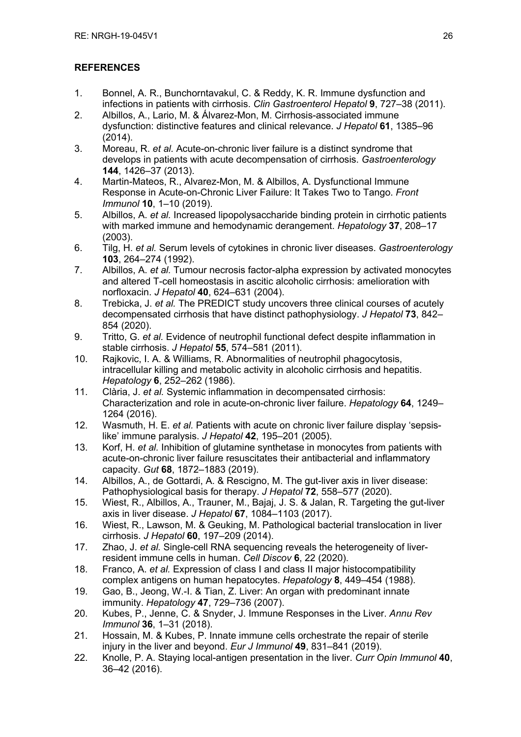## REFERENCES

1. Bonnel, A. R., Bunchorntavakul, C. & Reddy, K. R. Immune dysfunction and infections in patients with cirrhosis. *Clin Gastroenterol Hepatol* **9**, 727–38 (2011).
2. Albillos, A., Lario, M. & Álvarez-Mon, M. Cirrhosis-associated immune dysfunction: distinctive features and clinical relevance. *J Hepatol* **61**, 1385–96 (2014).
3. Moreau, R. *et al.* Acute-on-chronic liver failure is a distinct syndrome that develops in patients with acute decompensation of cirrhosis. *Gastroenterology* **144**, 1426–37 (2013).
4. Martin-Mateos, R., Alvarez-Mon, M. & Albillos, A. Dysfunctional Immune Response in Acute-on-Chronic Liver Failure: It Takes Two to Tango. *Front Immunol* **10**, 1–10 (2019).
5. Albillos, A. *et al.* Increased lipopolysaccharide binding protein in cirrhotic patients with marked immune and hemodynamic derangement. *Hepatology* **37**, 208–17 (2003).
6. Tilg, H. *et al.* Serum levels of cytokines in chronic liver diseases. *Gastroenterology* **103**, 264–274 (1992).
7. Albillos, A. *et al.* Tumour necrosis factor-alpha expression by activated monocytes and altered T-cell homeostasis in ascitic alcoholic cirrhosis: amelioration with norfloxacin. *J Hepatol* **40**, 624–631 (2004).
8. Trebicka, J. *et al.* The PREDICT study uncovers three clinical courses of acutely decompensated cirrhosis that have distinct pathophysiology. *J Hepatol* **73**, 842–854 (2020).
9. Tritto, G. *et al.* Evidence of neutrophil functional defect despite inflammation in stable cirrhosis. *J Hepatol* **55**, 574–581 (2011).
10. Rajkovic, I. A. & Williams, R. Abnormalities of neutrophil phagocytosis, intracellular killing and metabolic activity in alcoholic cirrhosis and hepatitis. *Hepatology* **6**, 252–262 (1986).
11. Clària, J. *et al.* Systemic inflammation in decompensated cirrhosis: Characterization and role in acute-on-chronic liver failure. *Hepatology* **64**, 1249–1264 (2016).
12. Wasmuth, H. E. *et al.* Patients with acute on chronic liver failure display 'sepsis-like' immune paralysis. *J Hepatol* **42**, 195–201 (2005).
13. Korf, H. *et al.* Inhibition of glutamine synthetase in monocytes from patients with acute-on-chronic liver failure resuscitates their antibacterial and inflammatory capacity. *Gut* **68**, 1872–1883 (2019).
14. Albillos, A., de Gottardi, A. & Rescigno, M. The gut-liver axis in liver disease: Pathophysiological basis for therapy. *J Hepatol* **72**, 558–577 (2020).
15. Wiest, R., Albillos, A., Trauner, M., Bajaj, J. S. & Jalan, R. Targeting the gut-liver axis in liver disease. *J Hepatol* **67**, 1084–1103 (2017).
16. Wiest, R., Lawson, M. & Geuking, M. Pathological bacterial translocation in liver cirrhosis. *J Hepatol* **60**, 197–209 (2014).
17. Zhao, J. *et al.* Single-cell RNA sequencing reveals the heterogeneity of liver-resident immune cells in human. *Cell Discov* **6**, 22 (2020).
18. Franco, A. *et al.* Expression of class I and class II major histocompatibility complex antigens on human hepatocytes. *Hepatology* **8**, 449–454 (1988).
19. Gao, B., Jeong, W.-I. & Tian, Z. Liver: An organ with predominant innate immunity. *Hepatology* **47**, 729–736 (2007).
20. Kubes, P., Jenne, C. & Snyder, J. Immune Responses in the Liver. *Annu Rev Immunol* **36**, 1–31 (2018).
21. Hossain, M. & Kubes, P. Innate immune cells orchestrate the repair of sterile injury in the liver and beyond. *Eur J Immunol* **49**, 831–841 (2019).
22. Knolle, P. A. Staying local-antigen presentation in the liver. *Curr Opin Immunol* **40**, 36–42 (2016).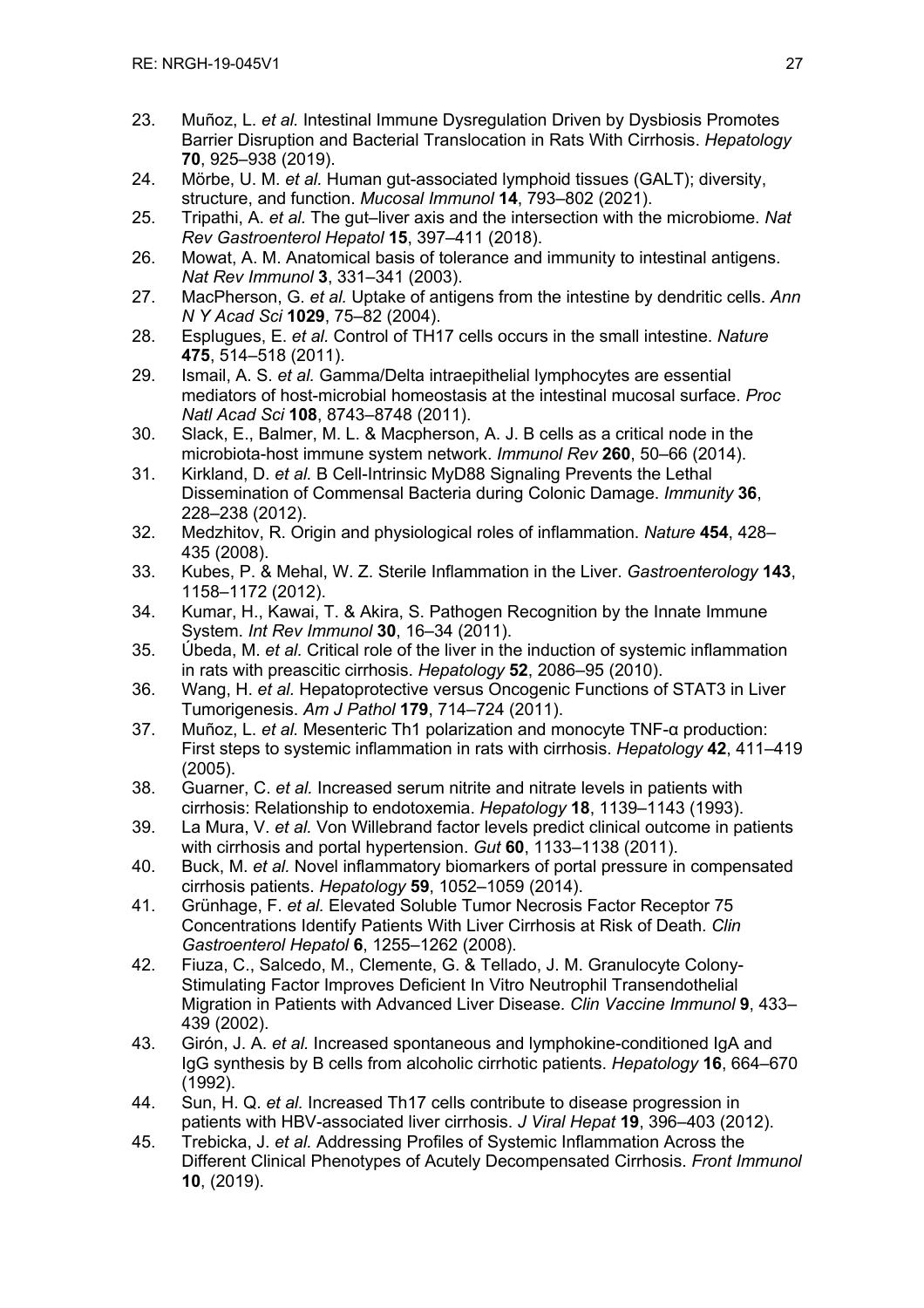23. Muñoz, L. *et al.* Intestinal Immune Dysregulation Driven by Dysbiosis Promotes Barrier Disruption and Bacterial Translocation in Rats With Cirrhosis. *Hepatology* **70**, 925–938 (2019).
24. Mörbe, U. M. *et al.* Human gut-associated lymphoid tissues (GALT); diversity, structure, and function. *Mucosal Immunol* **14**, 793–802 (2021).
25. Tripathi, A. *et al.* The gut–liver axis and the intersection with the microbiome. *Nat Rev Gastroenterol Hepatol* **15**, 397–411 (2018).
26. Mowat, A. M. Anatomical basis of tolerance and immunity to intestinal antigens. *Nat Rev Immunol* **3**, 331–341 (2003).
27. MacPherson, G. *et al.* Uptake of antigens from the intestine by dendritic cells. *Ann N Y Acad Sci* **1029**, 75–82 (2004).
28. Esplugues, E. *et al.* Control of TH17 cells occurs in the small intestine. *Nature* **475**, 514–518 (2011).
29. Ismail, A. S. *et al.* Gamma/Delta intraepithelial lymphocytes are essential mediators of host-microbial homeostasis at the intestinal mucosal surface. *Proc Natl Acad Sci* **108**, 8743–8748 (2011).
30. Slack, E., Balmer, M. L. & Macpherson, A. J. B cells as a critical node in the microbiota-host immune system network. *Immunol Rev* **260**, 50–66 (2014).
31. Kirkland, D. *et al.* B Cell-Intrinsic MyD88 Signaling Prevents the Lethal Dissemination of Commensal Bacteria during Colonic Damage. *Immunity* **36**, 228–238 (2012).
32. Medzhitov, R. Origin and physiological roles of inflammation. *Nature* **454**, 428–435 (2008).
33. Kubes, P. & Mehal, W. Z. Sterile Inflammation in the Liver. *Gastroenterology* **143**, 1158–1172 (2012).
34. Kumar, H., Kawai, T. & Akira, S. Pathogen Recognition by the Innate Immune System. *Int Rev Immunol* **30**, 16–34 (2011).
35. Úbeda, M. *et al.* Critical role of the liver in the induction of systemic inflammation in rats with preascitic cirrhosis. *Hepatology* **52**, 2086–95 (2010).
36. Wang, H. *et al.* Hepatoprotective versus Oncogenic Functions of STAT3 in Liver Tumorigenesis. *Am J Pathol* **179**, 714–724 (2011).
37. Muñoz, L. *et al.* Mesenteric Th1 polarization and monocyte TNF-α production: First steps to systemic inflammation in rats with cirrhosis. *Hepatology* **42**, 411–419 (2005).
38. Guarner, C. *et al.* Increased serum nitrite and nitrate levels in patients with cirrhosis: Relationship to endotoxemia. *Hepatology* **18**, 1139–1143 (1993).
39. La Mura, V. *et al.* Von Willebrand factor levels predict clinical outcome in patients with cirrhosis and portal hypertension. *Gut* **60**, 1133–1138 (2011).
40. Buck, M. *et al.* Novel inflammatory biomarkers of portal pressure in compensated cirrhosis patients. *Hepatology* **59**, 1052–1059 (2014).
41. Grünhage, F. *et al.* Elevated Soluble Tumor Necrosis Factor Receptor 75 Concentrations Identify Patients With Liver Cirrhosis at Risk of Death. *Clin Gastroenterol Hepatol* **6**, 1255–1262 (2008).
42. Fiuza, C., Salcedo, M., Clemente, G. & Tellado, J. M. Granulocyte Colony-Stimulating Factor Improves Deficient In Vitro Neutrophil Transendothelial Migration in Patients with Advanced Liver Disease. *Clin Vaccine Immunol* **9**, 433–439 (2002).
43. Girón, J. A. *et al.* Increased spontaneous and lymphokine-conditioned IgA and IgG synthesis by B cells from alcoholic cirrhotic patients. *Hepatology* **16**, 664–670 (1992).
44. Sun, H. Q. *et al.* Increased Th17 cells contribute to disease progression in patients with HBV-associated liver cirrhosis. *J Viral Hepat* **19**, 396–403 (2012).
45. Trebicka, J. *et al.* Addressing Profiles of Systemic Inflammation Across the Different Clinical Phenotypes of Acutely Decompensated Cirrhosis. *Front Immunol* **10**, (2019).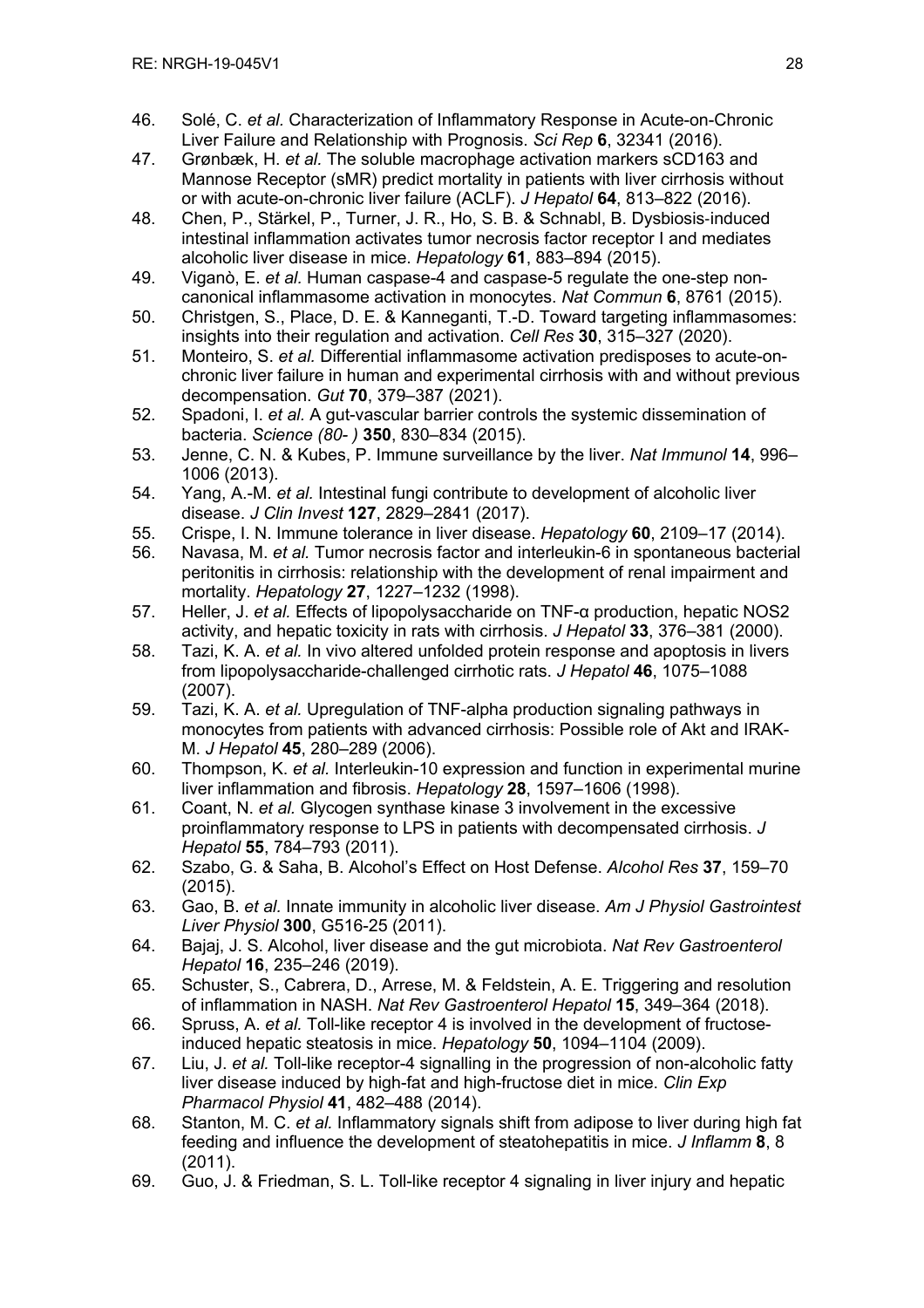46. Solé, C. *et al.* Characterization of Inflammatory Response in Acute-on-Chronic Liver Failure and Relationship with Prognosis. *Sci Rep* **6**, 32341 (2016).
47. Grønbæk, H. *et al.* The soluble macrophage activation markers sCD163 and Mannose Receptor (sMR) predict mortality in patients with liver cirrhosis without or with acute-on-chronic liver failure (ACLF). *J Hepatol* **64**, 813–822 (2016).
48. Chen, P., Stärkel, P., Turner, J. R., Ho, S. B. & Schnabl, B. Dysbiosis-induced intestinal inflammation activates tumor necrosis factor receptor I and mediates alcoholic liver disease in mice. *Hepatology* **61**, 883–894 (2015).
49. Viganò, E. *et al.* Human caspase-4 and caspase-5 regulate the one-step non-canonical inflammasome activation in monocytes. *Nat Commun* **6**, 8761 (2015).
50. Christgen, S., Place, D. E. & Kanneganti, T.-D. Toward targeting inflammasomes: insights into their regulation and activation. *Cell Res* **30**, 315–327 (2020).
51. Monteiro, S. *et al.* Differential inflammasome activation predisposes to acute-on-chronic liver failure in human and experimental cirrhosis with and without previous decompensation. *Gut* **70**, 379–387 (2021).
52. Spadoni, I. *et al.* A gut-vascular barrier controls the systemic dissemination of bacteria. *Science (80- )* **350**, 830–834 (2015).
53. Jenne, C. N. & Kubes, P. Immune surveillance by the liver. *Nat Immunol* **14**, 996–1006 (2013).
54. Yang, A.-M. *et al.* Intestinal fungi contribute to development of alcoholic liver disease. *J Clin Invest* **127**, 2829–2841 (2017).
55. Crispe, I. N. Immune tolerance in liver disease. *Hepatology* **60**, 2109–17 (2014).
56. Navasa, M. *et al.* Tumor necrosis factor and interleukin-6 in spontaneous bacterial peritonitis in cirrhosis: relationship with the development of renal impairment and mortality. *Hepatology* **27**, 1227–1232 (1998).
57. Heller, J. *et al.* Effects of lipopolysaccharide on TNF-α production, hepatic NOS2 activity, and hepatic toxicity in rats with cirrhosis. *J Hepatol* **33**, 376–381 (2000).
58. Tazi, K. A. *et al.* In vivo altered unfolded protein response and apoptosis in livers from lipopolysaccharide-challenged cirrhotic rats. *J Hepatol* **46**, 1075–1088 (2007).
59. Tazi, K. A. *et al.* Upregulation of TNF-alpha production signaling pathways in monocytes from patients with advanced cirrhosis: Possible role of Akt and IRAK-M. *J Hepatol* **45**, 280–289 (2006).
60. Thompson, K. *et al.* Interleukin-10 expression and function in experimental murine liver inflammation and fibrosis. *Hepatology* **28**, 1597–1606 (1998).
61. Coant, N. *et al.* Glycogen synthase kinase 3 involvement in the excessive proinflammatory response to LPS in patients with decompensated cirrhosis. *J Hepatol* **55**, 784–793 (2011).
62. Szabo, G. & Saha, B. Alcohol's Effect on Host Defense. *Alcohol Res* **37**, 159–70 (2015).
63. Gao, B. *et al.* Innate immunity in alcoholic liver disease. *Am J Physiol Gastrointest Liver Physiol* **300**, G516-25 (2011).
64. Bajaj, J. S. Alcohol, liver disease and the gut microbiota. *Nat Rev Gastroenterol Hepatol* **16**, 235–246 (2019).
65. Schuster, S., Cabrera, D., Arrese, M. & Feldstein, A. E. Triggering and resolution of inflammation in NASH. *Nat Rev Gastroenterol Hepatol* **15**, 349–364 (2018).
66. Spruss, A. *et al.* Toll-like receptor 4 is involved in the development of fructose-induced hepatic steatosis in mice. *Hepatology* **50**, 1094–1104 (2009).
67. Liu, J. *et al.* Toll-like receptor-4 signalling in the progression of non-alcoholic fatty liver disease induced by high-fat and high-fructose diet in mice. *Clin Exp Pharmacol Physiol* **41**, 482–488 (2014).
68. Stanton, M. C. *et al.* Inflammatory signals shift from adipose to liver during high fat feeding and influence the development of steatohepatitis in mice. *J Inflamm* **8**, 8 (2011).
69. Guo, J. & Friedman, S. L. Toll-like receptor 4 signaling in liver injury and hepatic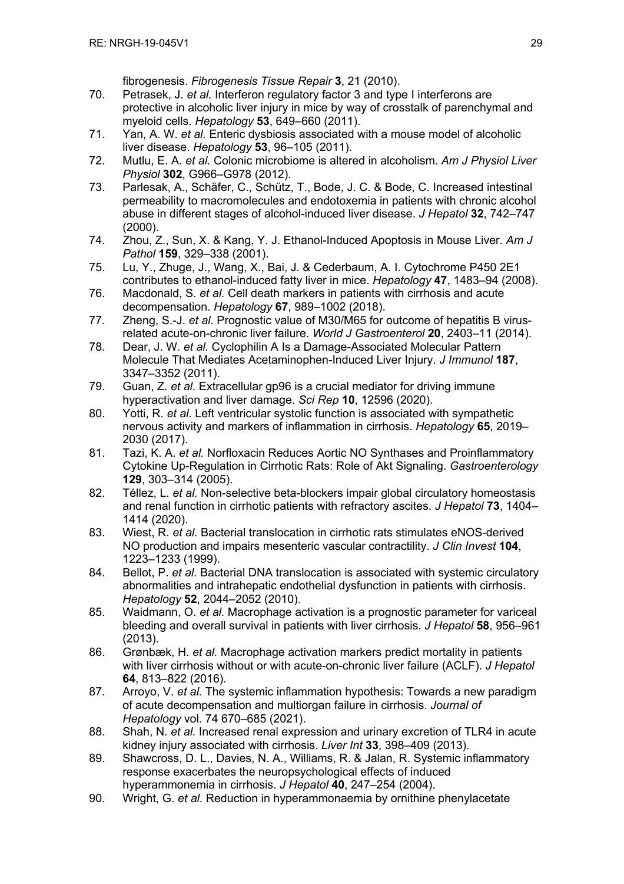fibrogenesis. *Fibrogenesis Tissue Repair* **3**, 21 (2010).

70. Petrasek, J. *et al.* Interferon regulatory factor 3 and type I interferons are protective in alcoholic liver injury in mice by way of crosstalk of parenchymal and myeloid cells. *Hepatology* **53**, 649–660 (2011).
71. Yan, A. W. *et al.* Enteric dysbiosis associated with a mouse model of alcoholic liver disease. *Hepatology* **53**, 96–105 (2011).
72. Mutlu, E. A. *et al.* Colonic microbiome is altered in alcoholism. *Am J Physiol Liver Physiol* **302**, G966–G978 (2012).
73. Parlesak, A., Schäfer, C., Schütz, T., Bode, J. C. & Bode, C. Increased intestinal permeability to macromolecules and endotoxemia in patients with chronic alcohol abuse in different stages of alcohol-induced liver disease. *J Hepatol* **32**, 742–747 (2000).
74. Zhou, Z., Sun, X. & Kang, Y. J. Ethanol-Induced Apoptosis in Mouse Liver. *Am J Pathol* **159**, 329–338 (2001).
75. Lu, Y., Zhuge, J., Wang, X., Bai, J. & Cederbaum, A. I. Cytochrome P450 2E1 contributes to ethanol-induced fatty liver in mice. *Hepatology* **47**, 1483–94 (2008).
76. Macdonald, S. *et al.* Cell death markers in patients with cirrhosis and acute decompensation. *Hepatology* **67**, 989–1002 (2018).
77. Zheng, S.-J. *et al.* Prognostic value of M30/M65 for outcome of hepatitis B virus-related acute-on-chronic liver failure. *World J Gastroenterol* **20**, 2403–11 (2014).
78. Dear, J. W. *et al.* Cyclophilin A Is a Damage-Associated Molecular Pattern Molecule That Mediates Acetaminophen-Induced Liver Injury. *J Immunol* **187**, 3347–3352 (2011).
79. Guan, Z. *et al.* Extracellular gp96 is a crucial mediator for driving immune hyperactivation and liver damage. *Sci Rep* **10**, 12596 (2020).
80. Yotti, R. *et al.* Left ventricular systolic function is associated with sympathetic nervous activity and markers of inflammation in cirrhosis. *Hepatology* **65**, 2019–2030 (2017).
81. Tazi, K. A. *et al.* Norfloxacin Reduces Aortic NO Synthases and Proinflammatory Cytokine Up-Regulation in Cirrhotic Rats: Role of Akt Signaling. *Gastroenterology* **129**, 303–314 (2005).
82. Téllez, L. *et al.* Non-selective beta-blockers impair global circulatory homeostasis and renal function in cirrhotic patients with refractory ascites. *J Hepatol* **73**, 1404–1414 (2020).
83. Wiest, R. *et al.* Bacterial translocation in cirrhotic rats stimulates eNOS-derived NO production and impairs mesenteric vascular contractility. *J Clin Invest* **104**, 1223–1233 (1999).
84. Bellot, P. *et al.* Bacterial DNA translocation is associated with systemic circulatory abnormalities and intrahepatic endothelial dysfunction in patients with cirrhosis. *Hepatology* **52**, 2044–2052 (2010).
85. Waidmann, O. *et al.* Macrophage activation is a prognostic parameter for variceal bleeding and overall survival in patients with liver cirrhosis. *J Hepatol* **58**, 956–961 (2013).
86. Grønbæk, H. *et al.* Macrophage activation markers predict mortality in patients with liver cirrhosis without or with acute-on-chronic liver failure (ACLF). *J Hepatol* **64**, 813–822 (2016).
87. Arroyo, V. *et al.* The systemic inflammation hypothesis: Towards a new paradigm of acute decompensation and multiorgan failure in cirrhosis. *Journal of Hepatology* vol. 74 670–685 (2021).
88. Shah, N. *et al.* Increased renal expression and urinary excretion of TLR4 in acute kidney injury associated with cirrhosis. *Liver Int* **33**, 398–409 (2013).
89. Shawcross, D. L., Davies, N. A., Williams, R. & Jalan, R. Systemic inflammatory response exacerbates the neuropsychological effects of induced hyperammonemia in cirrhosis. *J Hepatol* **40**, 247–254 (2004).
90. Wright, G. *et al.* Reduction in hyperammonaemia by ornithine phenylacetate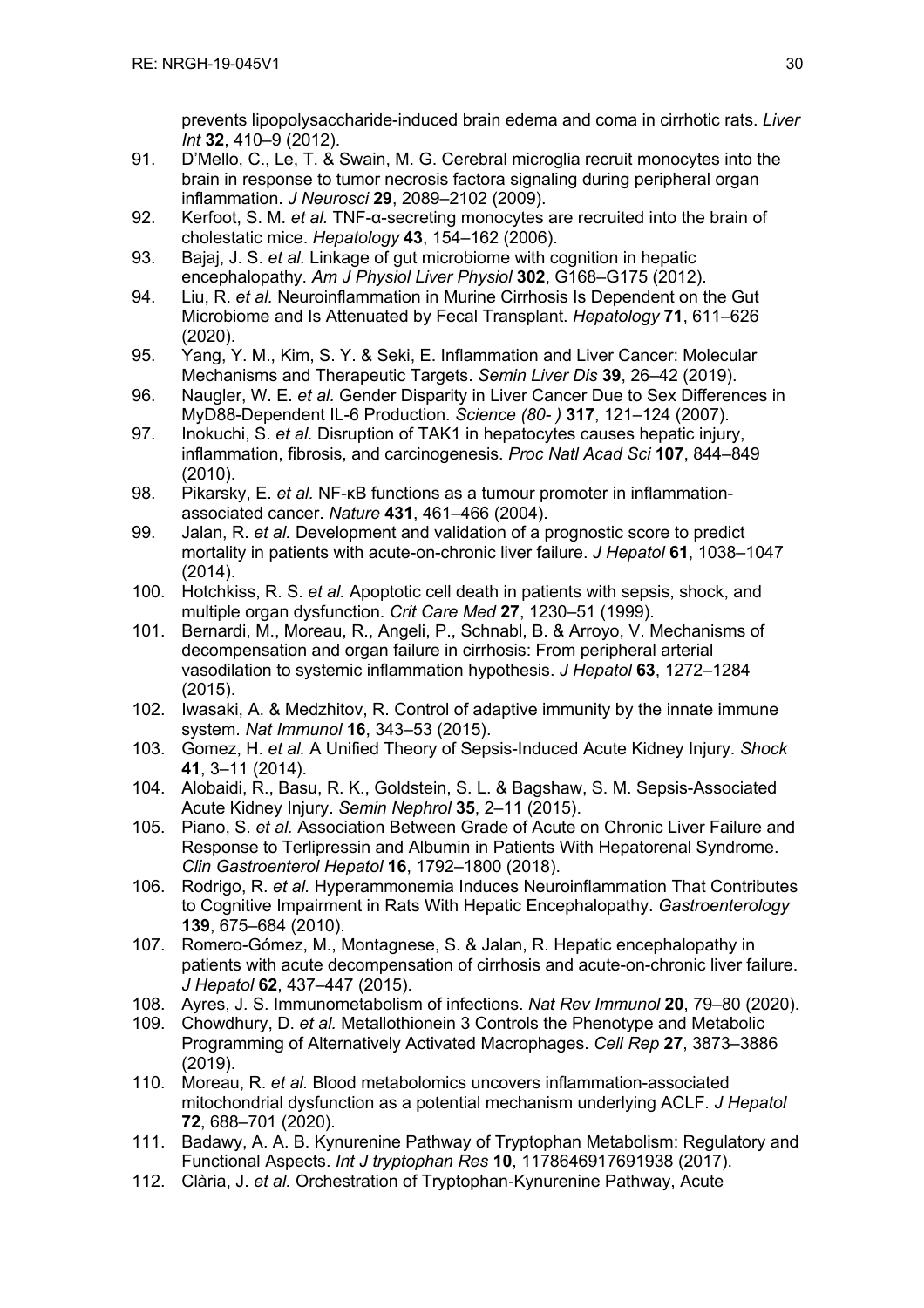prevents lipopolysaccharide-induced brain edema and coma in cirrhotic rats. *Liver Int* **32**, 410–9 (2012).

91. D'Mello, C., Le, T. & Swain, M. G. Cerebral microglia recruit monocytes into the brain in response to tumor necrosis factora signaling during peripheral organ inflammation. *J Neurosci* **29**, 2089–2102 (2009).
92. Kerfoot, S. M. *et al.* TNF-α-secreting monocytes are recruited into the brain of cholestatic mice. *Hepatology* **43**, 154–162 (2006).
93. Bajaj, J. S. *et al.* Linkage of gut microbiome with cognition in hepatic encephalopathy. *Am J Physiol Liver Physiol* **302**, G168–G175 (2012).
94. Liu, R. *et al.* Neuroinflammation in Murine Cirrhosis Is Dependent on the Gut Microbiome and Is Attenuated by Fecal Transplant. *Hepatology* **71**, 611–626 (2020).
95. Yang, Y. M., Kim, S. Y. & Seki, E. Inflammation and Liver Cancer: Molecular Mechanisms and Therapeutic Targets. *Semin Liver Dis* **39**, 26–42 (2019).
96. Naugler, W. E. *et al.* Gender Disparity in Liver Cancer Due to Sex Differences in MyD88-Dependent IL-6 Production. *Science (80- )* **317**, 121–124 (2007).
97. Inokuchi, S. *et al.* Disruption of TAK1 in hepatocytes causes hepatic injury, inflammation, fibrosis, and carcinogenesis. *Proc Natl Acad Sci* **107**, 844–849 (2010).
98. Pikarsky, E. *et al.* NF-κB functions as a tumour promoter in inflammation-associated cancer. *Nature* **431**, 461–466 (2004).
99. Jalan, R. *et al.* Development and validation of a prognostic score to predict mortality in patients with acute-on-chronic liver failure. *J Hepatol* **61**, 1038–1047 (2014).
100. Hotchkiss, R. S. *et al.* Apoptotic cell death in patients with sepsis, shock, and multiple organ dysfunction. *Crit Care Med* **27**, 1230–51 (1999).
101. Bernardi, M., Moreau, R., Angeli, P., Schnabl, B. & Arroyo, V. Mechanisms of decompensation and organ failure in cirrhosis: From peripheral arterial vasodilation to systemic inflammation hypothesis. *J Hepatol* **63**, 1272–1284 (2015).
102. Iwasaki, A. & Medzhitov, R. Control of adaptive immunity by the innate immune system. *Nat Immunol* **16**, 343–53 (2015).
103. Gomez, H. *et al.* A Unified Theory of Sepsis-Induced Acute Kidney Injury. *Shock* **41**, 3–11 (2014).
104. Alobaidi, R., Basu, R. K., Goldstein, S. L. & Bagshaw, S. M. Sepsis-Associated Acute Kidney Injury. *Semin Nephrol* **35**, 2–11 (2015).
105. Piano, S. *et al.* Association Between Grade of Acute on Chronic Liver Failure and Response to Terlipressin and Albumin in Patients With Hepatorenal Syndrome. *Clin Gastroenterol Hepatol* **16**, 1792–1800 (2018).
106. Rodrigo, R. *et al.* Hyperammonemia Induces Neuroinflammation That Contributes to Cognitive Impairment in Rats With Hepatic Encephalopathy. *Gastroenterology* **139**, 675–684 (2010).
107. Romero-Gómez, M., Montagnese, S. & Jalan, R. Hepatic encephalopathy in patients with acute decompensation of cirrhosis and acute-on-chronic liver failure. *J Hepatol* **62**, 437–447 (2015).
108. Ayres, J. S. Immunometabolism of infections. *Nat Rev Immunol* **20**, 79–80 (2020).
109. Chowdhury, D. *et al.* Metallothionein 3 Controls the Phenotype and Metabolic Programming of Alternatively Activated Macrophages. *Cell Rep* **27**, 3873–3886 (2019).
110. Moreau, R. *et al.* Blood metabolomics uncovers inflammation-associated mitochondrial dysfunction as a potential mechanism underlying ACLF. *J Hepatol* **72**, 688–701 (2020).
111. Badawy, A. A. B. Kynurenine Pathway of Tryptophan Metabolism: Regulatory and Functional Aspects. *Int J tryptophan Res* **10**, 1178646917691938 (2017).
112. Clària, J. *et al.* Orchestration of Tryptophan-Kynurenine Pathway, Acute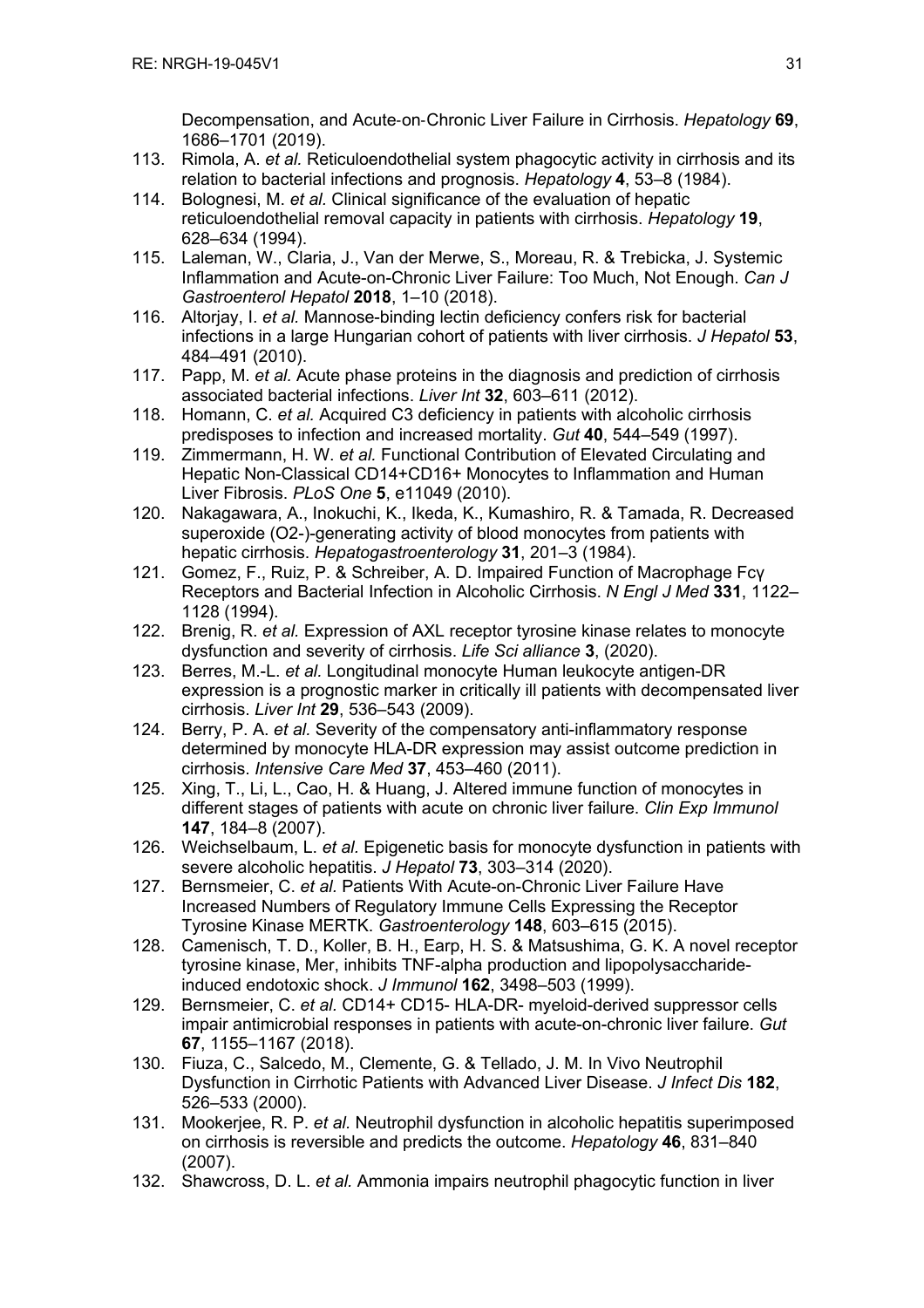Decompensation, and Acute‑on‑Chronic Liver Failure in Cirrhosis. *Hepatology* **69**, 1686–1701 (2019).

113. Rimola, A. *et al.* Reticuloendothelial system phagocytic activity in cirrhosis and its relation to bacterial infections and prognosis. *Hepatology* **4**, 53–8 (1984).
114. Bolognesi, M. *et al.* Clinical significance of the evaluation of hepatic reticuloendothelial removal capacity in patients with cirrhosis. *Hepatology* **19**, 628–634 (1994).
115. Laleman, W., Claria, J., Van der Merwe, S., Moreau, R. & Trebicka, J. Systemic Inflammation and Acute-on-Chronic Liver Failure: Too Much, Not Enough. *Can J Gastroenterol Hepatol* **2018**, 1–10 (2018).
116. Altorjay, I. *et al.* Mannose-binding lectin deficiency confers risk for bacterial infections in a large Hungarian cohort of patients with liver cirrhosis. *J Hepatol* **53**, 484–491 (2010).
117. Papp, M. *et al.* Acute phase proteins in the diagnosis and prediction of cirrhosis associated bacterial infections. *Liver Int* **32**, 603–611 (2012).
118. Homann, C. *et al.* Acquired C3 deficiency in patients with alcoholic cirrhosis predisposes to infection and increased mortality. *Gut* **40**, 544–549 (1997).
119. Zimmermann, H. W. *et al.* Functional Contribution of Elevated Circulating and Hepatic Non-Classical CD14+CD16+ Monocytes to Inflammation and Human Liver Fibrosis. *PLoS One* **5**, e11049 (2010).
120. Nakagawara, A., Inokuchi, K., Ikeda, K., Kumashiro, R. & Tamada, R. Decreased superoxide (O2-)-generating activity of blood monocytes from patients with hepatic cirrhosis. *Hepatogastroenterology* **31**, 201–3 (1984).
121. Gomez, F., Ruiz, P. & Schreiber, A. D. Impaired Function of Macrophage Fcγ Receptors and Bacterial Infection in Alcoholic Cirrhosis. *N Engl J Med* **331**, 1122–1128 (1994).
122. Brenig, R. *et al.* Expression of AXL receptor tyrosine kinase relates to monocyte dysfunction and severity of cirrhosis. *Life Sci alliance* **3**, (2020).
123. Berres, M.-L. *et al.* Longitudinal monocyte Human leukocyte antigen-DR expression is a prognostic marker in critically ill patients with decompensated liver cirrhosis. *Liver Int* **29**, 536–543 (2009).
124. Berry, P. A. *et al.* Severity of the compensatory anti-inflammatory response determined by monocyte HLA-DR expression may assist outcome prediction in cirrhosis. *Intensive Care Med* **37**, 453–460 (2011).
125. Xing, T., Li, L., Cao, H. & Huang, J. Altered immune function of monocytes in different stages of patients with acute on chronic liver failure. *Clin Exp Immunol* **147**, 184–8 (2007).
126. Weichselbaum, L. *et al.* Epigenetic basis for monocyte dysfunction in patients with severe alcoholic hepatitis. *J Hepatol* **73**, 303–314 (2020).
127. Bernsmeier, C. *et al.* Patients With Acute-on-Chronic Liver Failure Have Increased Numbers of Regulatory Immune Cells Expressing the Receptor Tyrosine Kinase MERTK. *Gastroenterology* **148**, 603–615 (2015).
128. Camenisch, T. D., Koller, B. H., Earp, H. S. & Matsushima, G. K. A novel receptor tyrosine kinase, Mer, inhibits TNF-alpha production and lipopolysaccharide-induced endotoxic shock. *J Immunol* **162**, 3498–503 (1999).
129. Bernsmeier, C. *et al.* CD14+ CD15- HLA-DR- myeloid-derived suppressor cells impair antimicrobial responses in patients with acute-on-chronic liver failure. *Gut* **67**, 1155–1167 (2018).
130. Fiuza, C., Salcedo, M., Clemente, G. & Tellado, J. M. In Vivo Neutrophil Dysfunction in Cirrhotic Patients with Advanced Liver Disease. *J Infect Dis* **182**, 526–533 (2000).
131. Mookerjee, R. P. *et al.* Neutrophil dysfunction in alcoholic hepatitis superimposed on cirrhosis is reversible and predicts the outcome. *Hepatology* **46**, 831–840 (2007).
132. Shawcross, D. L. *et al.* Ammonia impairs neutrophil phagocytic function in liver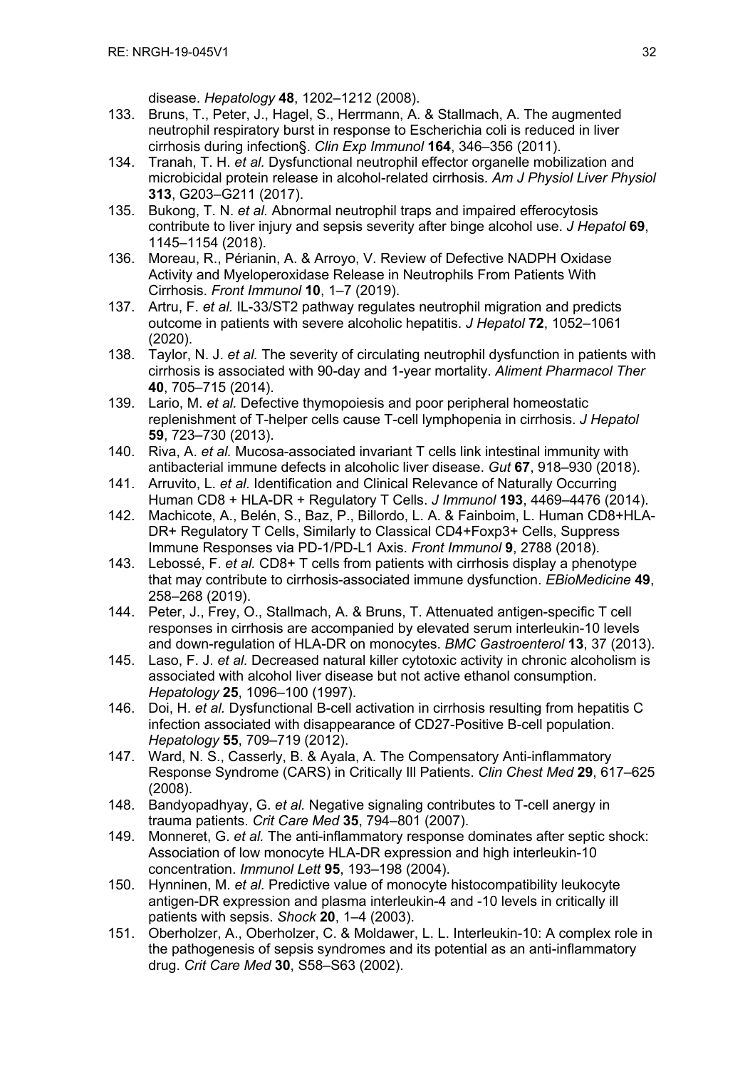disease. *Hepatology* **48**, 1202–1212 (2008).

133. Bruns, T., Peter, J., Hagel, S., Herrmann, A. & Stallmach, A. The augmented neutrophil respiratory burst in response to Escherichia coli is reduced in liver cirrhosis during infection§. *Clin Exp Immunol* **164**, 346–356 (2011).
134. Tranah, T. H. *et al.* Dysfunctional neutrophil effector organelle mobilization and microbicidal protein release in alcohol-related cirrhosis. *Am J Physiol Liver Physiol* **313**, G203–G211 (2017).
135. Bukong, T. N. *et al.* Abnormal neutrophil traps and impaired efferocytosis contribute to liver injury and sepsis severity after binge alcohol use. *J Hepatol* **69**, 1145–1154 (2018).
136. Moreau, R., Périanin, A. & Arroyo, V. Review of Defective NADPH Oxidase Activity and Myeloperoxidase Release in Neutrophils From Patients With Cirrhosis. *Front Immunol* **10**, 1–7 (2019).
137. Artru, F. *et al.* IL-33/ST2 pathway regulates neutrophil migration and predicts outcome in patients with severe alcoholic hepatitis. *J Hepatol* **72**, 1052–1061 (2020).
138. Taylor, N. J. *et al.* The severity of circulating neutrophil dysfunction in patients with cirrhosis is associated with 90-day and 1-year mortality. *Aliment Pharmacol Ther* **40**, 705–715 (2014).
139. Lario, M. *et al.* Defective thymopoiesis and poor peripheral homeostatic replenishment of T-helper cells cause T-cell lymphopenia in cirrhosis. *J Hepatol* **59**, 723–730 (2013).
140. Riva, A. *et al.* Mucosa-associated invariant T cells link intestinal immunity with antibacterial immune defects in alcoholic liver disease. *Gut* **67**, 918–930 (2018).
141. Arruvito, L. *et al.* Identification and Clinical Relevance of Naturally Occurring Human CD8 + HLA-DR + Regulatory T Cells. *J Immunol* **193**, 4469–4476 (2014).
142. Machicote, A., Belén, S., Baz, P., Billordo, L. A. & Fainboim, L. Human CD8+HLA-DR+ Regulatory T Cells, Similarly to Classical CD4+Foxp3+ Cells, Suppress Immune Responses via PD-1/PD-L1 Axis. *Front Immunol* **9**, 2788 (2018).
143. Lebossé, F. *et al.* CD8+ T cells from patients with cirrhosis display a phenotype that may contribute to cirrhosis-associated immune dysfunction. *EBioMedicine* **49**, 258–268 (2019).
144. Peter, J., Frey, O., Stallmach, A. & Bruns, T. Attenuated antigen-specific T cell responses in cirrhosis are accompanied by elevated serum interleukin-10 levels and down-regulation of HLA-DR on monocytes. *BMC Gastroenterol* **13**, 37 (2013).
145. Laso, F. J. *et al.* Decreased natural killer cytotoxic activity in chronic alcoholism is associated with alcohol liver disease but not active ethanol consumption. *Hepatology* **25**, 1096–100 (1997).
146. Doi, H. *et al.* Dysfunctional B-cell activation in cirrhosis resulting from hepatitis C infection associated with disappearance of CD27-Positive B-cell population. *Hepatology* **55**, 709–719 (2012).
147. Ward, N. S., Casserly, B. & Ayala, A. The Compensatory Anti-inflammatory Response Syndrome (CARS) in Critically Ill Patients. *Clin Chest Med* **29**, 617–625 (2008).
148. Bandyopadhyay, G. *et al.* Negative signaling contributes to T-cell anergy in trauma patients. *Crit Care Med* **35**, 794–801 (2007).
149. Monneret, G. *et al.* The anti-inflammatory response dominates after septic shock: Association of low monocyte HLA-DR expression and high interleukin-10 concentration. *Immunol Lett* **95**, 193–198 (2004).
150. Hynninen, M. *et al.* Predictive value of monocyte histocompatibility leukocyte antigen-DR expression and plasma interleukin-4 and -10 levels in critically ill patients with sepsis. *Shock* **20**, 1–4 (2003).
151. Oberholzer, A., Oberholzer, C. & Moldawer, L. L. Interleukin-10: A complex role in the pathogenesis of sepsis syndromes and its potential as an anti-inflammatory drug. *Crit Care Med* **30**, S58–S63 (2002).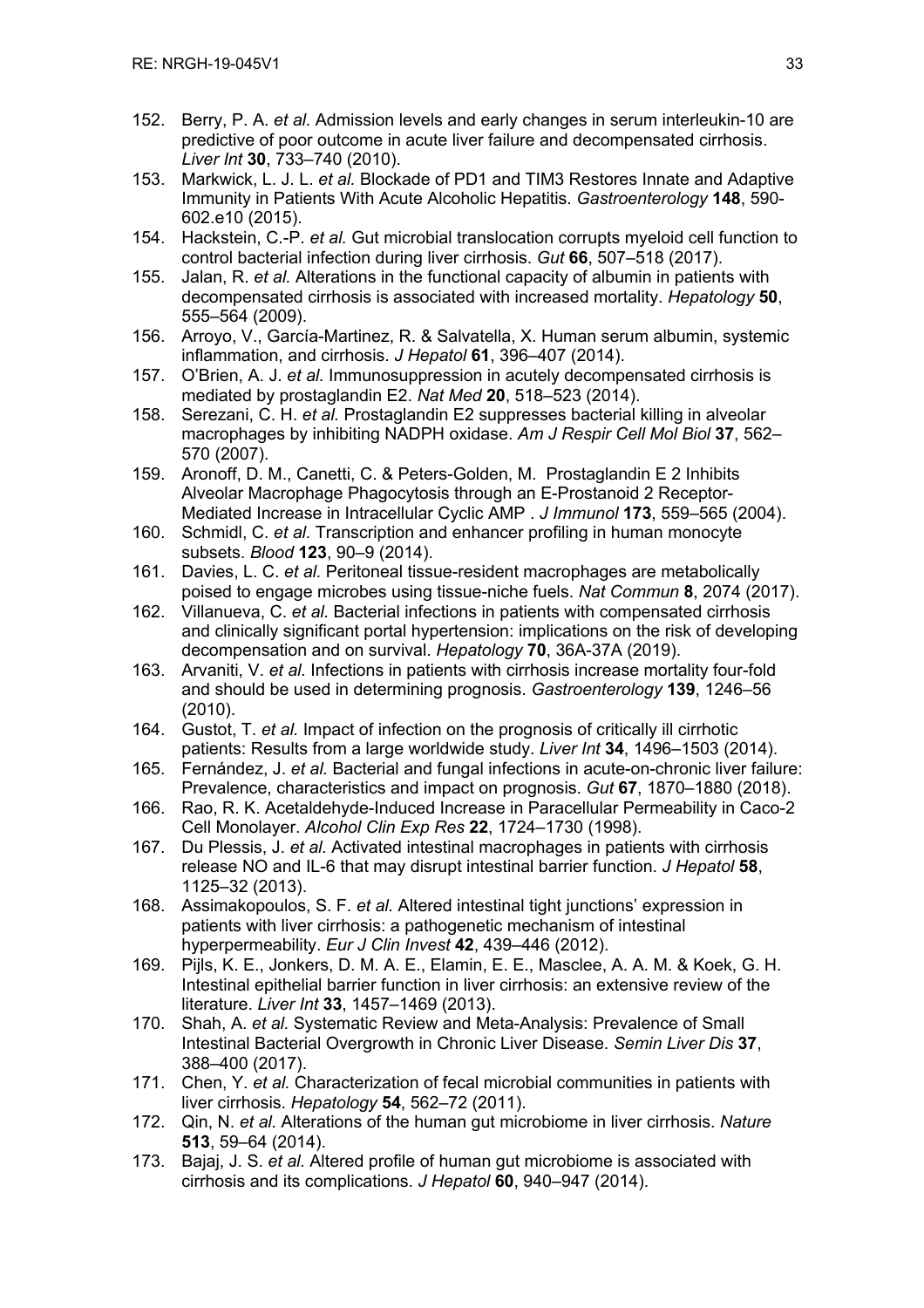152. Berry, P. A. *et al.* Admission levels and early changes in serum interleukin-10 are predictive of poor outcome in acute liver failure and decompensated cirrhosis. *Liver Int* **30**, 733–740 (2010).
153. Markwick, L. J. L. *et al.* Blockade of PD1 and TIM3 Restores Innate and Adaptive Immunity in Patients With Acute Alcoholic Hepatitis. *Gastroenterology* **148**, 590-602.e10 (2015).
154. Hackstein, C.-P. *et al.* Gut microbial translocation corrupts myeloid cell function to control bacterial infection during liver cirrhosis. *Gut* **66**, 507–518 (2017).
155. Jalan, R. *et al.* Alterations in the functional capacity of albumin in patients with decompensated cirrhosis is associated with increased mortality. *Hepatology* **50**, 555–564 (2009).
156. Arroyo, V., García-Martinez, R. & Salvatella, X. Human serum albumin, systemic inflammation, and cirrhosis. *J Hepatol* **61**, 396–407 (2014).
157. O'Brien, A. J. *et al.* Immunosuppression in acutely decompensated cirrhosis is mediated by prostaglandin E2. *Nat Med* **20**, 518–523 (2014).
158. Serezani, C. H. *et al.* Prostaglandin E2 suppresses bacterial killing in alveolar macrophages by inhibiting NADPH oxidase. *Am J Respir Cell Mol Biol* **37**, 562–570 (2007).
159. Aronoff, D. M., Canetti, C. & Peters-Golden, M. Prostaglandin E 2 Inhibits Alveolar Macrophage Phagocytosis through an E-Prostanoid 2 Receptor-Mediated Increase in Intracellular Cyclic AMP . *J Immunol* **173**, 559–565 (2004).
160. Schmidl, C. *et al.* Transcription and enhancer profiling in human monocyte subsets. *Blood* **123**, 90–9 (2014).
161. Davies, L. C. *et al.* Peritoneal tissue-resident macrophages are metabolically poised to engage microbes using tissue-niche fuels. *Nat Commun* **8**, 2074 (2017).
162. Villanueva, C. *et al.* Bacterial infections in patients with compensated cirrhosis and clinically significant portal hypertension: implications on the risk of developing decompensation and on survival. *Hepatology* **70**, 36A-37A (2019).
163. Arvaniti, V. *et al.* Infections in patients with cirrhosis increase mortality four-fold and should be used in determining prognosis. *Gastroenterology* **139**, 1246–56 (2010).
164. Gustot, T. *et al.* Impact of infection on the prognosis of critically ill cirrhotic patients: Results from a large worldwide study. *Liver Int* **34**, 1496–1503 (2014).
165. Fernández, J. *et al.* Bacterial and fungal infections in acute-on-chronic liver failure: Prevalence, characteristics and impact on prognosis. *Gut* **67**, 1870–1880 (2018).
166. Rao, R. K. Acetaldehyde-Induced Increase in Paracellular Permeability in Caco-2 Cell Monolayer. *Alcohol Clin Exp Res* **22**, 1724–1730 (1998).
167. Du Plessis, J. *et al.* Activated intestinal macrophages in patients with cirrhosis release NO and IL-6 that may disrupt intestinal barrier function. *J Hepatol* **58**, 1125–32 (2013).
168. Assimakopoulos, S. F. *et al.* Altered intestinal tight junctions' expression in patients with liver cirrhosis: a pathogenetic mechanism of intestinal hyperpermeability. *Eur J Clin Invest* **42**, 439–446 (2012).
169. Pijls, K. E., Jonkers, D. M. A. E., Elamin, E. E., Masclee, A. A. M. & Koek, G. H. Intestinal epithelial barrier function in liver cirrhosis: an extensive review of the literature. *Liver Int* **33**, 1457–1469 (2013).
170. Shah, A. *et al.* Systematic Review and Meta-Analysis: Prevalence of Small Intestinal Bacterial Overgrowth in Chronic Liver Disease. *Semin Liver Dis* **37**, 388–400 (2017).
171. Chen, Y. *et al.* Characterization of fecal microbial communities in patients with liver cirrhosis. *Hepatology* **54**, 562–72 (2011).
172. Qin, N. *et al.* Alterations of the human gut microbiome in liver cirrhosis. *Nature* **513**, 59–64 (2014).
173. Bajaj, J. S. *et al.* Altered profile of human gut microbiome is associated with cirrhosis and its complications. *J Hepatol* **60**, 940–947 (2014).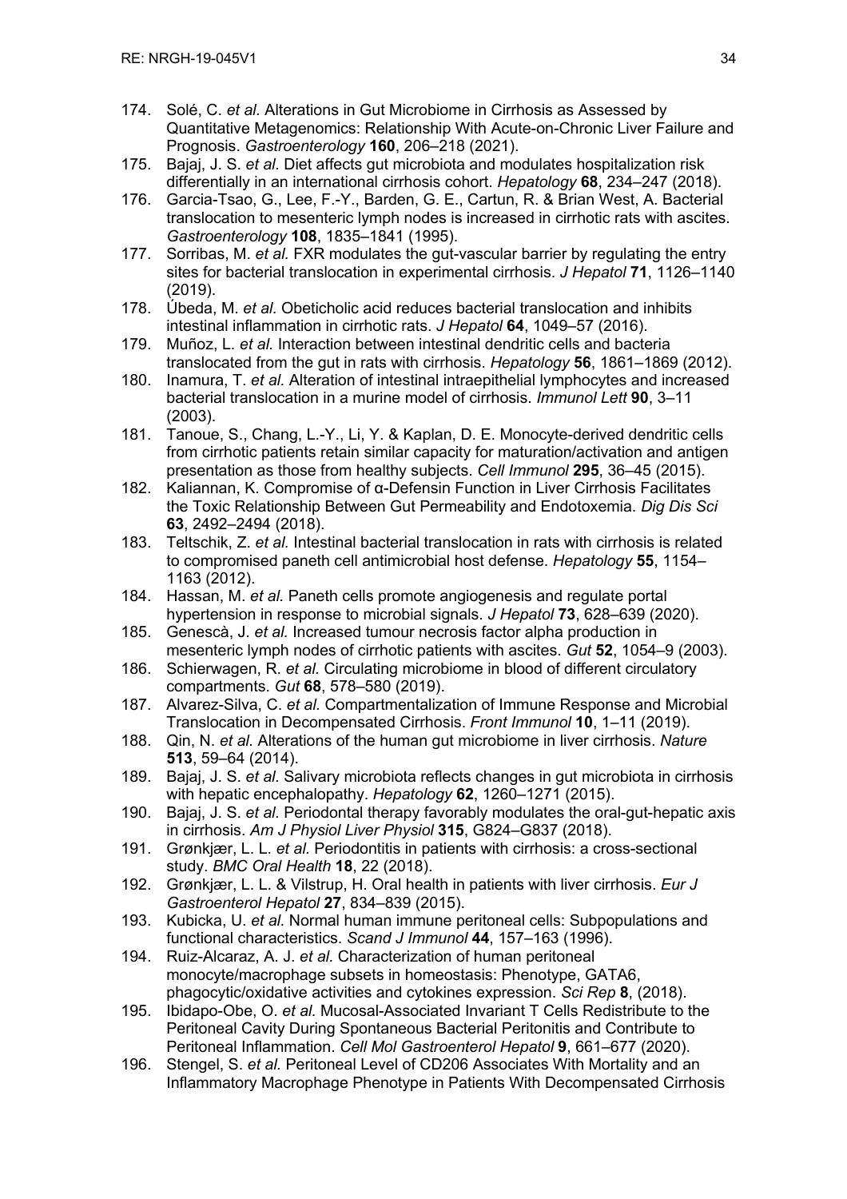174. Solé, C. *et al.* Alterations in Gut Microbiome in Cirrhosis as Assessed by Quantitative Metagenomics: Relationship With Acute-on-Chronic Liver Failure and Prognosis. *Gastroenterology* **160**, 206–218 (2021).
175. Bajaj, J. S. *et al.* Diet affects gut microbiota and modulates hospitalization risk differentially in an international cirrhosis cohort. *Hepatology* **68**, 234–247 (2018).
176. Garcia-Tsao, G., Lee, F.-Y., Barden, G. E., Cartun, R. & Brian West, A. Bacterial translocation to mesenteric lymph nodes is increased in cirrhotic rats with ascites. *Gastroenterology* **108**, 1835–1841 (1995).
177. Sorribas, M. *et al.* FXR modulates the gut-vascular barrier by regulating the entry sites for bacterial translocation in experimental cirrhosis. *J Hepatol* **71**, 1126–1140 (2019).
178. Úbeda, M. *et al.* Obeticholic acid reduces bacterial translocation and inhibits intestinal inflammation in cirrhotic rats. *J Hepatol* **64**, 1049–57 (2016).
179. Muñoz, L. *et al.* Interaction between intestinal dendritic cells and bacteria translocated from the gut in rats with cirrhosis. *Hepatology* **56**, 1861–1869 (2012).
180. Inamura, T. *et al.* Alteration of intestinal intraepithelial lymphocytes and increased bacterial translocation in a murine model of cirrhosis. *Immunol Lett* **90**, 3–11 (2003).
181. Tanoue, S., Chang, L.-Y., Li, Y. & Kaplan, D. E. Monocyte-derived dendritic cells from cirrhotic patients retain similar capacity for maturation/activation and antigen presentation as those from healthy subjects. *Cell Immunol* **295**, 36–45 (2015).
182. Kaliannan, K. Compromise of α-Defensin Function in Liver Cirrhosis Facilitates the Toxic Relationship Between Gut Permeability and Endotoxemia. *Dig Dis Sci* **63**, 2492–2494 (2018).
183. Teltschik, Z. *et al.* Intestinal bacterial translocation in rats with cirrhosis is related to compromised paneth cell antimicrobial host defense. *Hepatology* **55**, 1154–1163 (2012).
184. Hassan, M. *et al.* Paneth cells promote angiogenesis and regulate portal hypertension in response to microbial signals. *J Hepatol* **73**, 628–639 (2020).
185. Genescà, J. *et al.* Increased tumour necrosis factor alpha production in mesenteric lymph nodes of cirrhotic patients with ascites. *Gut* **52**, 1054–9 (2003).
186. Schierwagen, R. *et al.* Circulating microbiome in blood of different circulatory compartments. *Gut* **68**, 578–580 (2019).
187. Alvarez-Silva, C. *et al.* Compartmentalization of Immune Response and Microbial Translocation in Decompensated Cirrhosis. *Front Immunol* **10**, 1–11 (2019).
188. Qin, N. *et al.* Alterations of the human gut microbiome in liver cirrhosis. *Nature* **513**, 59–64 (2014).
189. Bajaj, J. S. *et al.* Salivary microbiota reflects changes in gut microbiota in cirrhosis with hepatic encephalopathy. *Hepatology* **62**, 1260–1271 (2015).
190. Bajaj, J. S. *et al.* Periodontal therapy favorably modulates the oral-gut-hepatic axis in cirrhosis. *Am J Physiol Liver Physiol* **315**, G824–G837 (2018).
191. Grønkjær, L. L. *et al.* Periodontitis in patients with cirrhosis: a cross-sectional study. *BMC Oral Health* **18**, 22 (2018).
192. Grønkjær, L. L. & Vilstrup, H. Oral health in patients with liver cirrhosis. *Eur J Gastroenterol Hepatol* **27**, 834–839 (2015).
193. Kubicka, U. *et al.* Normal human immune peritoneal cells: Subpopulations and functional characteristics. *Scand J Immunol* **44**, 157–163 (1996).
194. Ruiz-Alcaraz, A. J. *et al.* Characterization of human peritoneal monocyte/macrophage subsets in homeostasis: Phenotype, GATA6, phagocytic/oxidative activities and cytokines expression. *Sci Rep* **8**, (2018).
195. Ibidapo-Obe, O. *et al.* Mucosal-Associated Invariant T Cells Redistribute to the Peritoneal Cavity During Spontaneous Bacterial Peritonitis and Contribute to Peritoneal Inflammation. *Cell Mol Gastroenterol Hepatol* **9**, 661–677 (2020).
196. Stengel, S. *et al.* Peritoneal Level of CD206 Associates With Mortality and an Inflammatory Macrophage Phenotype in Patients With Decompensated Cirrhosis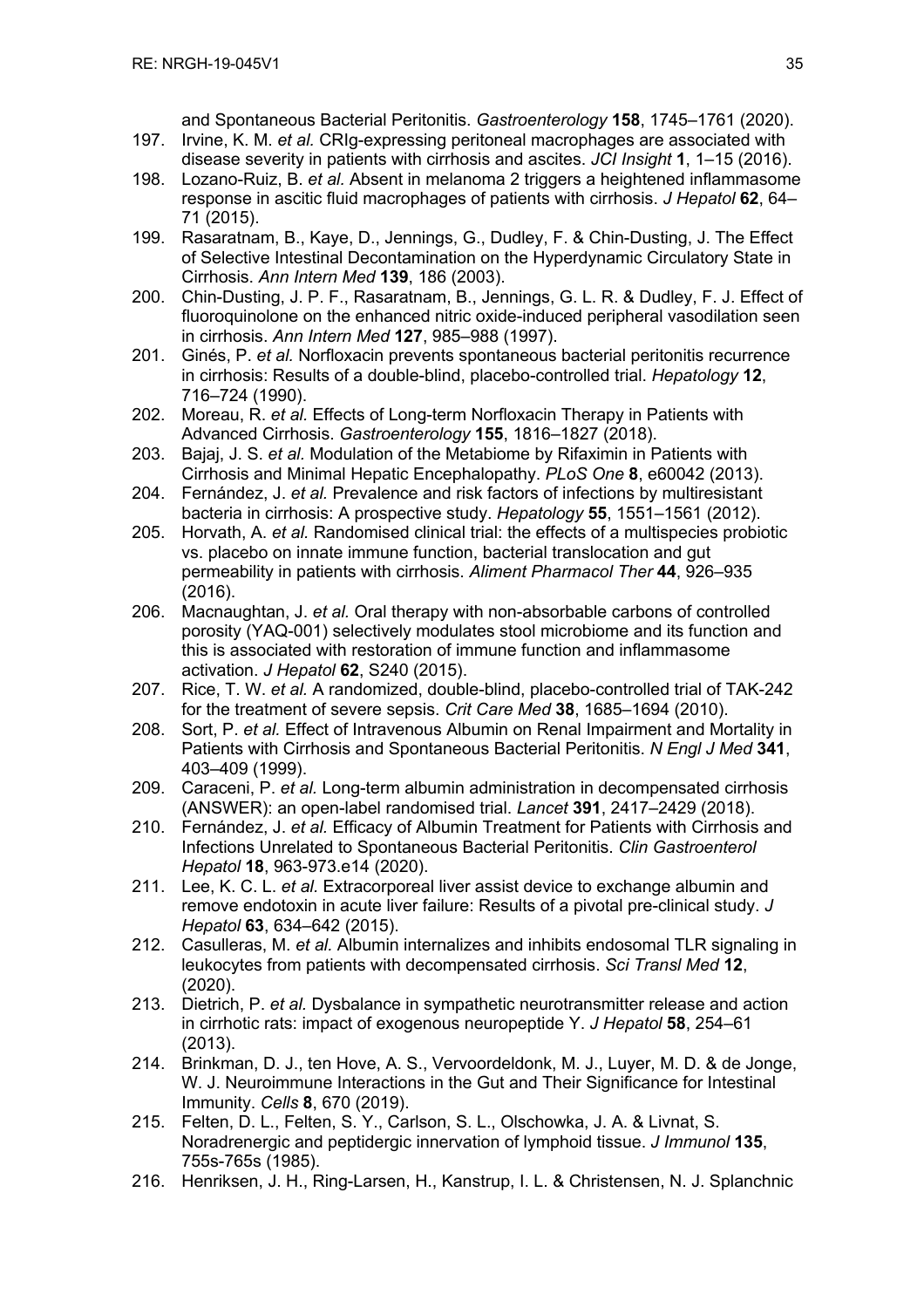and Spontaneous Bacterial Peritonitis. *Gastroenterology* **158**, 1745–1761 (2020).

197. Irvine, K. M. *et al.* CRIg-expressing peritoneal macrophages are associated with disease severity in patients with cirrhosis and ascites. *JCI Insight* **1**, 1–15 (2016).
198. Lozano-Ruiz, B. *et al.* Absent in melanoma 2 triggers a heightened inflammasome response in ascitic fluid macrophages of patients with cirrhosis. *J Hepatol* **62**, 64–71 (2015).
199. Rasaratnam, B., Kaye, D., Jennings, G., Dudley, F. & Chin-Dusting, J. The Effect of Selective Intestinal Decontamination on the Hyperdynamic Circulatory State in Cirrhosis. *Ann Intern Med* **139**, 186 (2003).
200. Chin-Dusting, J. P. F., Rasaratnam, B., Jennings, G. L. R. & Dudley, F. J. Effect of fluoroquinolone on the enhanced nitric oxide-induced peripheral vasodilation seen in cirrhosis. *Ann Intern Med* **127**, 985–988 (1997).
201. Ginés, P. *et al.* Norfloxacin prevents spontaneous bacterial peritonitis recurrence in cirrhosis: Results of a double-blind, placebo-controlled trial. *Hepatology* **12**, 716–724 (1990).
202. Moreau, R. *et al.* Effects of Long-term Norfloxacin Therapy in Patients with Advanced Cirrhosis. *Gastroenterology* **155**, 1816–1827 (2018).
203. Bajaj, J. S. *et al.* Modulation of the Metabiome by Rifaximin in Patients with Cirrhosis and Minimal Hepatic Encephalopathy. *PLoS One* **8**, e60042 (2013).
204. Fernández, J. *et al.* Prevalence and risk factors of infections by multiresistant bacteria in cirrhosis: A prospective study. *Hepatology* **55**, 1551–1561 (2012).
205. Horvath, A. *et al.* Randomised clinical trial: the effects of a multispecies probiotic vs. placebo on innate immune function, bacterial translocation and gut permeability in patients with cirrhosis. *Aliment Pharmacol Ther* **44**, 926–935 (2016).
206. Macnaughtan, J. *et al.* Oral therapy with non-absorbable carbons of controlled porosity (YAQ-001) selectively modulates stool microbiome and its function and this is associated with restoration of immune function and inflammasome activation. *J Hepatol* **62**, S240 (2015).
207. Rice, T. W. *et al.* A randomized, double-blind, placebo-controlled trial of TAK-242 for the treatment of severe sepsis. *Crit Care Med* **38**, 1685–1694 (2010).
208. Sort, P. *et al.* Effect of Intravenous Albumin on Renal Impairment and Mortality in Patients with Cirrhosis and Spontaneous Bacterial Peritonitis. *N Engl J Med* **341**, 403–409 (1999).
209. Caraceni, P. *et al.* Long-term albumin administration in decompensated cirrhosis (ANSWER): an open-label randomised trial. *Lancet* **391**, 2417–2429 (2018).
210. Fernández, J. *et al.* Efficacy of Albumin Treatment for Patients with Cirrhosis and Infections Unrelated to Spontaneous Bacterial Peritonitis. *Clin Gastroenterol Hepatol* **18**, 963-973.e14 (2020).
211. Lee, K. C. L. *et al.* Extracorporeal liver assist device to exchange albumin and remove endotoxin in acute liver failure: Results of a pivotal pre-clinical study. *J Hepatol* **63**, 634–642 (2015).
212. Casulleras, M. *et al.* Albumin internalizes and inhibits endosomal TLR signaling in leukocytes from patients with decompensated cirrhosis. *Sci Transl Med* **12**, (2020).
213. Dietrich, P. *et al.* Dysbalance in sympathetic neurotransmitter release and action in cirrhotic rats: impact of exogenous neuropeptide Y. *J Hepatol* **58**, 254–61 (2013).
214. Brinkman, D. J., ten Hove, A. S., Vervoordeldonk, M. J., Luyer, M. D. & de Jonge, W. J. Neuroimmune Interactions in the Gut and Their Significance for Intestinal Immunity. *Cells* **8**, 670 (2019).
215. Felten, D. L., Felten, S. Y., Carlson, S. L., Olschowka, J. A. & Livnat, S. Noradrenergic and peptidergic innervation of lymphoid tissue. *J Immunol* **135**, 755s-765s (1985).
216. Henriksen, J. H., Ring-Larsen, H., Kanstrup, I. L. & Christensen, N. J. Splanchnic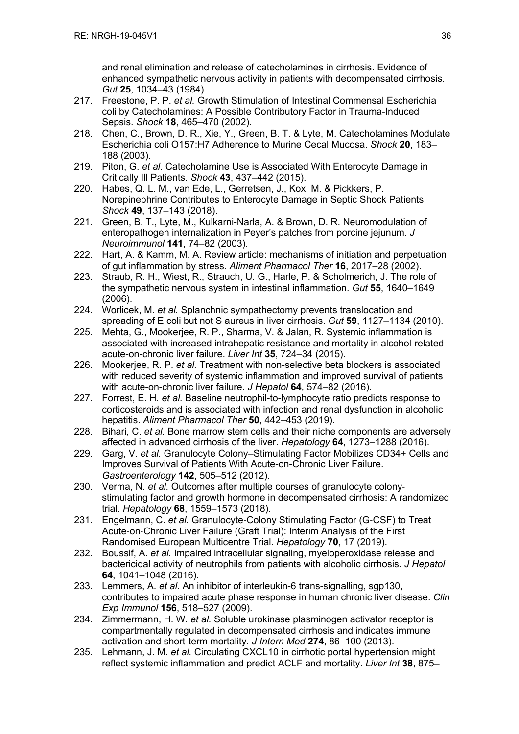and renal elimination and release of catecholamines in cirrhosis. Evidence of enhanced sympathetic nervous activity in patients with decompensated cirrhosis. *Gut* **25**, 1034–43 (1984).

217. Freestone, P. P. *et al.* Growth Stimulation of Intestinal Commensal Escherichia coli by Catecholamines: A Possible Contributory Factor in Trauma-Induced Sepsis. *Shock* **18**, 465–470 (2002).
218. Chen, C., Brown, D. R., Xie, Y., Green, B. T. & Lyte, M. Catecholamines Modulate Escherichia coli O157:H7 Adherence to Murine Cecal Mucosa. *Shock* **20**, 183–188 (2003).
219. Piton, G. *et al.* Catecholamine Use is Associated With Enterocyte Damage in Critically Ill Patients. *Shock* **43**, 437–442 (2015).
220. Habes, Q. L. M., van Ede, L., Gerretsen, J., Kox, M. & Pickkers, P. Norepinephrine Contributes to Enterocyte Damage in Septic Shock Patients. *Shock* **49**, 137–143 (2018).
221. Green, B. T., Lyte, M., Kulkarni-Narla, A. & Brown, D. R. Neuromodulation of enteropathogen internalization in Peyer's patches from porcine jejunum. *J Neuroimmunol* **141**, 74–82 (2003).
222. Hart, A. & Kamm, M. A. Review article: mechanisms of initiation and perpetuation of gut inflammation by stress. *Aliment Pharmacol Ther* **16**, 2017–28 (2002).
223. Straub, R. H., Wiest, R., Strauch, U. G., Harle, P. & Scholmerich, J. The role of the sympathetic nervous system in intestinal inflammation. *Gut* **55**, 1640–1649 (2006).
224. Worlicek, M. *et al.* Splanchnic sympathectomy prevents translocation and spreading of E coli but not S aureus in liver cirrhosis. *Gut* **59**, 1127–1134 (2010).
225. Mehta, G., Mookerjee, R. P., Sharma, V. & Jalan, R. Systemic inflammation is associated with increased intrahepatic resistance and mortality in alcohol-related acute-on-chronic liver failure. *Liver Int* **35**, 724–34 (2015).
226. Mookerjee, R. P. *et al.* Treatment with non-selective beta blockers is associated with reduced severity of systemic inflammation and improved survival of patients with acute-on-chronic liver failure. *J Hepatol* **64**, 574–82 (2016).
227. Forrest, E. H. *et al.* Baseline neutrophil-to-lymphocyte ratio predicts response to corticosteroids and is associated with infection and renal dysfunction in alcoholic hepatitis. *Aliment Pharmacol Ther* **50**, 442–453 (2019).
228. Bihari, C. *et al.* Bone marrow stem cells and their niche components are adversely affected in advanced cirrhosis of the liver. *Hepatology* **64**, 1273–1288 (2016).
229. Garg, V. *et al.* Granulocyte Colony–Stimulating Factor Mobilizes CD34+ Cells and Improves Survival of Patients With Acute-on-Chronic Liver Failure. *Gastroenterology* **142**, 505–512 (2012).
230. Verma, N. *et al.* Outcomes after multiple courses of granulocyte colony-stimulating factor and growth hormone in decompensated cirrhosis: A randomized trial. *Hepatology* **68**, 1559–1573 (2018).
231. Engelmann, C. *et al.* Granulocyte-Colony Stimulating Factor (G-CSF) to Treat Acute-on-Chronic Liver Failure (Graft Trial): Interim Analysis of the First Randomised European Multicentre Trial. *Hepatology* **70**, 17 (2019).
232. Boussif, A. *et al.* Impaired intracellular signaling, myeloperoxidase release and bactericidal activity of neutrophils from patients with alcoholic cirrhosis. *J Hepatol* **64**, 1041–1048 (2016).
233. Lemmers, A. *et al.* An inhibitor of interleukin-6 trans-signalling, sgp130, contributes to impaired acute phase response in human chronic liver disease. *Clin Exp Immunol* **156**, 518–527 (2009).
234. Zimmermann, H. W. *et al.* Soluble urokinase plasminogen activator receptor is compartmentally regulated in decompensated cirrhosis and indicates immune activation and short-term mortality. *J Intern Med* **274**, 86–100 (2013).
235. Lehmann, J. M. *et al.* Circulating CXCL10 in cirrhotic portal hypertension might reflect systemic inflammation and predict ACLF and mortality. *Liver Int* **38**, 875–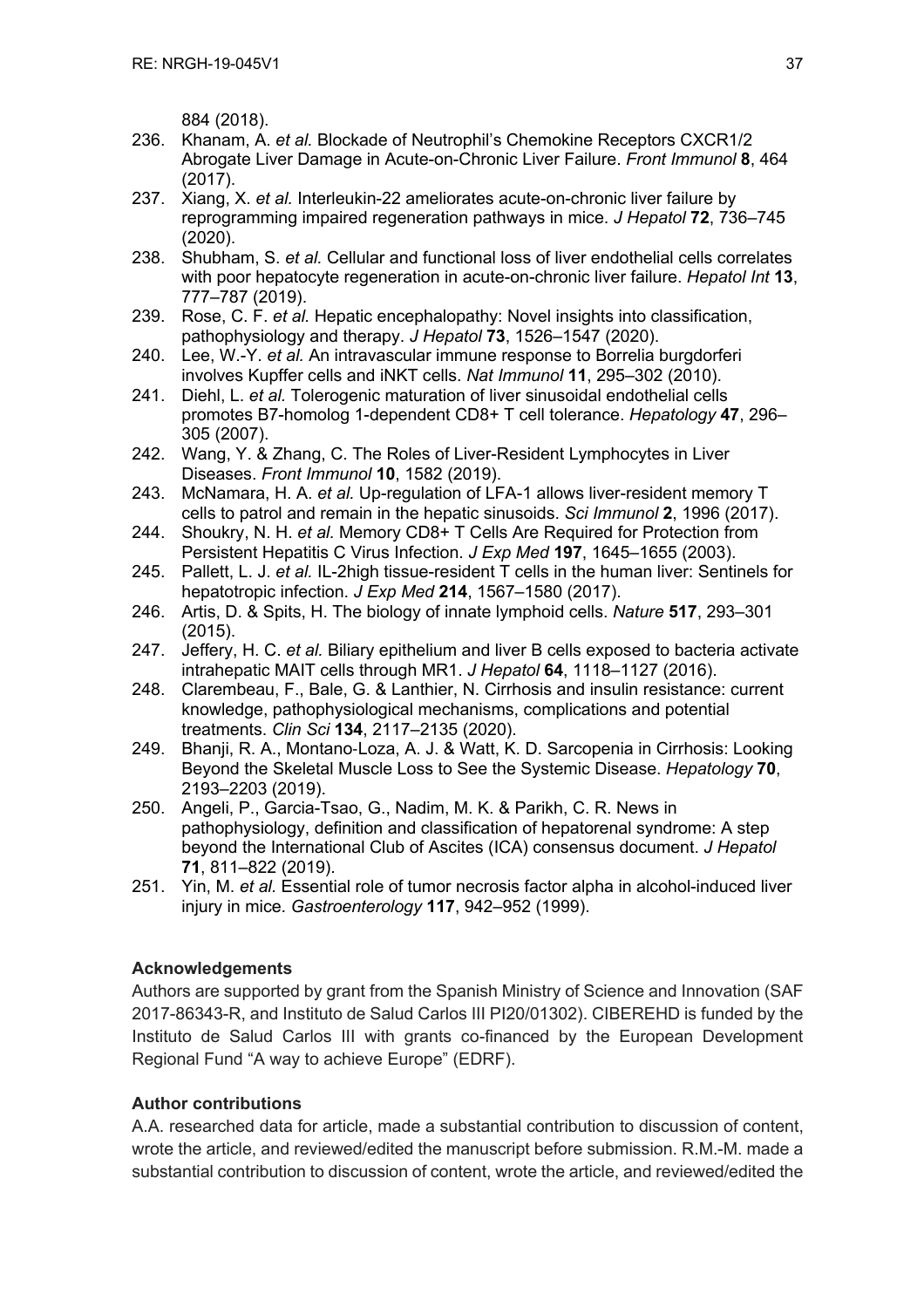884 (2018).

236. Khanam, A. *et al.* Blockade of Neutrophil's Chemokine Receptors CXCR1/2 Abrogate Liver Damage in Acute-on-Chronic Liver Failure. *Front Immunol* **8**, 464 (2017).
237. Xiang, X. *et al.* Interleukin-22 ameliorates acute-on-chronic liver failure by reprogramming impaired regeneration pathways in mice. *J Hepatol* **72**, 736–745 (2020).
238. Shubham, S. *et al.* Cellular and functional loss of liver endothelial cells correlates with poor hepatocyte regeneration in acute-on-chronic liver failure. *Hepatol Int* **13**, 777–787 (2019).
239. Rose, C. F. *et al.* Hepatic encephalopathy: Novel insights into classification, pathophysiology and therapy. *J Hepatol* **73**, 1526–1547 (2020).
240. Lee, W.-Y. *et al.* An intravascular immune response to Borrelia burgdorferi involves Kupffer cells and iNKT cells. *Nat Immunol* **11**, 295–302 (2010).
241. Diehl, L. *et al.* Tolerogenic maturation of liver sinusoidal endothelial cells promotes B7-homolog 1-dependent CD8+ T cell tolerance. *Hepatology* **47**, 296–305 (2007).
242. Wang, Y. & Zhang, C. The Roles of Liver-Resident Lymphocytes in Liver Diseases. *Front Immunol* **10**, 1582 (2019).
243. McNamara, H. A. *et al.* Up-regulation of LFA-1 allows liver-resident memory T cells to patrol and remain in the hepatic sinusoids. *Sci Immunol* **2**, 1996 (2017).
244. Shoukry, N. H. *et al.* Memory CD8+ T Cells Are Required for Protection from Persistent Hepatitis C Virus Infection. *J Exp Med* **197**, 1645–1655 (2003).
245. Pallett, L. J. *et al.* IL-2high tissue-resident T cells in the human liver: Sentinels for hepatotropic infection. *J Exp Med* **214**, 1567–1580 (2017).
246. Artis, D. & Spits, H. The biology of innate lymphoid cells. *Nature* **517**, 293–301 (2015).
247. Jeffery, H. C. *et al.* Biliary epithelium and liver B cells exposed to bacteria activate intrahepatic MAIT cells through MR1. *J Hepatol* **64**, 1118–1127 (2016).
248. Clarembeau, F., Bale, G. & Lanthier, N. Cirrhosis and insulin resistance: current knowledge, pathophysiological mechanisms, complications and potential treatments. *Clin Sci* **134**, 2117–2135 (2020).
249. Bhanji, R. A., Montano-Loza, A. J. & Watt, K. D. Sarcopenia in Cirrhosis: Looking Beyond the Skeletal Muscle Loss to See the Systemic Disease. *Hepatology* **70**, 2193–2203 (2019).
250. Angeli, P., Garcia-Tsao, G., Nadim, M. K. & Parikh, C. R. News in pathophysiology, definition and classification of hepatorenal syndrome: A step beyond the International Club of Ascites (ICA) consensus document. *J Hepatol* **71**, 811–822 (2019).
251. Yin, M. *et al.* Essential role of tumor necrosis factor alpha in alcohol-induced liver injury in mice. *Gastroenterology* **117**, 942–952 (1999).

### Acknowledgements

Authors are supported by grant from the Spanish Ministry of Science and Innovation (SAF 2017-86343-R, and Instituto de Salud Carlos III PI20/01302). CIBEREHD is funded by the Instituto de Salud Carlos III with grants co-financed by the European Development Regional Fund "A way to achieve Europe" (EDRF).

### Author contributions

A.A. researched data for article, made a substantial contribution to discussion of content, wrote the article, and reviewed/edited the manuscript before submission. R.M.-M. made a substantial contribution to discussion of content, wrote the article, and reviewed/edited the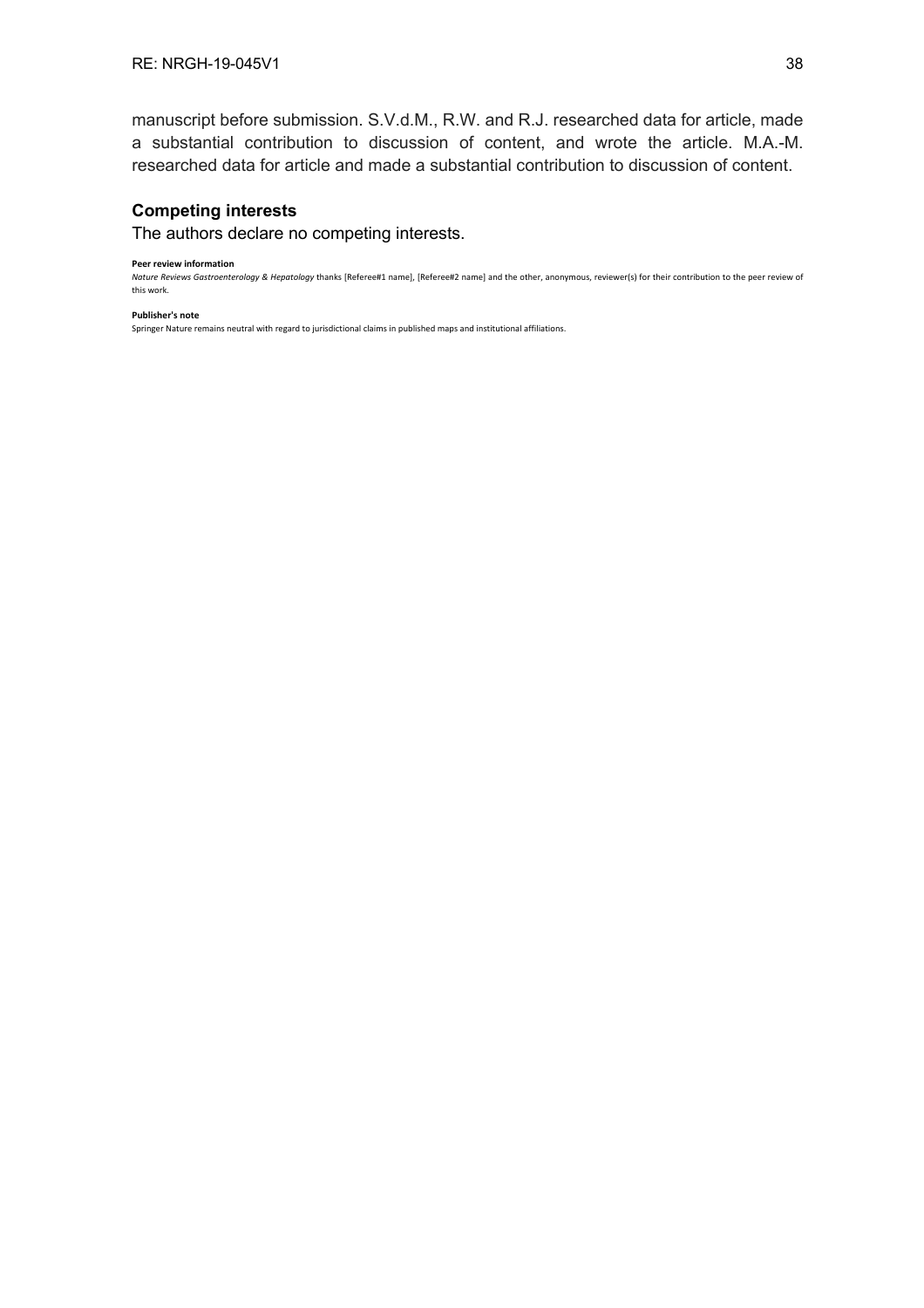manuscript before submission. S.V.d.M., R.W. and R.J. researched data for article, made a substantial contribution to discussion of content, and wrote the article. M.A.-M. researched data for article and made a substantial contribution to discussion of content.

## Competing interests

The authors declare no competing interests.

**Peer review information**

*Nature Reviews Gastroenterology & Hepatology* thanks [Referee#1 name], [Referee#2 name] and the other, anonymous, reviewer(s) for their contribution to the peer review of this work.

**Publisher's note**

Springer Nature remains neutral with regard to jurisdictional claims in published maps and institutional affiliations.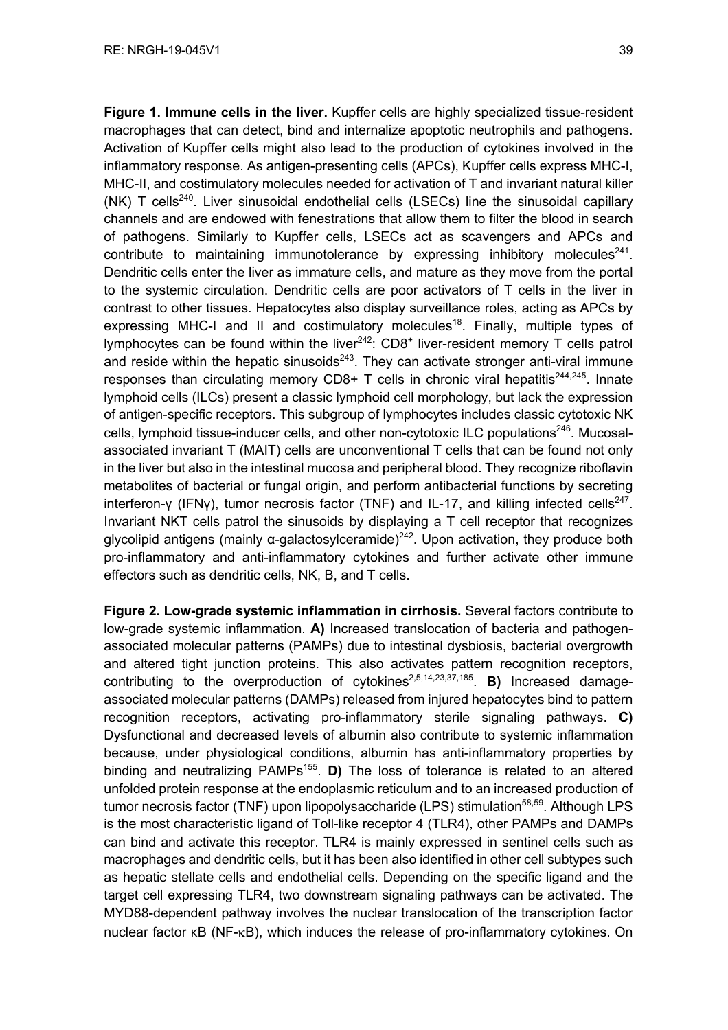**Figure 1. Immune cells in the liver.** Kupffer cells are highly specialized tissue-resident macrophages that can detect, bind and internalize apoptotic neutrophils and pathogens. Activation of Kupffer cells might also lead to the production of cytokines involved in the inflammatory response. As antigen-presenting cells (APCs), Kupffer cells express MHC-I, MHC-II, and costimulatory molecules needed for activation of T and invariant natural killer (NK) T cells[240]. Liver sinusoidal endothelial cells (LSECs) line the sinusoidal capillary channels and are endowed with fenestrations that allow them to filter the blood in search of pathogens. Similarly to Kupffer cells, LSECs act as scavengers and APCs and contribute to maintaining immunotolerance by expressing inhibitory molecules[241]. Dendritic cells enter the liver as immature cells, and mature as they move from the portal to the systemic circulation. Dendritic cells are poor activators of T cells in the liver in contrast to other tissues. Hepatocytes also display surveillance roles, acting as APCs by expressing MHC-I and II and costimulatory molecules[18]. Finally, multiple types of lymphocytes can be found within the liver[242]: $CD8^+$ liver-resident memory T cells patrol and reside within the hepatic sinusoids[243]. They can activate stronger anti-viral immune responses than circulating memory CD8+ T cells in chronic viral hepatitis[244,245]. Innate lymphoid cells (ILCs) present a classic lymphoid cell morphology, but lack the expression of antigen-specific receptors. This subgroup of lymphocytes includes classic cytotoxic NK cells, lymphoid tissue-inducer cells, and other non-cytotoxic ILC populations[246]. Mucosal-associated invariant T (MAIT) cells are unconventional T cells that can be found not only in the liver but also in the intestinal mucosa and peripheral blood. They recognize riboflavin metabolites of bacterial or fungal origin, and perform antibacterial functions by secreting interferon-γ (IFNγ), tumor necrosis factor (TNF) and IL-17, and killing infected cells[247]. Invariant NKT cells patrol the sinusoids by displaying a T cell receptor that recognizes glycolipid antigens (mainly α-galactosylceramide)[242]. Upon activation, they produce both pro-inflammatory and anti-inflammatory cytokines and further activate other immune effectors such as dendritic cells, NK, B, and T cells.

**Figure 2. Low-grade systemic inflammation in cirrhosis.** Several factors contribute to low-grade systemic inflammation. **A)** Increased translocation of bacteria and pathogen-associated molecular patterns (PAMPs) due to intestinal dysbiosis, bacterial overgrowth and altered tight junction proteins. This also activates pattern recognition receptors, contributing to the overproduction of cytokines[2,5,14,23,37,185]. **B)** Increased damage-associated molecular patterns (DAMPs) released from injured hepatocytes bind to pattern recognition receptors, activating pro-inflammatory sterile signaling pathways. **C)** Dysfunctional and decreased levels of albumin also contribute to systemic inflammation because, under physiological conditions, albumin has anti-inflammatory properties by binding and neutralizing PAMPs[155]. **D)** The loss of tolerance is related to an altered unfolded protein response at the endoplasmic reticulum and to an increased production of tumor necrosis factor (TNF) upon lipopolysaccharide (LPS) stimulation[58,59]. Although LPS is the most characteristic ligand of Toll-like receptor 4 (TLR4), other PAMPs and DAMPs can bind and activate this receptor. TLR4 is mainly expressed in sentinel cells such as macrophages and dendritic cells, but it has been also identified in other cell subtypes such as hepatic stellate cells and endothelial cells. Depending on the specific ligand and the target cell expressing TLR4, two downstream signaling pathways can be activated. The MYD88-dependent pathway involves the nuclear translocation of the transcription factor nuclear factor κB (NF-κB), which induces the release of pro-inflammatory cytokines. On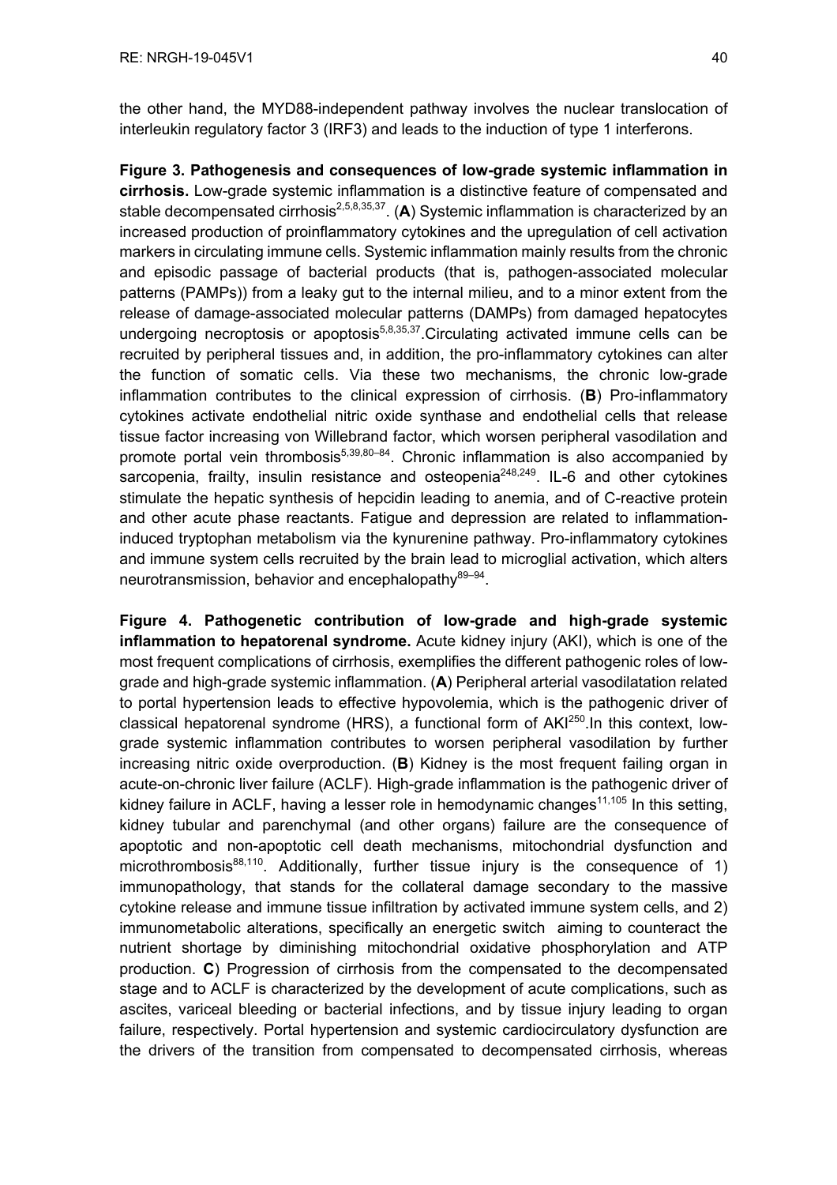the other hand, the MYD88-independent pathway involves the nuclear translocation of interleukin regulatory factor 3 (IRF3) and leads to the induction of type 1 interferons.

**Figure 3. Pathogenesis and consequences of low-grade systemic inflammation in cirrhosis.** Low-grade systemic inflammation is a distinctive feature of compensated and stable decompensated cirrhosis[2,5,8,35,37]. (**A**) Systemic inflammation is characterized by an increased production of proinflammatory cytokines and the upregulation of cell activation markers in circulating immune cells. Systemic inflammation mainly results from the chronic and episodic passage of bacterial products (that is, pathogen-associated molecular patterns (PAMPs)) from a leaky gut to the internal milieu, and to a minor extent from the release of damage-associated molecular patterns (DAMPs) from damaged hepatocytes undergoing necroptosis or apoptosis[5,8,35,37].Circulating activated immune cells can be recruited by peripheral tissues and, in addition, the pro-inflammatory cytokines can alter the function of somatic cells. Via these two mechanisms, the chronic low-grade inflammation contributes to the clinical expression of cirrhosis. (**B**) Pro-inflammatory cytokines activate endothelial nitric oxide synthase and endothelial cells that release tissue factor increasing von Willebrand factor, which worsen peripheral vasodilation and promote portal vein thrombosis[5,39,80–84]. Chronic inflammation is also accompanied by sarcopenia, frailty, insulin resistance and osteopenia[248,249]. IL-6 and other cytokines stimulate the hepatic synthesis of hepcidin leading to anemia, and of C-reactive protein and other acute phase reactants. Fatigue and depression are related to inflammation-induced tryptophan metabolism via the kynurenine pathway. Pro-inflammatory cytokines and immune system cells recruited by the brain lead to microglial activation, which alters neurotransmission, behavior and encephalopathy[89–94].

**Figure 4. Pathogenetic contribution of low-grade and high-grade systemic inflammation to hepatorenal syndrome.** Acute kidney injury (AKI), which is one of the most frequent complications of cirrhosis, exemplifies the different pathogenic roles of low-grade and high-grade systemic inflammation. (**A**) Peripheral arterial vasodilatation related to portal hypertension leads to effective hypovolemia, which is the pathogenic driver of classical hepatorenal syndrome (HRS), a functional form of AKI[250].In this context, low-grade systemic inflammation contributes to worsen peripheral vasodilation by further increasing nitric oxide overproduction. (**B**) Kidney is the most frequent failing organ in acute-on-chronic liver failure (ACLF). High-grade inflammation is the pathogenic driver of kidney failure in ACLF, having a lesser role in hemodynamic changes[11,105] In this setting, kidney tubular and parenchymal (and other organs) failure are the consequence of apoptotic and non-apoptotic cell death mechanisms, mitochondrial dysfunction and microthrombosis[88,110]. Additionally, further tissue injury is the consequence of 1) immunopathology, that stands for the collateral damage secondary to the massive cytokine release and immune tissue infiltration by activated immune system cells, and 2) immunometabolic alterations, specifically an energetic switch aiming to counteract the nutrient shortage by diminishing mitochondrial oxidative phosphorylation and ATP production. **C**) Progression of cirrhosis from the compensated to the decompensated stage and to ACLF is characterized by the development of acute complications, such as ascites, variceal bleeding or bacterial infections, and by tissue injury leading to organ failure, respectively. Portal hypertension and systemic cardiocirculatory dysfunction are the drivers of the transition from compensated to decompensated cirrhosis, whereas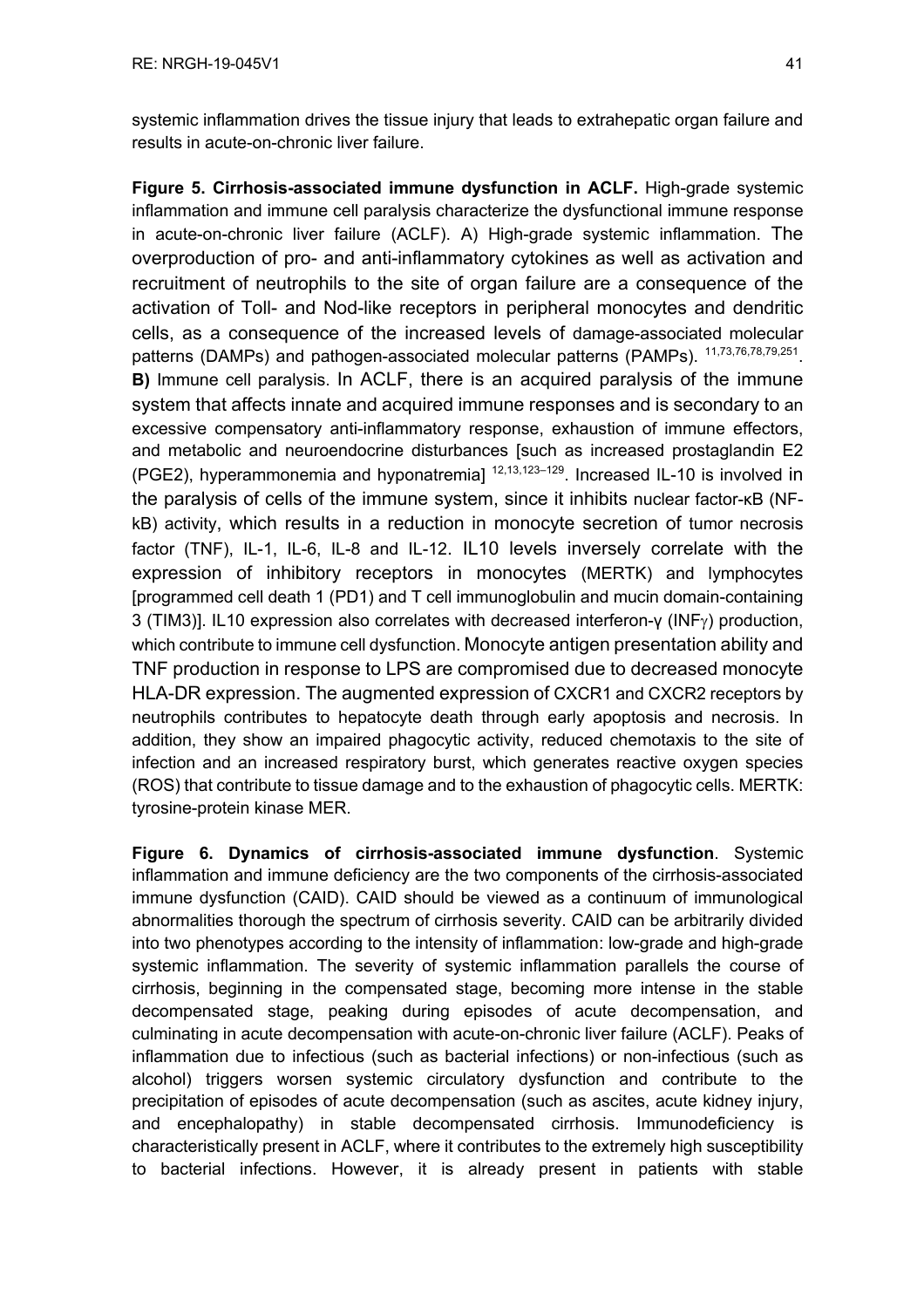systemic inflammation drives the tissue injury that leads to extrahepatic organ failure and results in acute-on-chronic liver failure.

**Figure 5. Cirrhosis-associated immune dysfunction in ACLF.** High-grade systemic inflammation and immune cell paralysis characterize the dysfunctional immune response in acute-on-chronic liver failure (ACLF). A) High-grade systemic inflammation. The overproduction of pro- and anti-inflammatory cytokines as well as activation and recruitment of neutrophils to the site of organ failure are a consequence of the activation of Toll- and Nod-like receptors in peripheral monocytes and dendritic cells, as a consequence of the increased levels of damage-associated molecular patterns (DAMPs) and pathogen-associated molecular patterns (PAMPs). [11,73,76,78,79,251]. **B)** Immune cell paralysis. In ACLF, there is an acquired paralysis of the immune system that affects innate and acquired immune responses and is secondary to an excessive compensatory anti-inflammatory response, exhaustion of immune effectors, and metabolic and neuroendocrine disturbances [such as increased prostaglandin E2 (PGE2), hyperammonemia and hyponatremia] [12,13,123–129]. Increased IL-10 is involved in the paralysis of cells of the immune system, since it inhibits nuclear factor-κB (NF-kB) activity, which results in a reduction in monocyte secretion of tumor necrosis factor (TNF), IL-1, IL-6, IL-8 and IL-12. IL10 levels inversely correlate with the expression of inhibitory receptors in monocytes (MERTK) and lymphocytes [programmed cell death 1 (PD1) and T cell immunoglobulin and mucin domain-containing 3 (TIM3)]. IL10 expression also correlates with decreased interferon-γ (INFγ) production, which contribute to immune cell dysfunction. Monocyte antigen presentation ability and TNF production in response to LPS are compromised due to decreased monocyte HLA-DR expression. The augmented expression of CXCR1 and CXCR2 receptors by neutrophils contributes to hepatocyte death through early apoptosis and necrosis. In addition, they show an impaired phagocytic activity, reduced chemotaxis to the site of infection and an increased respiratory burst, which generates reactive oxygen species (ROS) that contribute to tissue damage and to the exhaustion of phagocytic cells. MERTK: tyrosine-protein kinase MER.

**Figure 6. Dynamics of cirrhosis-associated immune dysfunction**. Systemic inflammation and immune deficiency are the two components of the cirrhosis-associated immune dysfunction (CAID). CAID should be viewed as a continuum of immunological abnormalities thorough the spectrum of cirrhosis severity. CAID can be arbitrarily divided into two phenotypes according to the intensity of inflammation: low-grade and high-grade systemic inflammation. The severity of systemic inflammation parallels the course of cirrhosis, beginning in the compensated stage, becoming more intense in the stable decompensated stage, peaking during episodes of acute decompensation, and culminating in acute decompensation with acute-on-chronic liver failure (ACLF). Peaks of inflammation due to infectious (such as bacterial infections) or non-infectious (such as alcohol) triggers worsen systemic circulatory dysfunction and contribute to the precipitation of episodes of acute decompensation (such as ascites, acute kidney injury, and encephalopathy) in stable decompensated cirrhosis. Immunodeficiency is characteristically present in ACLF, where it contributes to the extremely high susceptibility to bacterial infections. However, it is already present in patients with stable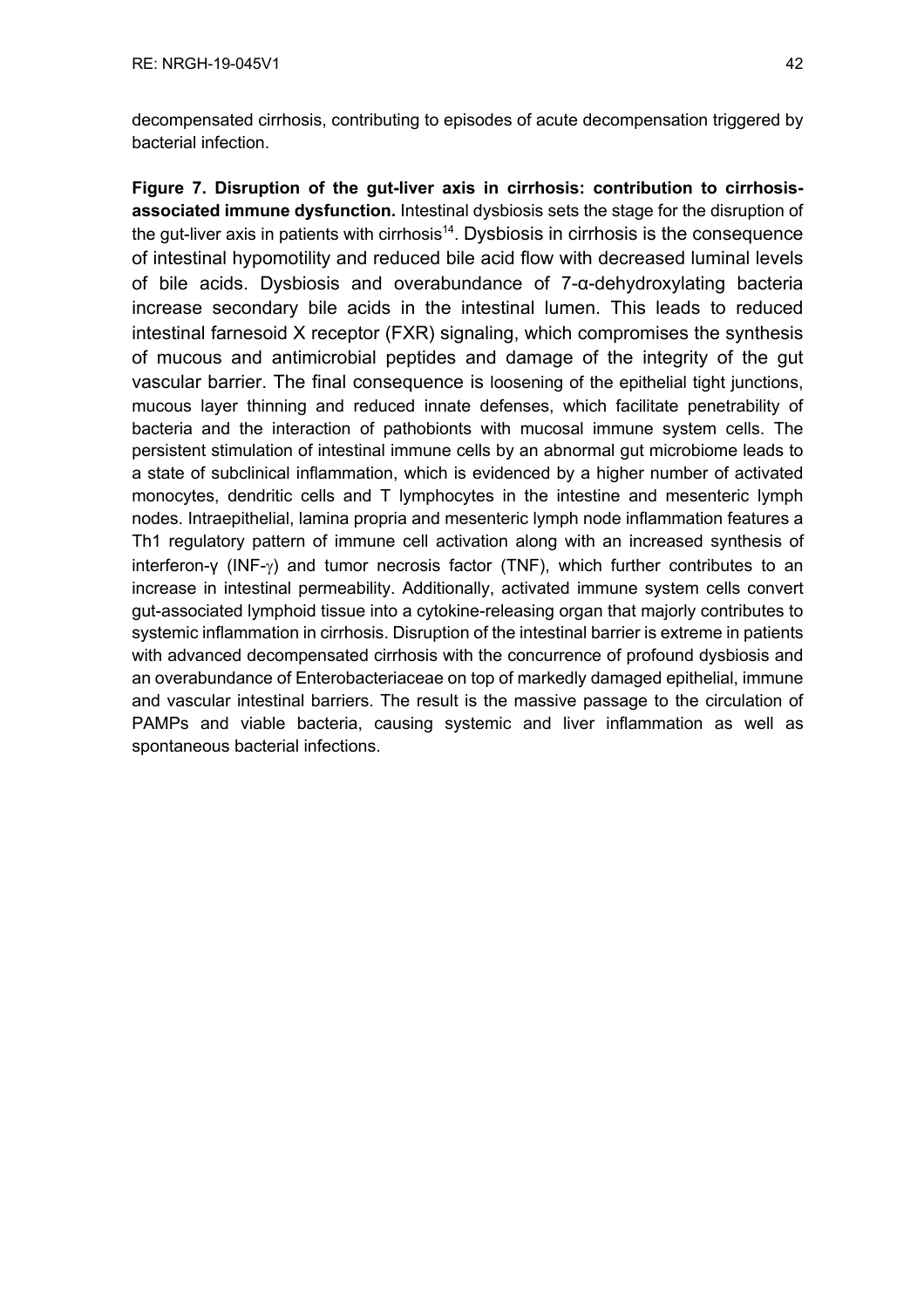decompensated cirrhosis, contributing to episodes of acute decompensation triggered by bacterial infection.

**Figure 7. Disruption of the gut-liver axis in cirrhosis: contribution to cirrhosis-associated immune dysfunction.** Intestinal dysbiosis sets the stage for the disruption of the gut-liver axis in patients with cirrhosis[14]. Dysbiosis in cirrhosis is the consequence of intestinal hypomotility and reduced bile acid flow with decreased luminal levels of bile acids. Dysbiosis and overabundance of 7-α-dehydroxylating bacteria increase secondary bile acids in the intestinal lumen. This leads to reduced intestinal farnesoid X receptor (FXR) signaling, which compromises the synthesis of mucous and antimicrobial peptides and damage of the integrity of the gut vascular barrier. The final consequence is loosening of the epithelial tight junctions, mucous layer thinning and reduced innate defenses, which facilitate penetrability of bacteria and the interaction of pathobionts with mucosal immune system cells. The persistent stimulation of intestinal immune cells by an abnormal gut microbiome leads to a state of subclinical inflammation, which is evidenced by a higher number of activated monocytes, dendritic cells and T lymphocytes in the intestine and mesenteric lymph nodes. Intraepithelial, lamina propria and mesenteric lymph node inflammation features a Th1 regulatory pattern of immune cell activation along with an increased synthesis of interferon-γ (INF-γ) and tumor necrosis factor (TNF), which further contributes to an increase in intestinal permeability. Additionally, activated immune system cells convert gut-associated lymphoid tissue into a cytokine-releasing organ that majorly contributes to systemic inflammation in cirrhosis. Disruption of the intestinal barrier is extreme in patients with advanced decompensated cirrhosis with the concurrence of profound dysbiosis and an overabundance of Enterobacteriaceae on top of markedly damaged epithelial, immune and vascular intestinal barriers. The result is the massive passage to the circulation of PAMPs and viable bacteria, causing systemic and liver inflammation as well as spontaneous bacterial infections.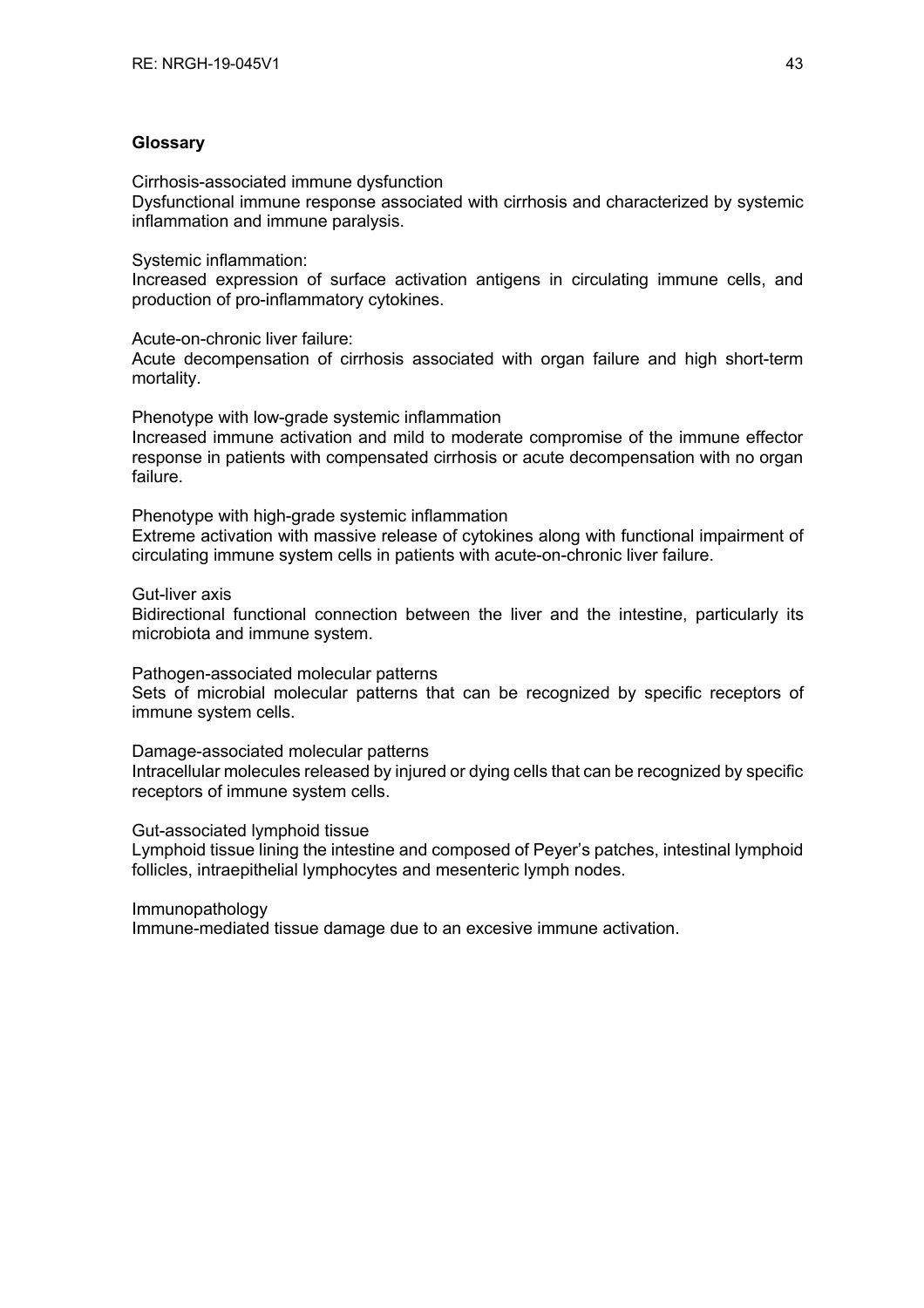**Glossary**

Cirrhosis-associated immune dysfunction
Dysfunctional immune response associated with cirrhosis and characterized by systemic inflammation and immune paralysis.

Systemic inflammation:
Increased expression of surface activation antigens in circulating immune cells, and production of pro-inflammatory cytokines.

Acute-on-chronic liver failure:
Acute decompensation of cirrhosis associated with organ failure and high short-term mortality.

Phenotype with low-grade systemic inflammation
Increased immune activation and mild to moderate compromise of the immune effector response in patients with compensated cirrhosis or acute decompensation with no organ failure.

Phenotype with high-grade systemic inflammation
Extreme activation with massive release of cytokines along with functional impairment of circulating immune system cells in patients with acute-on-chronic liver failure.

Gut-liver axis
Bidirectional functional connection between the liver and the intestine, particularly its microbiota and immune system.

Pathogen-associated molecular patterns
Sets of microbial molecular patterns that can be recognized by specific receptors of immune system cells.

Damage-associated molecular patterns
Intracellular molecules released by injured or dying cells that can be recognized by specific receptors of immune system cells.

Gut-associated lymphoid tissue
Lymphoid tissue lining the intestine and composed of Peyer's patches, intestinal lymphoid follicles, intraepithelial lymphocytes and mesenteric lymph nodes.

Immunopathology
Immune-mediated tissue damage due to an excesive immune activation.